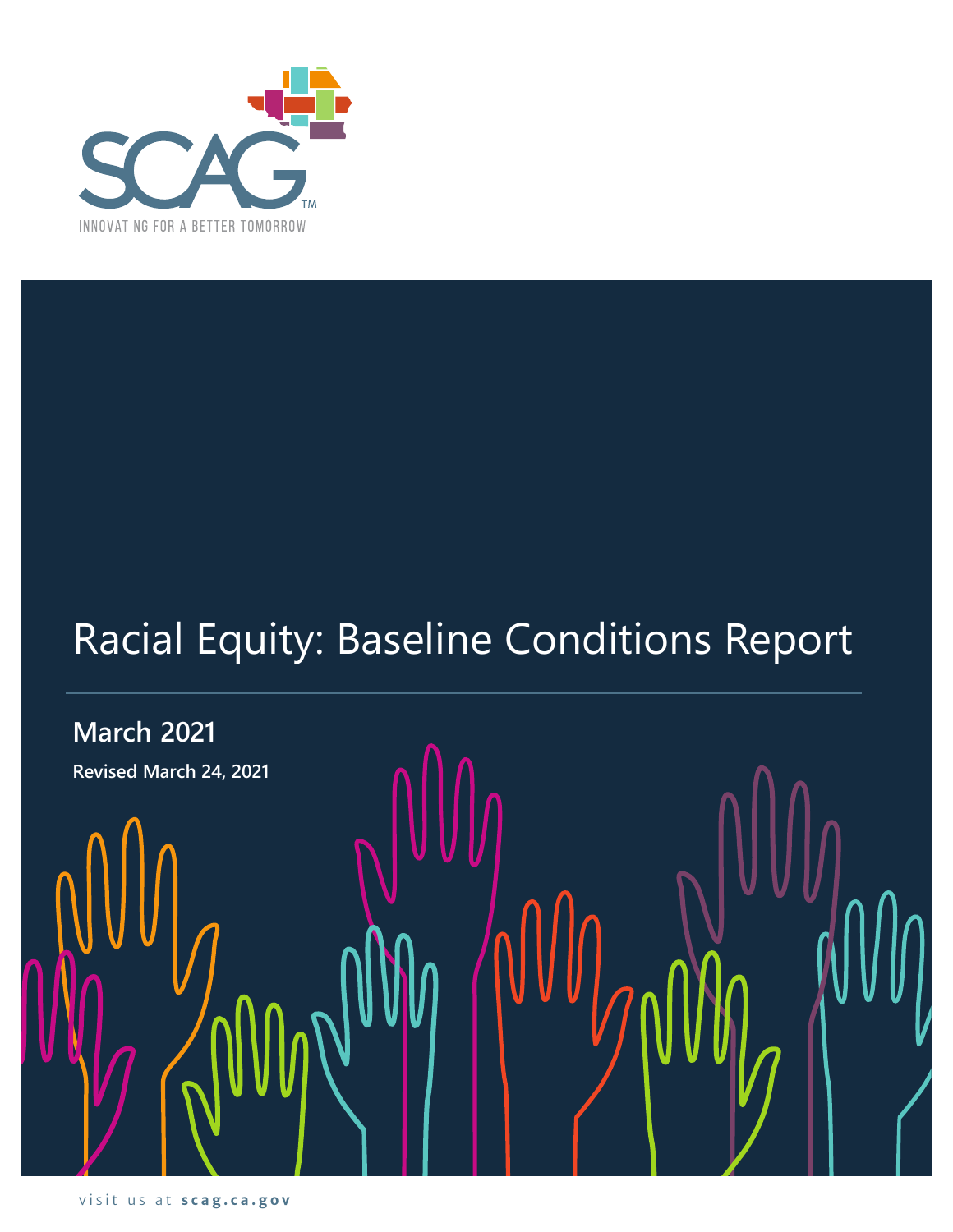SCAG™

INNOVATING FOR A BETTER TOMORROW

# Racial Equity: Baseline Conditions Report

**March 2021**

**Revised March 24, 2021**

visit us at **scag.ca.gov**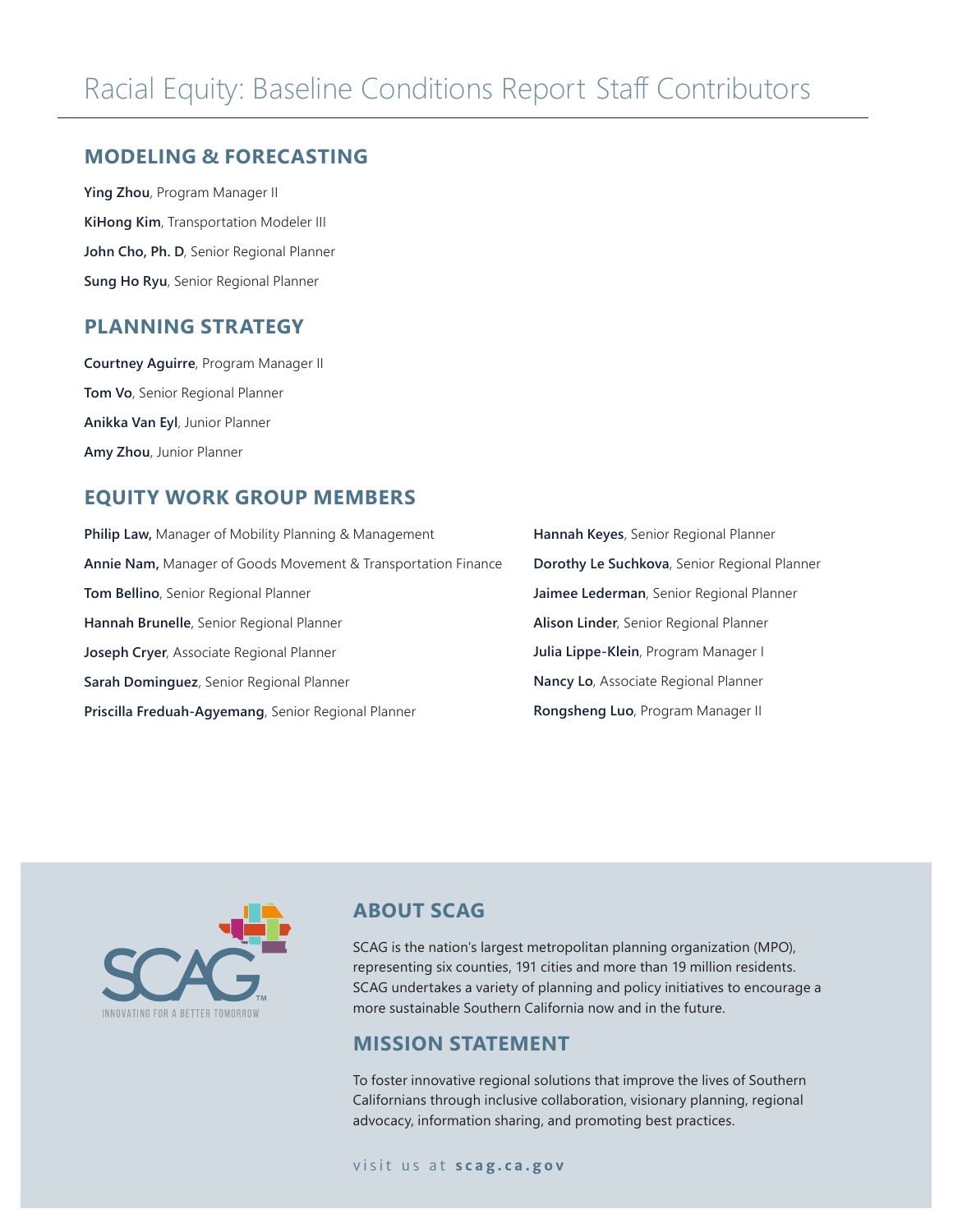# Racial Equity: Baseline Conditions Report Staff Contributors

## MODELING & FORECASTING

**Ying Zhou**, Program Manager II

**KiHong Kim**, Transportation Modeler III

**John Cho, Ph. D**, Senior Regional Planner

**Sung Ho Ryu**, Senior Regional Planner

## PLANNING STRATEGY

**Courtney Aguirre**, Program Manager II

**Tom Vo**, Senior Regional Planner

**Anikka Van Eyl**, Junior Planner

**Amy Zhou**, Junior Planner

## EQUITY WORK GROUP MEMBERS

**Philip Law,** Manager of Mobility Planning & Management

**Annie Nam,** Manager of Goods Movement & Transportation Finance

**Tom Bellino**, Senior Regional Planner

**Hannah Brunelle**, Senior Regional Planner

**Joseph Cryer**, Associate Regional Planner

**Sarah Dominguez**, Senior Regional Planner

**Priscilla Freduah-Agyemang**, Senior Regional Planner

**Hannah Keyes**, Senior Regional Planner

**Dorothy Le Suchkova**, Senior Regional Planner

**Jaimee Lederman**, Senior Regional Planner

**Alison Linder**, Senior Regional Planner

**Julia Lippe-Klein**, Program Manager I

**Nancy Lo**, Associate Regional Planner

**Rongsheng Luo**, Program Manager II

SCAG™ INNOVATING FOR A BETTER TOMORROW

## ABOUT SCAG

SCAG is the nation's largest metropolitan planning organization (MPO), representing six counties, 191 cities and more than 19 million residents. SCAG undertakes a variety of planning and policy initiatives to encourage a more sustainable Southern California now and in the future.

## MISSION STATEMENT

To foster innovative regional solutions that improve the lives of Southern Californians through inclusive collaboration, visionary planning, regional advocacy, information sharing, and promoting best practices.

visit us at **scag.ca.gov**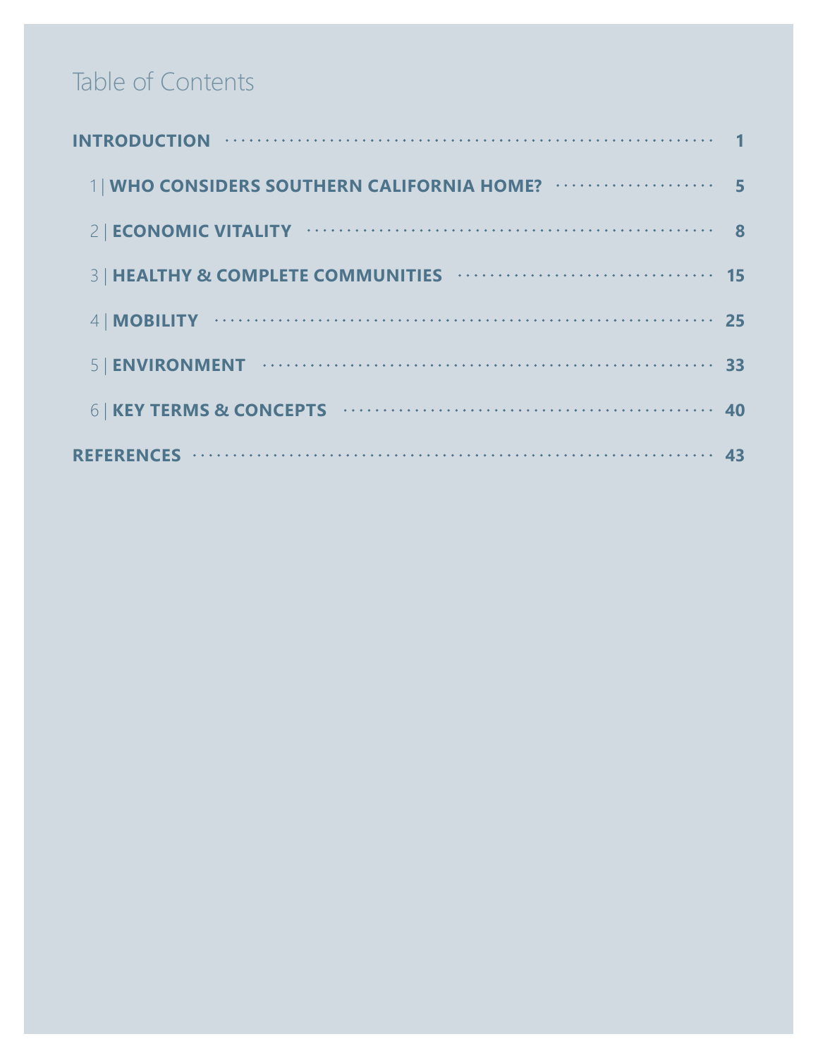# Table of Contents

**INTRODUCTION** ........ 1

1 | **WHO CONSIDERS SOUTHERN CALIFORNIA HOME?** ........ 5

2 | **ECONOMIC VITALITY** ........ 8

3 | **HEALTHY & COMPLETE COMMUNITIES** ........ 15

4 | **MOBILITY** ........ 25

5 | **ENVIRONMENT** ........ 33

6 | **KEY TERMS & CONCEPTS** ........ 40

**REFERENCES** ........ 43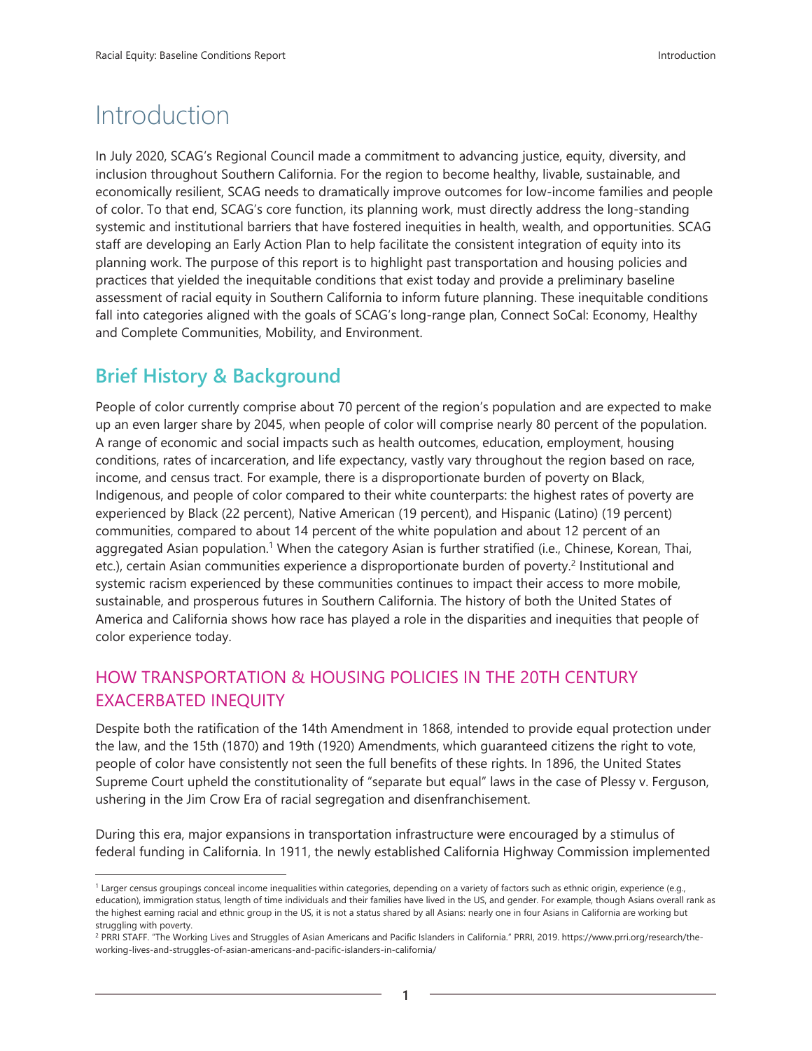# Introduction

In July 2020, SCAG's Regional Council made a commitment to advancing justice, equity, diversity, and inclusion throughout Southern California. For the region to become healthy, livable, sustainable, and economically resilient, SCAG needs to dramatically improve outcomes for low-income families and people of color. To that end, SCAG's core function, its planning work, must directly address the long-standing systemic and institutional barriers that have fostered inequities in health, wealth, and opportunities. SCAG staff are developing an Early Action Plan to help facilitate the consistent integration of equity into its planning work. The purpose of this report is to highlight past transportation and housing policies and practices that yielded the inequitable conditions that exist today and provide a preliminary baseline assessment of racial equity in Southern California to inform future planning. These inequitable conditions fall into categories aligned with the goals of SCAG's long-range plan, Connect SoCal: Economy, Healthy and Complete Communities, Mobility, and Environment.

## Brief History & Background

People of color currently comprise about 70 percent of the region's population and are expected to make up an even larger share by 2045, when people of color will comprise nearly 80 percent of the population. A range of economic and social impacts such as health outcomes, education, employment, housing conditions, rates of incarceration, and life expectancy, vastly vary throughout the region based on race, income, and census tract. For example, there is a disproportionate burden of poverty on Black, Indigenous, and people of color compared to their white counterparts: the highest rates of poverty are experienced by Black (22 percent), Native American (19 percent), and Hispanic (Latino) (19 percent) communities, compared to about 14 percent of the white population and about 12 percent of an aggregated Asian population.[1] When the category Asian is further stratified (i.e., Chinese, Korean, Thai, etc.), certain Asian communities experience a disproportionate burden of poverty.[2] Institutional and systemic racism experienced by these communities continues to impact their access to more mobile, sustainable, and prosperous futures in Southern California. The history of both the United States of America and California shows how race has played a role in the disparities and inequities that people of color experience today.

### HOW TRANSPORTATION & HOUSING POLICIES IN THE 20TH CENTURY EXACERBATED INEQUITY

Despite both the ratification of the 14th Amendment in 1868, intended to provide equal protection under the law, and the 15th (1870) and 19th (1920) Amendments, which guaranteed citizens the right to vote, people of color have consistently not seen the full benefits of these rights. In 1896, the United States Supreme Court upheld the constitutionality of "separate but equal" laws in the case of Plessy v. Ferguson, ushering in the Jim Crow Era of racial segregation and disenfranchisement.

During this era, major expansions in transportation infrastructure were encouraged by a stimulus of federal funding in California. In 1911, the newly established California Highway Commission implemented

---

[1] Larger census groupings conceal income inequalities within categories, depending on a variety of factors such as ethnic origin, experience (e.g., education), immigration status, length of time individuals and their families have lived in the US, and gender. For example, though Asians overall rank as the highest earning racial and ethnic group in the US, it is not a status shared by all Asians: nearly one in four Asians in California are working but struggling with poverty.

[2] PRRI STAFF. "The Working Lives and Struggles of Asian Americans and Pacific Islanders in California." PRRI, 2019. https://www.prri.org/research/the-working-lives-and-struggles-of-asian-americans-and-pacific-islanders-in-california/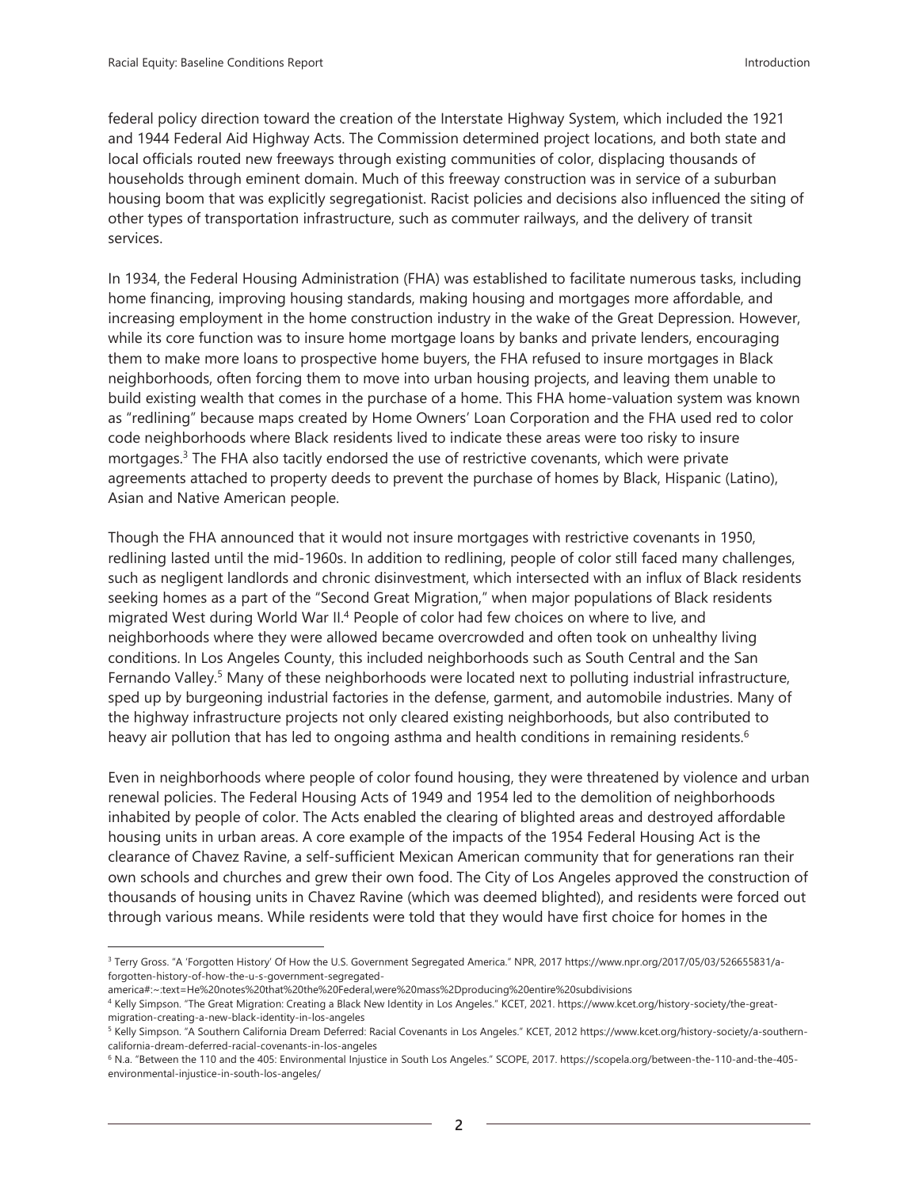federal policy direction toward the creation of the Interstate Highway System, which included the 1921 and 1944 Federal Aid Highway Acts. The Commission determined project locations, and both state and local officials routed new freeways through existing communities of color, displacing thousands of households through eminent domain. Much of this freeway construction was in service of a suburban housing boom that was explicitly segregationist. Racist policies and decisions also influenced the siting of other types of transportation infrastructure, such as commuter railways, and the delivery of transit services.

In 1934, the Federal Housing Administration (FHA) was established to facilitate numerous tasks, including home financing, improving housing standards, making housing and mortgages more affordable, and increasing employment in the home construction industry in the wake of the Great Depression. However, while its core function was to insure home mortgage loans by banks and private lenders, encouraging them to make more loans to prospective home buyers, the FHA refused to insure mortgages in Black neighborhoods, often forcing them to move into urban housing projects, and leaving them unable to build existing wealth that comes in the purchase of a home. This FHA home-valuation system was known as "redlining" because maps created by Home Owners' Loan Corporation and the FHA used red to color code neighborhoods where Black residents lived to indicate these areas were too risky to insure mortgages.[3] The FHA also tacitly endorsed the use of restrictive covenants, which were private agreements attached to property deeds to prevent the purchase of homes by Black, Hispanic (Latino), Asian and Native American people.

Though the FHA announced that it would not insure mortgages with restrictive covenants in 1950, redlining lasted until the mid-1960s. In addition to redlining, people of color still faced many challenges, such as negligent landlords and chronic disinvestment, which intersected with an influx of Black residents seeking homes as a part of the "Second Great Migration," when major populations of Black residents migrated West during World War II.[4] People of color had few choices on where to live, and neighborhoods where they were allowed became overcrowded and often took on unhealthy living conditions. In Los Angeles County, this included neighborhoods such as South Central and the San Fernando Valley.[5] Many of these neighborhoods were located next to polluting industrial infrastructure, sped up by burgeoning industrial factories in the defense, garment, and automobile industries. Many of the highway infrastructure projects not only cleared existing neighborhoods, but also contributed to heavy air pollution that has led to ongoing asthma and health conditions in remaining residents.[6]

Even in neighborhoods where people of color found housing, they were threatened by violence and urban renewal policies. The Federal Housing Acts of 1949 and 1954 led to the demolition of neighborhoods inhabited by people of color. The Acts enabled the clearing of blighted areas and destroyed affordable housing units in urban areas. A core example of the impacts of the 1954 Federal Housing Act is the clearance of Chavez Ravine, a self-sufficient Mexican American community that for generations ran their own schools and churches and grew their own food. The City of Los Angeles approved the construction of thousands of housing units in Chavez Ravine (which was deemed blighted), and residents were forced out through various means. While residents were told that they would have first choice for homes in the

---

[3] Terry Gross. "A 'Forgotten History' Of How the U.S. Government Segregated America." NPR, 2017 https://www.npr.org/2017/05/03/526655831/a-forgotten-history-of-how-the-u-s-government-segregated-america#:~:text=He%20notes%20that%20the%20Federal,were%20mass%2Dproducing%20entire%20subdivisions

[4] Kelly Simpson. "The Great Migration: Creating a Black New Identity in Los Angeles." KCET, 2021. https://www.kcet.org/history-society/the-great-migration-creating-a-new-black-identity-in-los-angeles

[5] Kelly Simpson. "A Southern California Dream Deferred: Racial Covenants in Los Angeles." KCET, 2012 https://www.kcet.org/history-society/a-southern-california-dream-deferred-racial-covenants-in-los-angeles

[6] N.a. "Between the 110 and the 405: Environmental Injustice in South Los Angeles." SCOPE, 2017. https://scopela.org/between-the-110-and-the-405-environmental-injustice-in-south-los-angeles/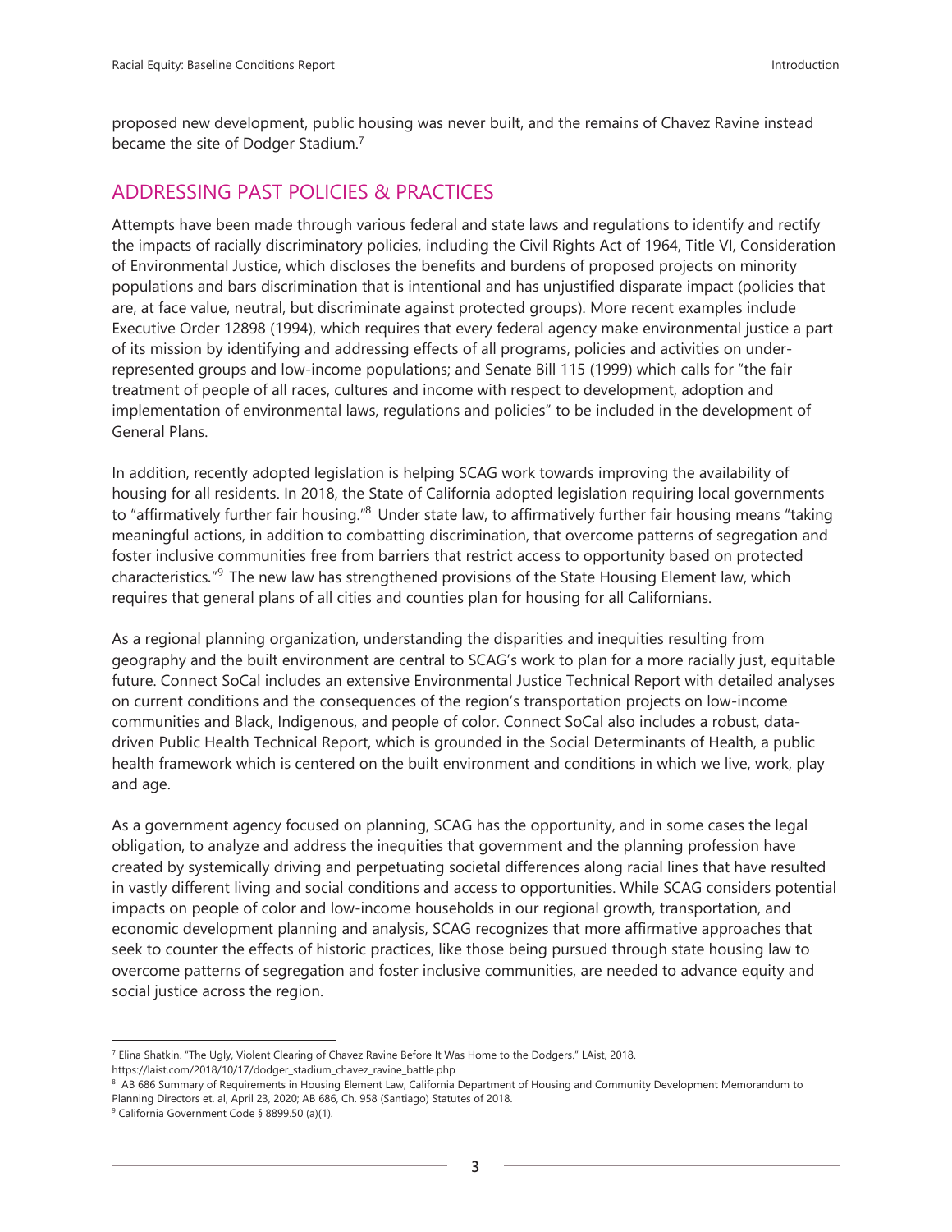proposed new development, public housing was never built, and the remains of Chavez Ravine instead became the site of Dodger Stadium.[7]

## ADDRESSING PAST POLICIES & PRACTICES

Attempts have been made through various federal and state laws and regulations to identify and rectify the impacts of racially discriminatory policies, including the Civil Rights Act of 1964, Title VI, Consideration of Environmental Justice, which discloses the benefits and burdens of proposed projects on minority populations and bars discrimination that is intentional and has unjustified disparate impact (policies that are, at face value, neutral, but discriminate against protected groups). More recent examples include Executive Order 12898 (1994), which requires that every federal agency make environmental justice a part of its mission by identifying and addressing effects of all programs, policies and activities on under-represented groups and low-income populations; and Senate Bill 115 (1999) which calls for "the fair treatment of people of all races, cultures and income with respect to development, adoption and implementation of environmental laws, regulations and policies" to be included in the development of General Plans.

In addition, recently adopted legislation is helping SCAG work towards improving the availability of housing for all residents. In 2018, the State of California adopted legislation requiring local governments to "affirmatively further fair housing."[8] Under state law, to affirmatively further fair housing means "taking meaningful actions, in addition to combatting discrimination, that overcome patterns of segregation and foster inclusive communities free from barriers that restrict access to opportunity based on protected characteristics."[9] The new law has strengthened provisions of the State Housing Element law, which requires that general plans of all cities and counties plan for housing for all Californians.

As a regional planning organization, understanding the disparities and inequities resulting from geography and the built environment are central to SCAG's work to plan for a more racially just, equitable future. Connect SoCal includes an extensive Environmental Justice Technical Report with detailed analyses on current conditions and the consequences of the region's transportation projects on low-income communities and Black, Indigenous, and people of color. Connect SoCal also includes a robust, data-driven Public Health Technical Report, which is grounded in the Social Determinants of Health, a public health framework which is centered on the built environment and conditions in which we live, work, play and age.

As a government agency focused on planning, SCAG has the opportunity, and in some cases the legal obligation, to analyze and address the inequities that government and the planning profession have created by systemically driving and perpetuating societal differences along racial lines that have resulted in vastly different living and social conditions and access to opportunities. While SCAG considers potential impacts on people of color and low-income households in our regional growth, transportation, and economic development planning and analysis, SCAG recognizes that more affirmative approaches that seek to counter the effects of historic practices, like those being pursued through state housing law to overcome patterns of segregation and foster inclusive communities, are needed to advance equity and social justice across the region.

---

[7] Elina Shatkin. "The Ugly, Violent Clearing of Chavez Ravine Before It Was Home to the Dodgers." LAist, 2018. https://laist.com/2018/10/17/dodger_stadium_chavez_ravine_battle.php

[8] AB 686 Summary of Requirements in Housing Element Law, California Department of Housing and Community Development Memorandum to Planning Directors et. al, April 23, 2020; AB 686, Ch. 958 (Santiago) Statutes of 2018.

[9] California Government Code § 8899.50 (a)(1).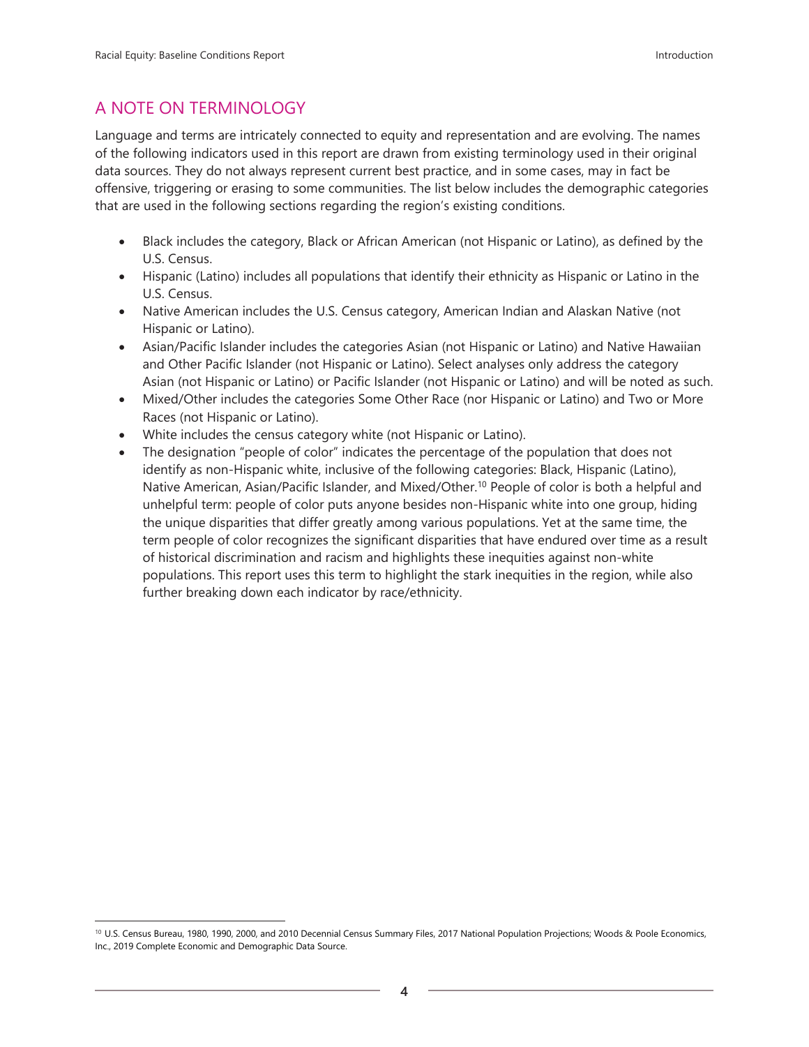## A NOTE ON TERMINOLOGY

Language and terms are intricately connected to equity and representation and are evolving. The names of the following indicators used in this report are drawn from existing terminology used in their original data sources. They do not always represent current best practice, and in some cases, may in fact be offensive, triggering or erasing to some communities. The list below includes the demographic categories that are used in the following sections regarding the region's existing conditions.

- Black includes the category, Black or African American (not Hispanic or Latino), as defined by the U.S. Census.
- Hispanic (Latino) includes all populations that identify their ethnicity as Hispanic or Latino in the U.S. Census.
- Native American includes the U.S. Census category, American Indian and Alaskan Native (not Hispanic or Latino).
- Asian/Pacific Islander includes the categories Asian (not Hispanic or Latino) and Native Hawaiian and Other Pacific Islander (not Hispanic or Latino). Select analyses only address the category Asian (not Hispanic or Latino) or Pacific Islander (not Hispanic or Latino) and will be noted as such.
- Mixed/Other includes the categories Some Other Race (nor Hispanic or Latino) and Two or More Races (not Hispanic or Latino).
- White includes the census category white (not Hispanic or Latino).
- The designation "people of color" indicates the percentage of the population that does not identify as non-Hispanic white, inclusive of the following categories: Black, Hispanic (Latino), Native American, Asian/Pacific Islander, and Mixed/Other.[10] People of color is both a helpful and unhelpful term: people of color puts anyone besides non-Hispanic white into one group, hiding the unique disparities that differ greatly among various populations. Yet at the same time, the term people of color recognizes the significant disparities that have endured over time as a result of historical discrimination and racism and highlights these inequities against non-white populations. This report uses this term to highlight the stark inequities in the region, while also further breaking down each indicator by race/ethnicity.

[10] U.S. Census Bureau, 1980, 1990, 2000, and 2010 Decennial Census Summary Files, 2017 National Population Projections; Woods & Poole Economics, Inc., 2019 Complete Economic and Demographic Data Source.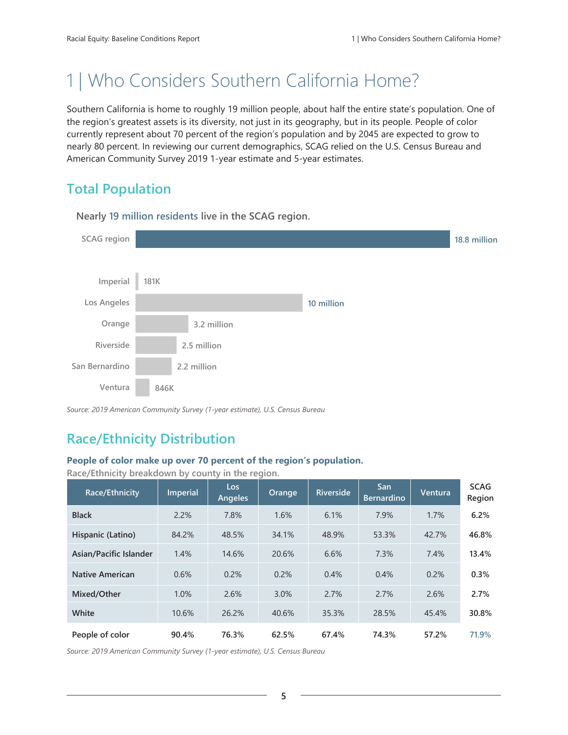# 1 | Who Considers Southern California Home?

Southern California is home to roughly 19 million people, about half the entire state's population. One of the region's greatest assets is its diversity, not just in its geography, but in its people. People of color currently represent about 70 percent of the region's population and by 2045 are expected to grow to nearly 80 percent. In reviewing our current demographics, SCAG relied on the U.S. Census Bureau and American Community Survey 2019 1-year estimate and 5-year estimates.

## Total Population

**Nearly 19 million residents live in the SCAG region.**

| Area | Population |
|---|---|
| SCAG region | 18.8 million |
| Imperial | 181K |
| Los Angeles | 10 million |
| Orange | 3.2 million |
| Riverside | 2.5 million |
| San Bernardino | 2.2 million |
| Ventura | 846K |

*Source: 2019 American Community Survey (1-year estimate), U.S. Census Bureau*

## Race/Ethnicity Distribution

**People of color make up over 70 percent of the region's population.**

Race/Ethnicity breakdown by county in the region.

| Race/Ethnicity | Imperial | Los Angeles | Orange | Riverside | San Bernardino | Ventura | SCAG Region |
|---|---|---|---|---|---|---|---|
| Black | 2.2% | 7.8% | 1.6% | 6.1% | 7.9% | 1.7% | 6.2% |
| Hispanic (Latino) | 84.2% | 48.5% | 34.1% | 48.9% | 53.3% | 42.7% | 46.8% |
| Asian/Pacific Islander | 1.4% | 14.6% | 20.6% | 6.6% | 7.3% | 7.4% | 13.4% |
| Native American | 0.6% | 0.2% | 0.2% | 0.4% | 0.4% | 0.2% | 0.3% |
| Mixed/Other | 1.0% | 2.6% | 3.0% | 2.7% | 2.7% | 2.6% | 2.7% |
| White | 10.6% | 26.2% | 40.6% | 35.3% | 28.5% | 45.4% | 30.8% |
| People of color | 90.4% | 76.3% | 62.5% | 67.4% | 74.3% | 57.2% | 71.9% |

*Source: 2019 American Community Survey (1-year estimate), U.S. Census Bureau*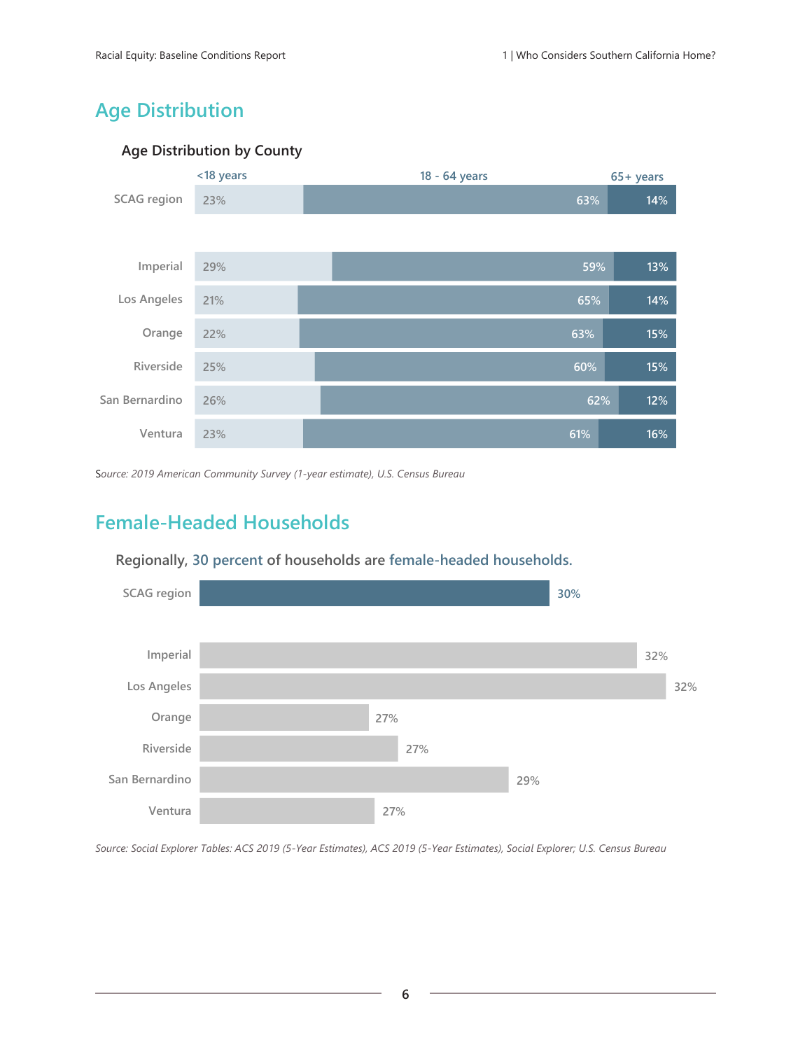## Age Distribution

### Age Distribution by County

| | <18 years | 18 - 64 years | 65+ years |
|---|---|---|---|
| SCAG region | 23% | 63% | 14% |
| Imperial | 29% | 59% | 13% |
| Los Angeles | 21% | 65% | 14% |
| Orange | 22% | 63% | 15% |
| Riverside | 25% | 60% | 15% |
| San Bernardino | 26% | 62% | 12% |
| Ventura | 23% | 61% | 16% |

*Source: 2019 American Community Survey (1-year estimate), U.S. Census Bureau*

## Female-Headed Households

Regionally, 30 percent of households are female-headed households.

| | Female-Headed Households |
|---|---|
| SCAG region | 30% |
| Imperial | 32% |
| Los Angeles | 32% |
| Orange | 27% |
| Riverside | 27% |
| San Bernardino | 29% |
| Ventura | 27% |

*Source: Social Explorer Tables: ACS 2019 (5-Year Estimates), ACS 2019 (5-Year Estimates), Social Explorer; U.S. Census Bureau*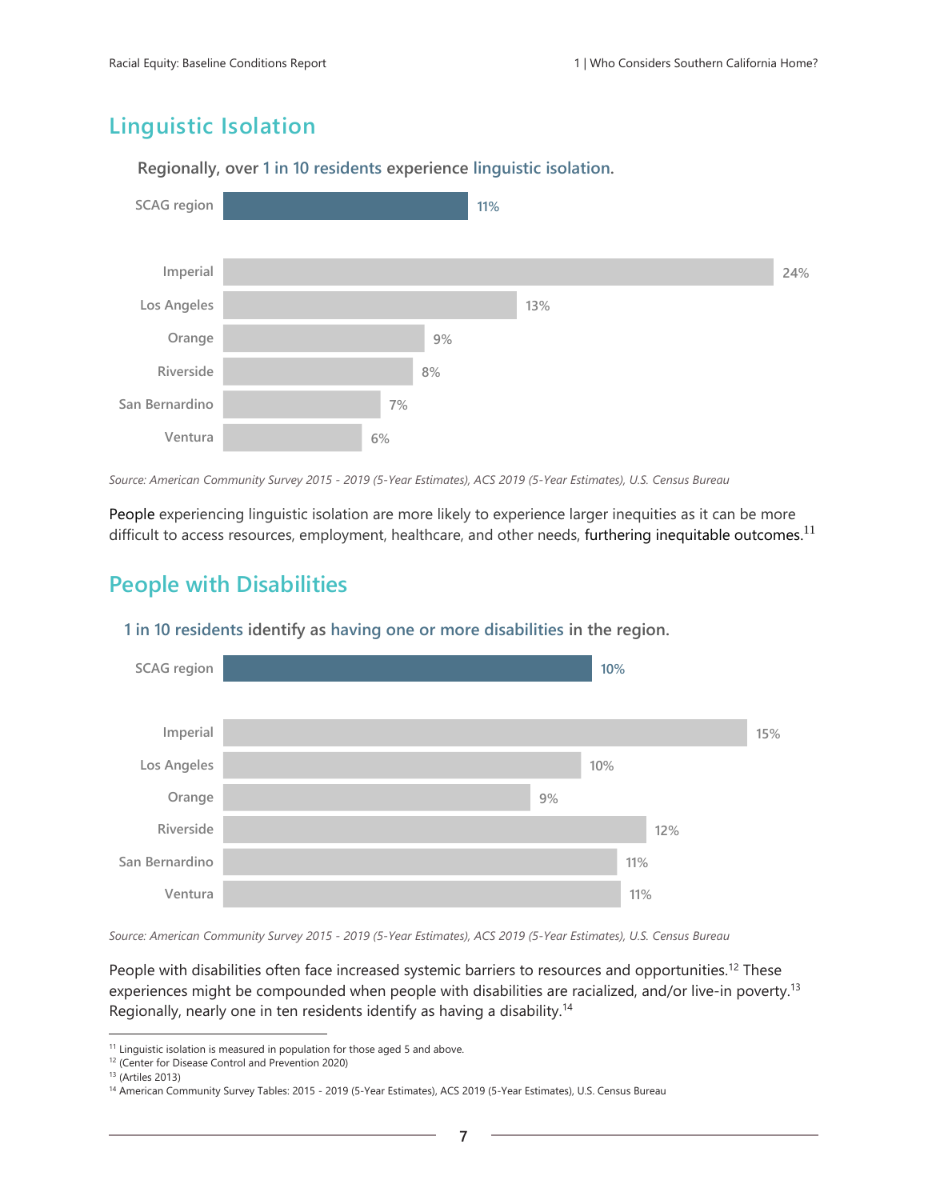## Linguistic Isolation

**Regionally, over 1 in 10 residents experience linguistic isolation.**

| Area | Percent |
|---|---|
| SCAG region | 11% |
| Imperial | 24% |
| Los Angeles | 13% |
| Orange | 9% |
| Riverside | 8% |
| San Bernardino | 7% |
| Ventura | 6% |

*Source: American Community Survey 2015 - 2019 (5-Year Estimates), ACS 2019 (5-Year Estimates), U.S. Census Bureau*

People experiencing linguistic isolation are more likely to experience larger inequities as it can be more difficult to access resources, employment, healthcare, and other needs, furthering inequitable outcomes.[11]

## People with Disabilities

**1 in 10 residents identify as having one or more disabilities in the region.**

| Area | Percent |
|---|---|
| SCAG region | 10% |
| Imperial | 15% |
| Los Angeles | 10% |
| Orange | 9% |
| Riverside | 12% |
| San Bernardino | 11% |
| Ventura | 11% |

*Source: American Community Survey 2015 - 2019 (5-Year Estimates), ACS 2019 (5-Year Estimates), U.S. Census Bureau*

People with disabilities often face increased systemic barriers to resources and opportunities.[12] These experiences might be compounded when people with disabilities are racialized, and/or live-in poverty.[13] Regionally, nearly one in ten residents identify as having a disability.[14]

---

[11] Linguistic isolation is measured in population for those aged 5 and above.

[12] (Center for Disease Control and Prevention 2020)

[13] (Artiles 2013)

[14] American Community Survey Tables: 2015 - 2019 (5-Year Estimates), ACS 2019 (5-Year Estimates), U.S. Census Bureau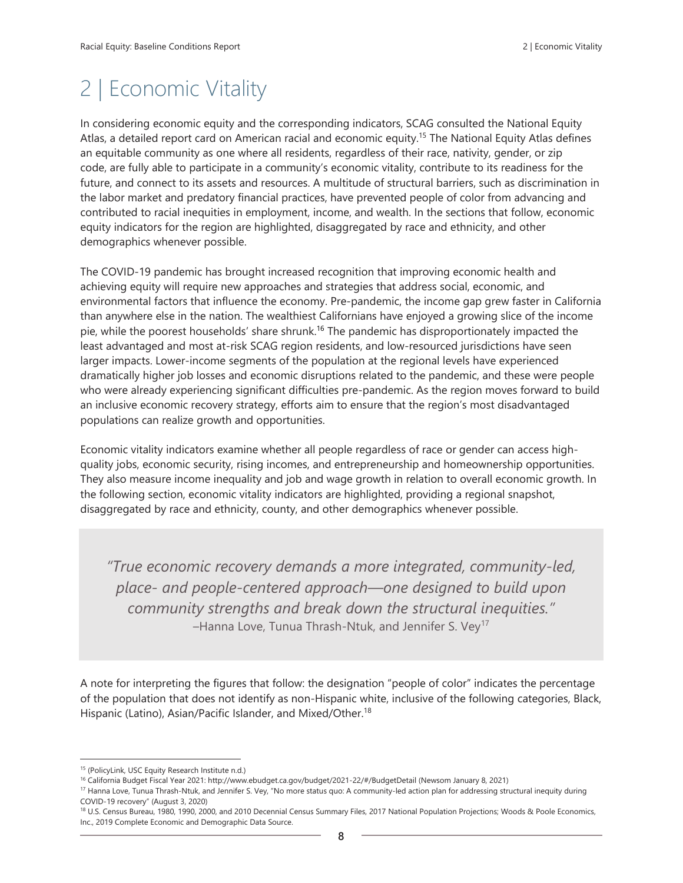# 2 | Economic Vitality

In considering economic equity and the corresponding indicators, SCAG consulted the National Equity Atlas, a detailed report card on American racial and economic equity.[15] The National Equity Atlas defines an equitable community as one where all residents, regardless of their race, nativity, gender, or zip code, are fully able to participate in a community's economic vitality, contribute to its readiness for the future, and connect to its assets and resources. A multitude of structural barriers, such as discrimination in the labor market and predatory financial practices, have prevented people of color from advancing and contributed to racial inequities in employment, income, and wealth. In the sections that follow, economic equity indicators for the region are highlighted, disaggregated by race and ethnicity, and other demographics whenever possible.

The COVID-19 pandemic has brought increased recognition that improving economic health and achieving equity will require new approaches and strategies that address social, economic, and environmental factors that influence the economy. Pre-pandemic, the income gap grew faster in California than anywhere else in the nation. The wealthiest Californians have enjoyed a growing slice of the income pie, while the poorest households' share shrunk.[16] The pandemic has disproportionately impacted the least advantaged and most at-risk SCAG region residents, and low-resourced jurisdictions have seen larger impacts. Lower-income segments of the population at the regional levels have experienced dramatically higher job losses and economic disruptions related to the pandemic, and these were people who were already experiencing significant difficulties pre-pandemic. As the region moves forward to build an inclusive economic recovery strategy, efforts aim to ensure that the region's most disadvantaged populations can realize growth and opportunities.

Economic vitality indicators examine whether all people regardless of race or gender can access high-quality jobs, economic security, rising incomes, and entrepreneurship and homeownership opportunities. They also measure income inequality and job and wage growth in relation to overall economic growth. In the following section, economic vitality indicators are highlighted, providing a regional snapshot, disaggregated by race and ethnicity, county, and other demographics whenever possible.

> *"True economic recovery demands a more integrated, community-led, place- and people-centered approach—one designed to build upon community strengths and break down the structural inequities."*
> –Hanna Love, Tunua Thrash-Ntuk, and Jennifer S. Vey[17]

A note for interpreting the figures that follow: the designation "people of color" indicates the percentage of the population that does not identify as non-Hispanic white, inclusive of the following categories, Black, Hispanic (Latino), Asian/Pacific Islander, and Mixed/Other.[18]

---

[15] (PolicyLink, USC Equity Research Institute n.d.)

[16] California Budget Fiscal Year 2021: http://www.ebudget.ca.gov/budget/2021-22/#/BudgetDetail (Newsom January 8, 2021)

[17] Hanna Love, Tunua Thrash-Ntuk, and Jennifer S. Vey, "No more status quo: A community-led action plan for addressing structural inequity during COVID-19 recovery" (August 3, 2020)

[18] U.S. Census Bureau, 1980, 1990, 2000, and 2010 Decennial Census Summary Files, 2017 National Population Projections; Woods & Poole Economics, Inc., 2019 Complete Economic and Demographic Data Source.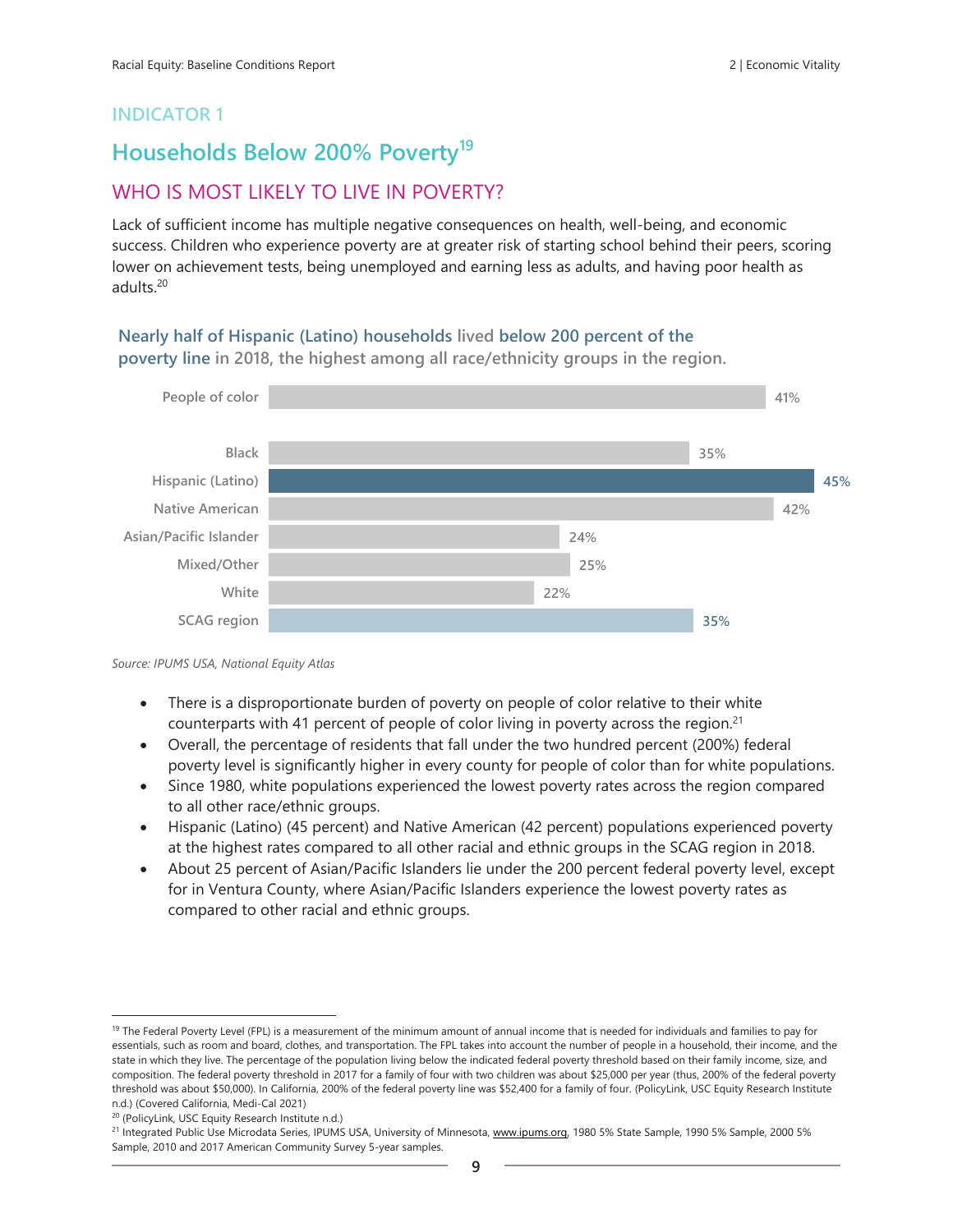INDICATOR 1

## Households Below 200% Poverty[19]

### WHO IS MOST LIKELY TO LIVE IN POVERTY?

Lack of sufficient income has multiple negative consequences on health, well-being, and economic success. Children who experience poverty are at greater risk of starting school behind their peers, scoring lower on achievement tests, being unemployed and earning less as adults, and having poor health as adults.[20]

**Nearly half of Hispanic (Latino) households lived below 200 percent of the poverty line in 2018, the highest among all race/ethnicity groups in the region.**

| Group | Percent |
|---|---|
| People of color | 41% |
| Black | 35% |
| Hispanic (Latino) | 45% |
| Native American | 42% |
| Asian/Pacific Islander | 24% |
| Mixed/Other | 25% |
| White | 22% |
| SCAG region | 35% |

*Source: IPUMS USA, National Equity Atlas*

- There is a disproportionate burden of poverty on people of color relative to their white counterparts with 41 percent of people of color living in poverty across the region.[21]
- Overall, the percentage of residents that fall under the two hundred percent (200%) federal poverty level is significantly higher in every county for people of color than for white populations.
- Since 1980, white populations experienced the lowest poverty rates across the region compared to all other race/ethnic groups.
- Hispanic (Latino) (45 percent) and Native American (42 percent) populations experienced poverty at the highest rates compared to all other racial and ethnic groups in the SCAG region in 2018.
- About 25 percent of Asian/Pacific Islanders lie under the 200 percent federal poverty level, except for in Ventura County, where Asian/Pacific Islanders experience the lowest poverty rates as compared to other racial and ethnic groups.

---

[19] The Federal Poverty Level (FPL) is a measurement of the minimum amount of annual income that is needed for individuals and families to pay for essentials, such as room and board, clothes, and transportation. The FPL takes into account the number of people in a household, their income, and the state in which they live. The percentage of the population living below the indicated federal poverty threshold based on their family income, size, and composition. The federal poverty threshold in 2017 for a family of four with two children was about $25,000 per year (thus, 200% of the federal poverty threshold was about $50,000). In California, 200% of the federal poverty line was $52,400 for a family of four. (PolicyLink, USC Equity Research Institute n.d.) (Covered California, Medi-Cal 2021)

[20] (PolicyLink, USC Equity Research Institute n.d.)

[21] Integrated Public Use Microdata Series, IPUMS USA, University of Minnesota, www.ipums.org, 1980 5% State Sample, 1990 5% Sample, 2000 5% Sample, 2010 and 2017 American Community Survey 5-year samples.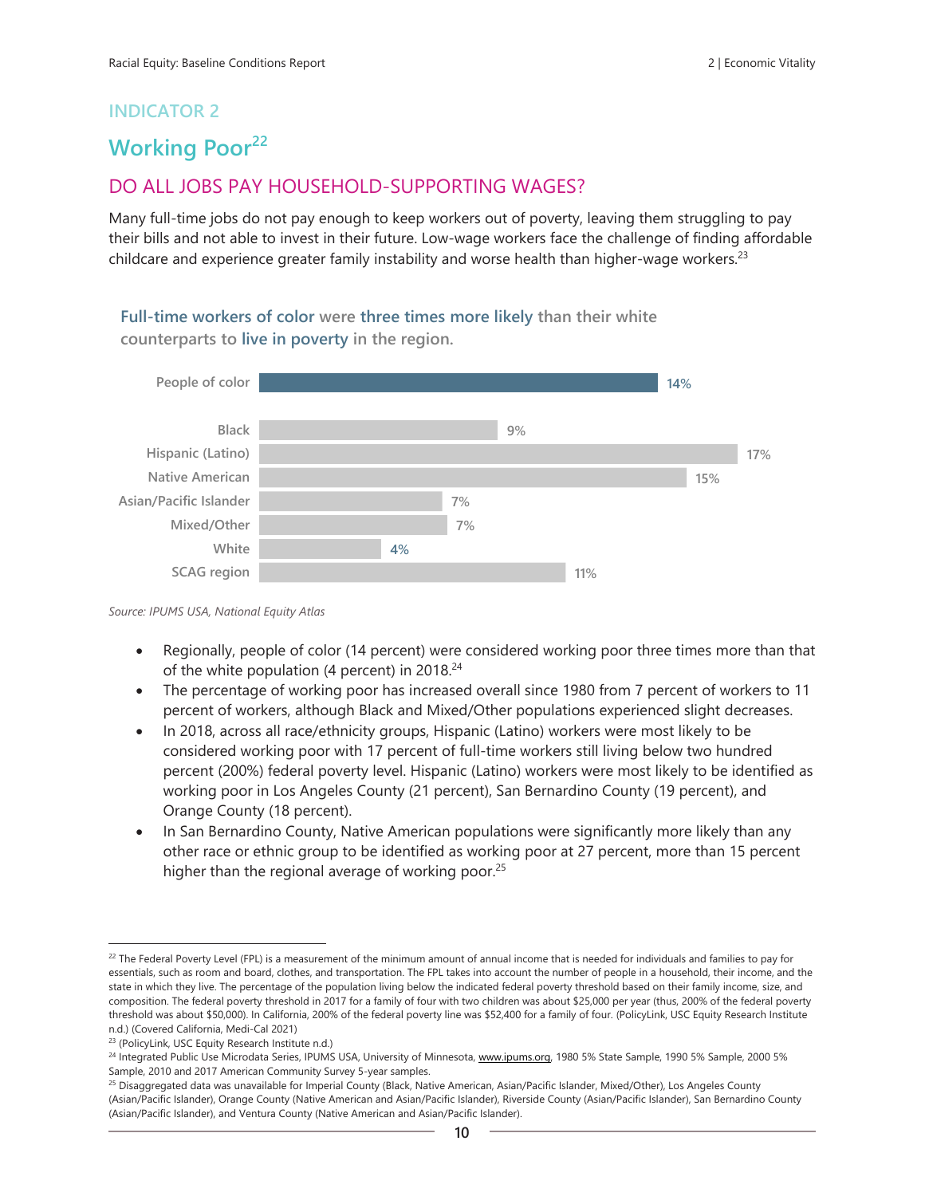## INDICATOR 2

# Working Poor[22]

## DO ALL JOBS PAY HOUSEHOLD-SUPPORTING WAGES?

Many full-time jobs do not pay enough to keep workers out of poverty, leaving them struggling to pay their bills and not able to invest in their future. Low-wage workers face the challenge of finding affordable childcare and experience greater family instability and worse health than higher-wage workers.[23]

**Full-time workers of color were three times more likely than their white counterparts to live in poverty in the region.**

| Group | Percent |
|---|---|
| People of color | 14% |
| Black | 9% |
| Hispanic (Latino) | 17% |
| Native American | 15% |
| Asian/Pacific Islander | 7% |
| Mixed/Other | 7% |
| White | 4% |
| SCAG region | 11% |

*Source: IPUMS USA, National Equity Atlas*

- Regionally, people of color (14 percent) were considered working poor three times more than that of the white population (4 percent) in 2018.[24]
- The percentage of working poor has increased overall since 1980 from 7 percent of workers to 11 percent of workers, although Black and Mixed/Other populations experienced slight decreases.
- In 2018, across all race/ethnicity groups, Hispanic (Latino) workers were most likely to be considered working poor with 17 percent of full-time workers still living below two hundred percent (200%) federal poverty level. Hispanic (Latino) workers were most likely to be identified as working poor in Los Angeles County (21 percent), San Bernardino County (19 percent), and Orange County (18 percent).
- In San Bernardino County, Native American populations were significantly more likely than any other race or ethnic group to be identified as working poor at 27 percent, more than 15 percent higher than the regional average of working poor.[25]

---

[22] The Federal Poverty Level (FPL) is a measurement of the minimum amount of annual income that is needed for individuals and families to pay for essentials, such as room and board, clothes, and transportation. The FPL takes into account the number of people in a household, their income, and the state in which they live. The percentage of the population living below the indicated federal poverty threshold based on their family income, size, and composition. The federal poverty threshold in 2017 for a family of four with two children was about $25,000 per year (thus, 200% of the federal poverty threshold was about $50,000). In California, 200% of the federal poverty line was $52,400 for a family of four. (PolicyLink, USC Equity Research Institute n.d.) (Covered California, Medi-Cal 2021)

[23] (PolicyLink, USC Equity Research Institute n.d.)

[24] Integrated Public Use Microdata Series, IPUMS USA, University of Minnesota, www.ipums.org, 1980 5% State Sample, 1990 5% Sample, 2000 5% Sample, 2010 and 2017 American Community Survey 5-year samples.

[25] Disaggregated data was unavailable for Imperial County (Black, Native American, Asian/Pacific Islander, Mixed/Other), Los Angeles County (Asian/Pacific Islander), Orange County (Native American and Asian/Pacific Islander), Riverside County (Asian/Pacific Islander), San Bernardino County (Asian/Pacific Islander), and Ventura County (Native American and Asian/Pacific Islander).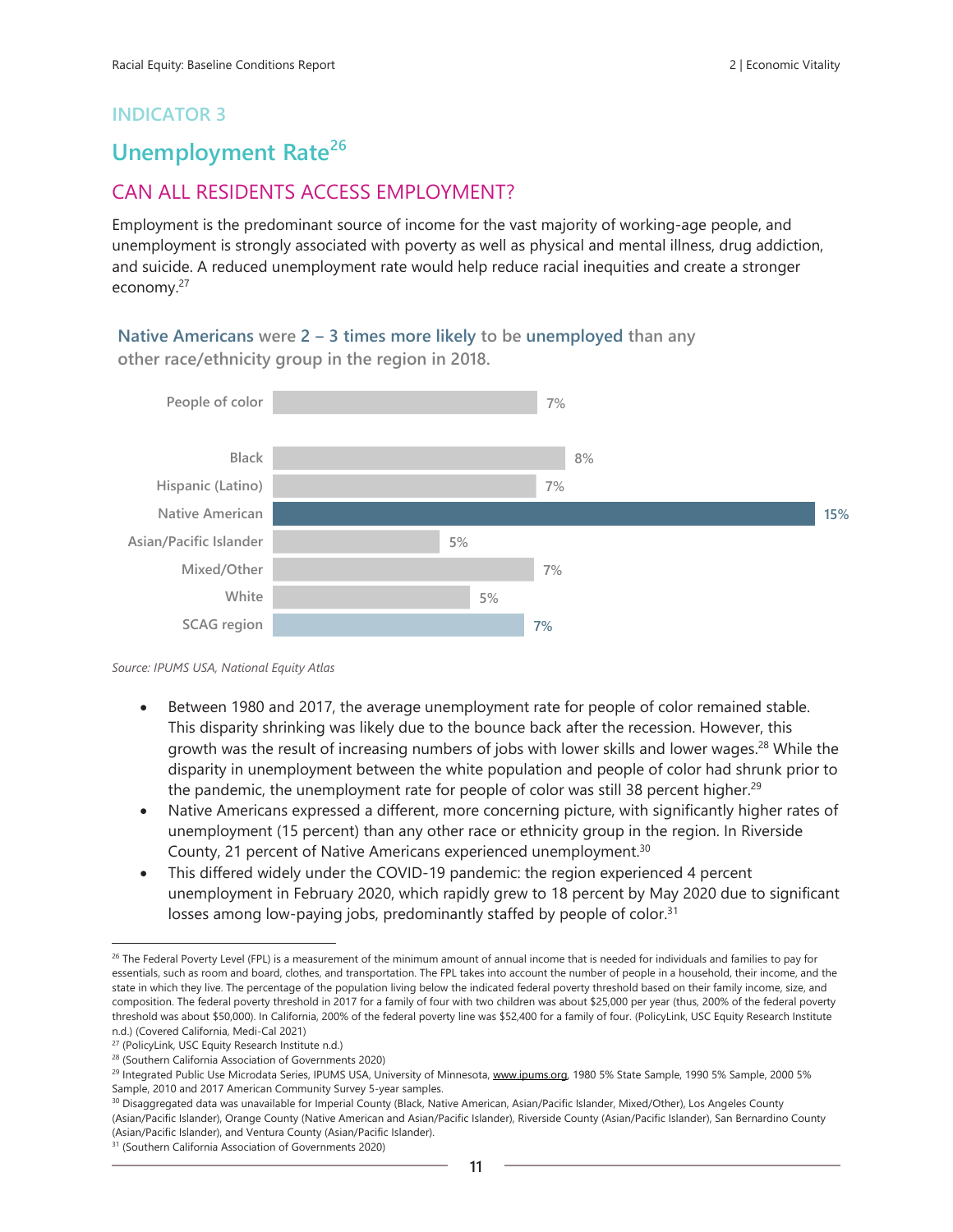INDICATOR 3

## Unemployment Rate[26]

### CAN ALL RESIDENTS ACCESS EMPLOYMENT?

Employment is the predominant source of income for the vast majority of working-age people, and unemployment is strongly associated with poverty as well as physical and mental illness, drug addiction, and suicide. A reduced unemployment rate would help reduce racial inequities and create a stronger economy.[27]

**Native Americans were 2 – 3 times more likely to be unemployed than any other race/ethnicity group in the region in 2018.**

| Group | Unemployment Rate |
|---|---|
| People of color | 7% |
| Black | 8% |
| Hispanic (Latino) | 7% |
| Native American | 15% |
| Asian/Pacific Islander | 5% |
| Mixed/Other | 7% |
| White | 5% |
| SCAG region | 7% |

*Source: IPUMS USA, National Equity Atlas*

- Between 1980 and 2017, the average unemployment rate for people of color remained stable. This disparity shrinking was likely due to the bounce back after the recession. However, this growth was the result of increasing numbers of jobs with lower skills and lower wages.[28] While the disparity in unemployment between the white population and people of color had shrunk prior to the pandemic, the unemployment rate for people of color was still 38 percent higher.[29]
- Native Americans expressed a different, more concerning picture, with significantly higher rates of unemployment (15 percent) than any other race or ethnicity group in the region. In Riverside County, 21 percent of Native Americans experienced unemployment.[30]
- This differed widely under the COVID-19 pandemic: the region experienced 4 percent unemployment in February 2020, which rapidly grew to 18 percent by May 2020 due to significant losses among low-paying jobs, predominantly staffed by people of color.[31]

---

[26] The Federal Poverty Level (FPL) is a measurement of the minimum amount of annual income that is needed for individuals and families to pay for essentials, such as room and board, clothes, and transportation. The FPL takes into account the number of people in a household, their income, and the state in which they live. The percentage of the population living below the indicated federal poverty threshold based on their family income, size, and composition. The federal poverty threshold in 2017 for a family of four with two children was about $25,000 per year (thus, 200% of the federal poverty threshold was about $50,000). In California, 200% of the federal poverty line was $52,400 for a family of four. (PolicyLink, USC Equity Research Institute n.d.) (Covered California, Medi-Cal 2021)

[27] (PolicyLink, USC Equity Research Institute n.d.)

[28] (Southern California Association of Governments 2020)

[29] Integrated Public Use Microdata Series, IPUMS USA, University of Minnesota, www.ipums.org, 1980 5% State Sample, 1990 5% Sample, 2000 5% Sample, 2010 and 2017 American Community Survey 5-year samples.

[30] Disaggregated data was unavailable for Imperial County (Black, Native American, Asian/Pacific Islander, Mixed/Other), Los Angeles County (Asian/Pacific Islander), Orange County (Native American and Asian/Pacific Islander), Riverside County (Asian/Pacific Islander), San Bernardino County (Asian/Pacific Islander), and Ventura County (Asian/Pacific Islander).

[31] (Southern California Association of Governments 2020)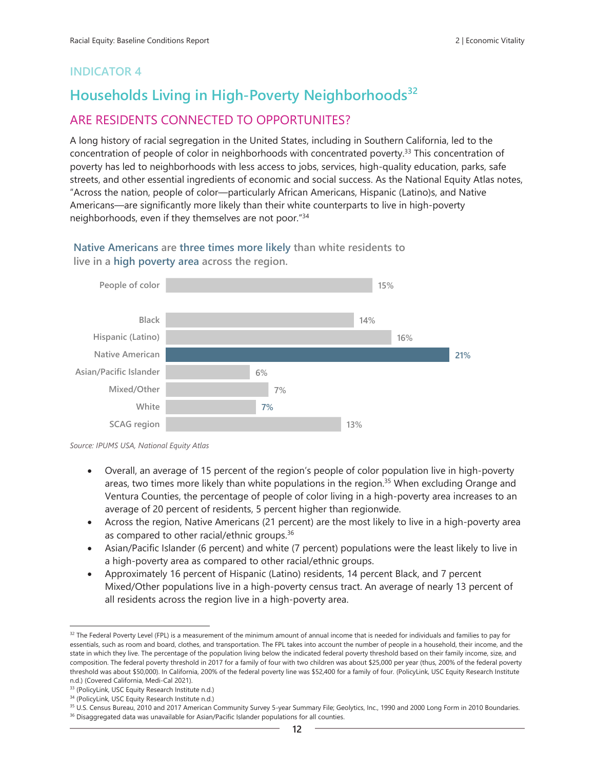INDICATOR 4

## Households Living in High-Poverty Neighborhoods[32]

### ARE RESIDENTS CONNECTED TO OPPORTUNITES?

A long history of racial segregation in the United States, including in Southern California, led to the concentration of people of color in neighborhoods with concentrated poverty.[33] This concentration of poverty has led to neighborhoods with less access to jobs, services, high-quality education, parks, safe streets, and other essential ingredients of economic and social success. As the National Equity Atlas notes, "Across the nation, people of color—particularly African Americans, Hispanic (Latino)s, and Native Americans—are significantly more likely than their white counterparts to live in high-poverty neighborhoods, even if they themselves are not poor."[34]

**Native Americans are three times more likely than white residents to live in a high poverty area across the region.**

| Group | Percent |
|---|---|
| People of color | 15% |
| Black | 14% |
| Hispanic (Latino) | 16% |
| Native American | 21% |
| Asian/Pacific Islander | 6% |
| Mixed/Other | 7% |
| White | 7% |
| SCAG region | 13% |

*Source: IPUMS USA, National Equity Atlas*

- Overall, an average of 15 percent of the region's people of color population live in high-poverty areas, two times more likely than white populations in the region.[35] When excluding Orange and Ventura Counties, the percentage of people of color living in a high-poverty area increases to an average of 20 percent of residents, 5 percent higher than regionwide.
- Across the region, Native Americans (21 percent) are the most likely to live in a high-poverty area as compared to other racial/ethnic groups.[36]
- Asian/Pacific Islander (6 percent) and white (7 percent) populations were the least likely to live in a high-poverty area as compared to other racial/ethnic groups.
- Approximately 16 percent of Hispanic (Latino) residents, 14 percent Black, and 7 percent Mixed/Other populations live in a high-poverty census tract. An average of nearly 13 percent of all residents across the region live in a high-poverty area.

---

[32] The Federal Poverty Level (FPL) is a measurement of the minimum amount of annual income that is needed for individuals and families to pay for essentials, such as room and board, clothes, and transportation. The FPL takes into account the number of people in a household, their income, and the state in which they live. The percentage of the population living below the indicated federal poverty threshold based on their family income, size, and composition. The federal poverty threshold in 2017 for a family of four with two children was about $25,000 per year (thus, 200% of the federal poverty threshold was about $50,000). In California, 200% of the federal poverty line was $52,400 for a family of four. (PolicyLink, USC Equity Research Institute n.d.) (Covered California, Medi-Cal 2021).

[33] (PolicyLink, USC Equity Research Institute n.d.)

[34] (PolicyLink, USC Equity Research Institute n.d.)

[35] U.S. Census Bureau, 2010 and 2017 American Community Survey 5-year Summary File; Geolytics, Inc., 1990 and 2000 Long Form in 2010 Boundaries.

[36] Disaggregated data was unavailable for Asian/Pacific Islander populations for all counties.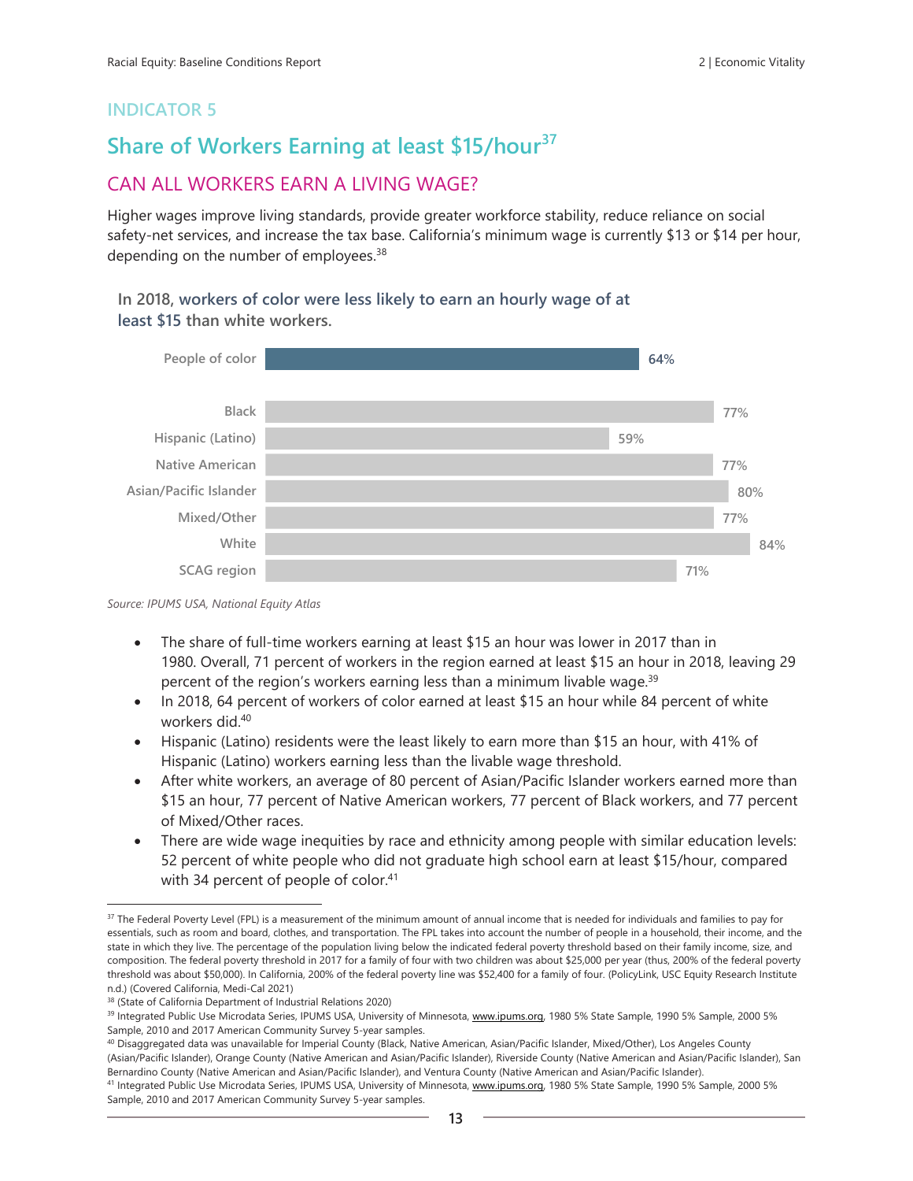## INDICATOR 5

# Share of Workers Earning at least $15/hour[37]

## CAN ALL WORKERS EARN A LIVING WAGE?

Higher wages improve living standards, provide greater workforce stability, reduce reliance on social safety-net services, and increase the tax base. California's minimum wage is currently $13 or $14 per hour, depending on the number of employees.[38]

**In 2018, workers of color were less likely to earn an hourly wage of at least $15 than white workers.**

| Group | Share |
|---|---|
| People of color | 64% |
| Black | 77% |
| Hispanic (Latino) | 59% |
| Native American | 77% |
| Asian/Pacific Islander | 80% |
| Mixed/Other | 77% |
| White | 84% |
| SCAG region | 71% |

*Source: IPUMS USA, National Equity Atlas*

- The share of full-time workers earning at least $15 an hour was lower in 2017 than in 1980. Overall, 71 percent of workers in the region earned at least $15 an hour in 2018, leaving 29 percent of the region's workers earning less than a minimum livable wage.[39]
- In 2018, 64 percent of workers of color earned at least $15 an hour while 84 percent of white workers did.[40]
- Hispanic (Latino) residents were the least likely to earn more than $15 an hour, with 41% of Hispanic (Latino) workers earning less than the livable wage threshold.
- After white workers, an average of 80 percent of Asian/Pacific Islander workers earned more than $15 an hour, 77 percent of Native American workers, 77 percent of Black workers, and 77 percent of Mixed/Other races.
- There are wide wage inequities by race and ethnicity among people with similar education levels: 52 percent of white people who did not graduate high school earn at least $15/hour, compared with 34 percent of people of color.[41]

---

[37] The Federal Poverty Level (FPL) is a measurement of the minimum amount of annual income that is needed for individuals and families to pay for essentials, such as room and board, clothes, and transportation. The FPL takes into account the number of people in a household, their income, and the state in which they live. The percentage of the population living below the indicated federal poverty threshold based on their family income, size, and composition. The federal poverty threshold in 2017 for a family of four with two children was about $25,000 per year (thus, 200% of the federal poverty threshold was about $50,000). In California, 200% of the federal poverty line was $52,400 for a family of four. (PolicyLink, USC Equity Research Institute n.d.) (Covered California, Medi-Cal 2021)

[38] (State of California Department of Industrial Relations 2020)

[39] Integrated Public Use Microdata Series, IPUMS USA, University of Minnesota, www.ipums.org, 1980 5% State Sample, 1990 5% Sample, 2000 5% Sample, 2010 and 2017 American Community Survey 5-year samples.

[40] Disaggregated data was unavailable for Imperial County (Black, Native American, Asian/Pacific Islander, Mixed/Other), Los Angeles County (Asian/Pacific Islander), Orange County (Native American and Asian/Pacific Islander), Riverside County (Native American and Asian/Pacific Islander), San Bernardino County (Native American and Asian/Pacific Islander), and Ventura County (Native American and Asian/Pacific Islander).

[41] Integrated Public Use Microdata Series, IPUMS USA, University of Minnesota, www.ipums.org, 1980 5% State Sample, 1990 5% Sample, 2000 5% Sample, 2010 and 2017 American Community Survey 5-year samples.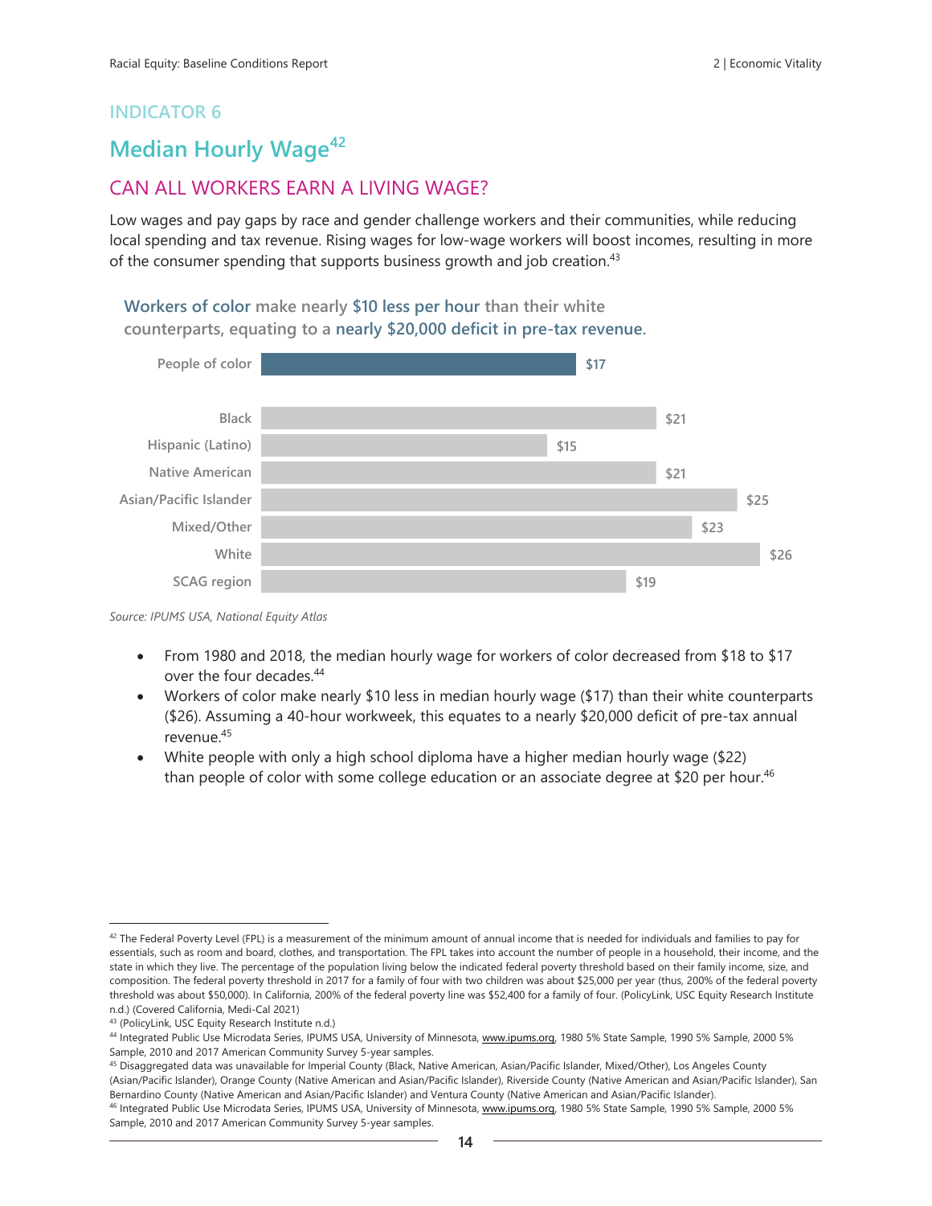INDICATOR 6

## Median Hourly Wage[42]

### CAN ALL WORKERS EARN A LIVING WAGE?

Low wages and pay gaps by race and gender challenge workers and their communities, while reducing local spending and tax revenue. Rising wages for low-wage workers will boost incomes, resulting in more of the consumer spending that supports business growth and job creation.[43]

**Workers of color make nearly $10 less per hour than their white counterparts, equating to a nearly $20,000 deficit in pre-tax revenue.**

| Group | Median Hourly Wage |
|---|---|
| People of color | $17 |
| Black | $21 |
| Hispanic (Latino) | $15 |
| Native American | $21 |
| Asian/Pacific Islander | $25 |
| Mixed/Other | $23 |
| White | $26 |
| SCAG region | $19 |

*Source: IPUMS USA, National Equity Atlas*

- From 1980 and 2018, the median hourly wage for workers of color decreased from $18 to $17 over the four decades.[44]
- Workers of color make nearly $10 less in median hourly wage ($17) than their white counterparts ($26). Assuming a 40-hour workweek, this equates to a nearly $20,000 deficit of pre-tax annual revenue.[45]
- White people with only a high school diploma have a higher median hourly wage ($22) than people of color with some college education or an associate degree at $20 per hour.[46]

---

[42] The Federal Poverty Level (FPL) is a measurement of the minimum amount of annual income that is needed for individuals and families to pay for essentials, such as room and board, clothes, and transportation. The FPL takes into account the number of people in a household, their income, and the state in which they live. The percentage of the population living below the indicated federal poverty threshold based on their family income, size, and composition. The federal poverty threshold in 2017 for a family of four with two children was about $25,000 per year (thus, 200% of the federal poverty threshold was about $50,000). In California, 200% of the federal poverty line was $52,400 for a family of four. (PolicyLink, USC Equity Research Institute n.d.) (Covered California, Medi-Cal 2021)

[43] (PolicyLink, USC Equity Research Institute n.d.)

[44] Integrated Public Use Microdata Series, IPUMS USA, University of Minnesota, www.ipums.org, 1980 5% State Sample, 1990 5% Sample, 2000 5% Sample, 2010 and 2017 American Community Survey 5-year samples.

[45] Disaggregated data was unavailable for Imperial County (Black, Native American, Asian/Pacific Islander, Mixed/Other), Los Angeles County (Asian/Pacific Islander), Orange County (Native American and Asian/Pacific Islander), Riverside County (Native American and Asian/Pacific Islander), San Bernardino County (Native American and Asian/Pacific Islander) and Ventura County (Native American and Asian/Pacific Islander).

[46] Integrated Public Use Microdata Series, IPUMS USA, University of Minnesota, www.ipums.org, 1980 5% State Sample, 1990 5% Sample, 2000 5% Sample, 2010 and 2017 American Community Survey 5-year samples.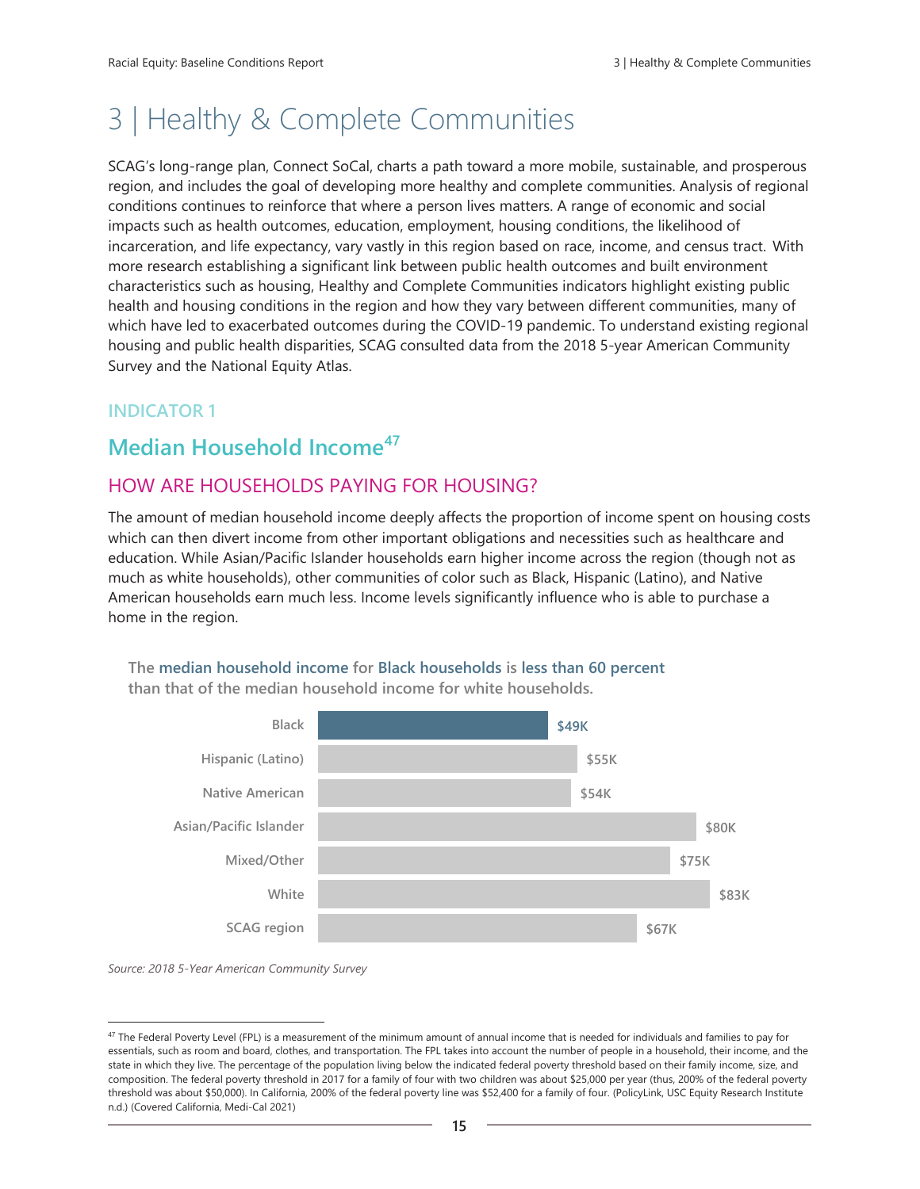# 3 | Healthy & Complete Communities

SCAG's long-range plan, Connect SoCal, charts a path toward a more mobile, sustainable, and prosperous region, and includes the goal of developing more healthy and complete communities. Analysis of regional conditions continues to reinforce that where a person lives matters. A range of economic and social impacts such as health outcomes, education, employment, housing conditions, the likelihood of incarceration, and life expectancy, vary vastly in this region based on race, income, and census tract. With more research establishing a significant link between public health outcomes and built environment characteristics such as housing, Healthy and Complete Communities indicators highlight existing public health and housing conditions in the region and how they vary between different communities, many of which have led to exacerbated outcomes during the COVID-19 pandemic. To understand existing regional housing and public health disparities, SCAG consulted data from the 2018 5-year American Community Survey and the National Equity Atlas.

INDICATOR 1

## Median Household Income[47]

### HOW ARE HOUSEHOLDS PAYING FOR HOUSING?

The amount of median household income deeply affects the proportion of income spent on housing costs which can then divert income from other important obligations and necessities such as healthcare and education. While Asian/Pacific Islander households earn higher income across the region (though not as much as white households), other communities of color such as Black, Hispanic (Latino), and Native American households earn much less. Income levels significantly influence who is able to purchase a home in the region.

**The median household income for Black households is less than 60 percent than that of the median household income for white households.**

| Group | Median Household Income |
|---|---|
| Black | $49K |
| Hispanic (Latino) | $55K |
| Native American | $54K |
| Asian/Pacific Islander | $80K |
| Mixed/Other | $75K |
| White | $83K |
| SCAG region | $67K |

*Source: 2018 5-Year American Community Survey*

---

[47] The Federal Poverty Level (FPL) is a measurement of the minimum amount of annual income that is needed for individuals and families to pay for essentials, such as room and board, clothes, and transportation. The FPL takes into account the number of people in a household, their income, and the state in which they live. The percentage of the population living below the indicated federal poverty threshold based on their family income, size, and composition. The federal poverty threshold in 2017 for a family of four with two children was about $25,000 per year (thus, 200% of the federal poverty threshold was about $50,000). In California, 200% of the federal poverty line was $52,400 for a family of four. (PolicyLink, USC Equity Research Institute n.d.) (Covered California, Medi-Cal 2021)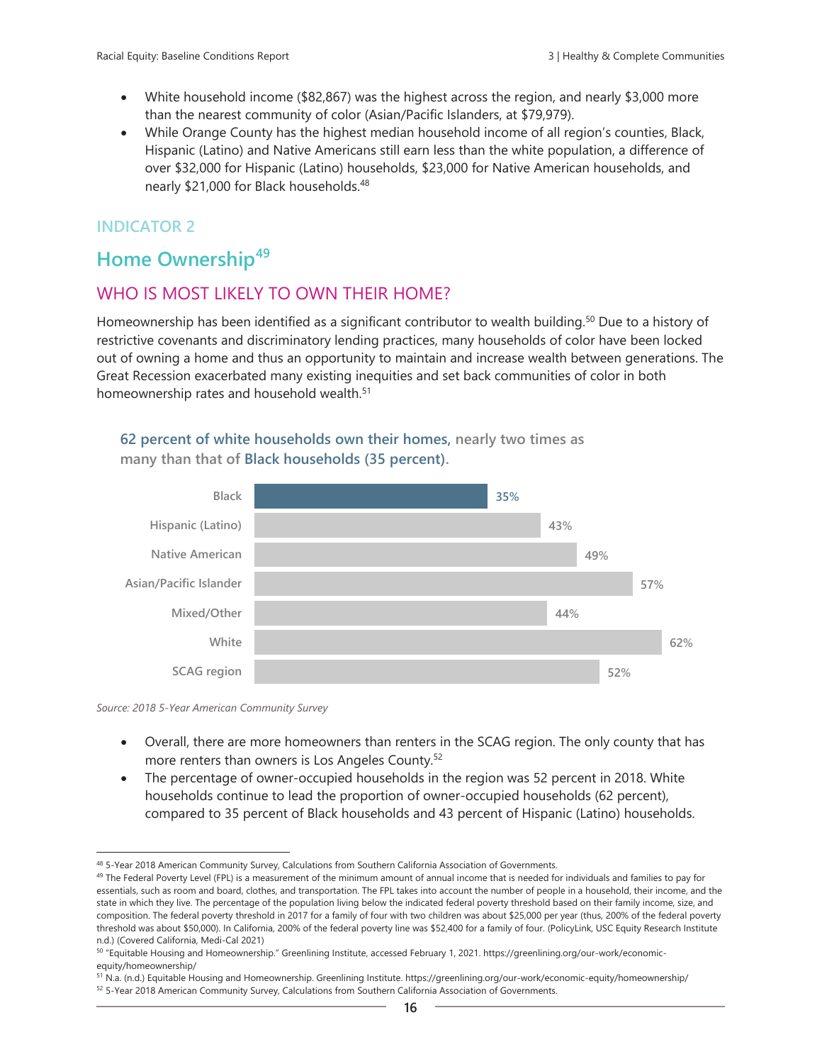- White household income ($82,867) was the highest across the region, and nearly $3,000 more than the nearest community of color (Asian/Pacific Islanders, at $79,979).
- While Orange County has the highest median household income of all region's counties, Black, Hispanic (Latino) and Native Americans still earn less than the white population, a difference of over $32,000 for Hispanic (Latino) households, $23,000 for Native American households, and nearly $21,000 for Black households.[48]

### INDICATOR 2

## Home Ownership[49]

### WHO IS MOST LIKELY TO OWN THEIR HOME?

Homeownership has been identified as a significant contributor to wealth building.[50] Due to a history of restrictive covenants and discriminatory lending practices, many households of color have been locked out of owning a home and thus an opportunity to maintain and increase wealth between generations. The Great Recession exacerbated many existing inequities and set back communities of color in both homeownership rates and household wealth.[51]

**62 percent of white households own their homes,** nearly two times as many than that of **Black households (35 percent).**

| Group | Percent |
|---|---|
| Black | 35% |
| Hispanic (Latino) | 43% |
| Native American | 49% |
| Asian/Pacific Islander | 57% |
| Mixed/Other | 44% |
| White | 62% |
| SCAG region | 52% |

*Source: 2018 5-Year American Community Survey*

- Overall, there are more homeowners than renters in the SCAG region. The only county that has more renters than owners is Los Angeles County.[52]
- The percentage of owner-occupied households in the region was 52 percent in 2018. White households continue to lead the proportion of owner-occupied households (62 percent), compared to 35 percent of Black households and 43 percent of Hispanic (Latino) households.

---

[48] 5-Year 2018 American Community Survey, Calculations from Southern California Association of Governments.

[49] The Federal Poverty Level (FPL) is a measurement of the minimum amount of annual income that is needed for individuals and families to pay for essentials, such as room and board, clothes, and transportation. The FPL takes into account the number of people in a household, their income, and the state in which they live. The percentage of the population living below the indicated federal poverty threshold based on their family income, size, and composition. The federal poverty threshold in 2017 for a family of four with two children was about $25,000 per year (thus, 200% of the federal poverty threshold was about $50,000). In California, 200% of the federal poverty line was $52,400 for a family of four. (PolicyLink, USC Equity Research Institute n.d.) (Covered California, Medi-Cal 2021)

[50] "Equitable Housing and Homeownership." Greenlining Institute, accessed February 1, 2021. https://greenlining.org/our-work/economic-equity/homeownership/

[51] N.a. (n.d.) Equitable Housing and Homeownership. Greenlining Institute. https://greenlining.org/our-work/economic-equity/homeownership/

[52] 5-Year 2018 American Community Survey, Calculations from Southern California Association of Governments.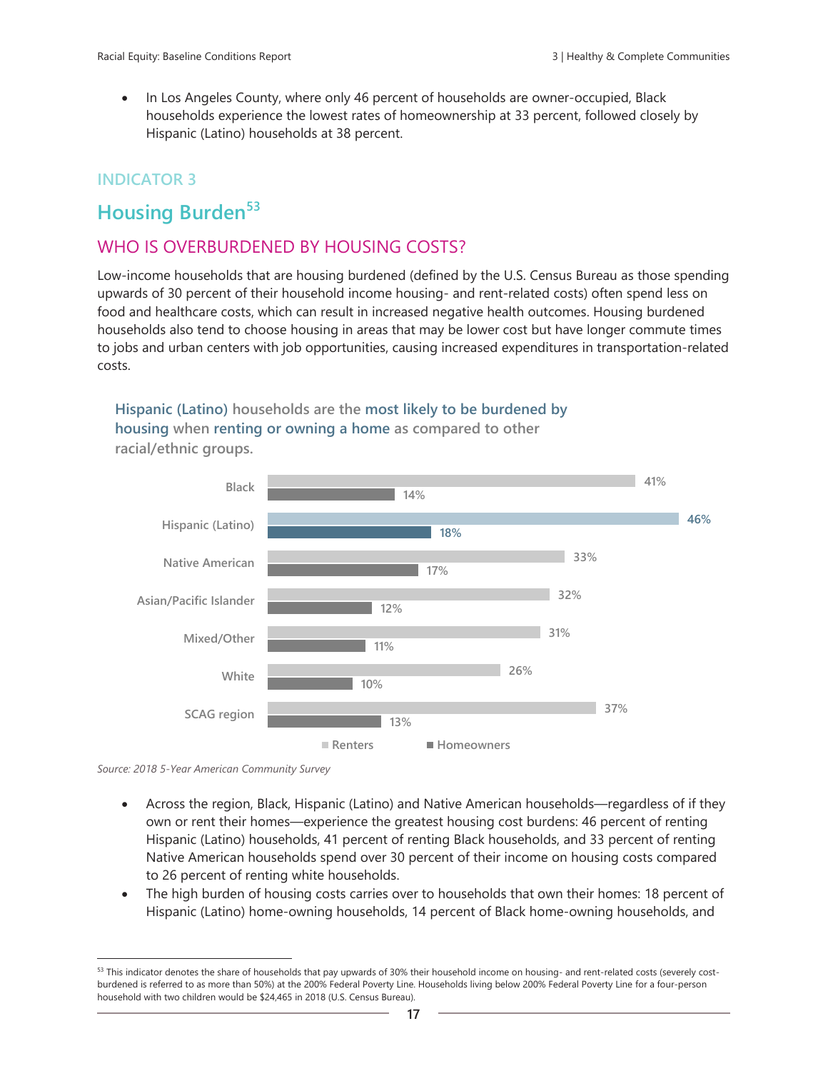- In Los Angeles County, where only 46 percent of households are owner-occupied, Black households experience the lowest rates of homeownership at 33 percent, followed closely by Hispanic (Latino) households at 38 percent.

### INDICATOR 3

## Housing Burden[53]

### WHO IS OVERBURDENED BY HOUSING COSTS?

Low-income households that are housing burdened (defined by the U.S. Census Bureau as those spending upwards of 30 percent of their household income housing- and rent-related costs) often spend less on food and healthcare costs, which can result in increased negative health outcomes. Housing burdened households also tend to choose housing in areas that may be lower cost but have longer commute times to jobs and urban centers with job opportunities, causing increased expenditures in transportation-related costs.

**Hispanic (Latino) households are the most likely to be burdened by housing when renting or owning a home as compared to other racial/ethnic groups.**

| | Renters | Homeowners |
|---|---|---|
| Black | 41% | 14% |
| Hispanic (Latino) | 46% | 18% |
| Native American | 33% | 17% |
| Asian/Pacific Islander | 32% | 12% |
| Mixed/Other | 31% | 11% |
| White | 26% | 10% |
| SCAG region | 37% | 13% |

*Source: 2018 5-Year American Community Survey*

- Across the region, Black, Hispanic (Latino) and Native American households—regardless of if they own or rent their homes—experience the greatest housing cost burdens: 46 percent of renting Hispanic (Latino) households, 41 percent of renting Black households, and 33 percent of renting Native American households spend over 30 percent of their income on housing costs compared to 26 percent of renting white households.
- The high burden of housing costs carries over to households that own their homes: 18 percent of Hispanic (Latino) home-owning households, 14 percent of Black home-owning households, and

[53] This indicator denotes the share of households that pay upwards of 30% their household income on housing- and rent-related costs (severely cost-burdened is referred to as more than 50%) at the 200% Federal Poverty Line. Households living below 200% Federal Poverty Line for a four-person household with two children would be $24,465 in 2018 (U.S. Census Bureau).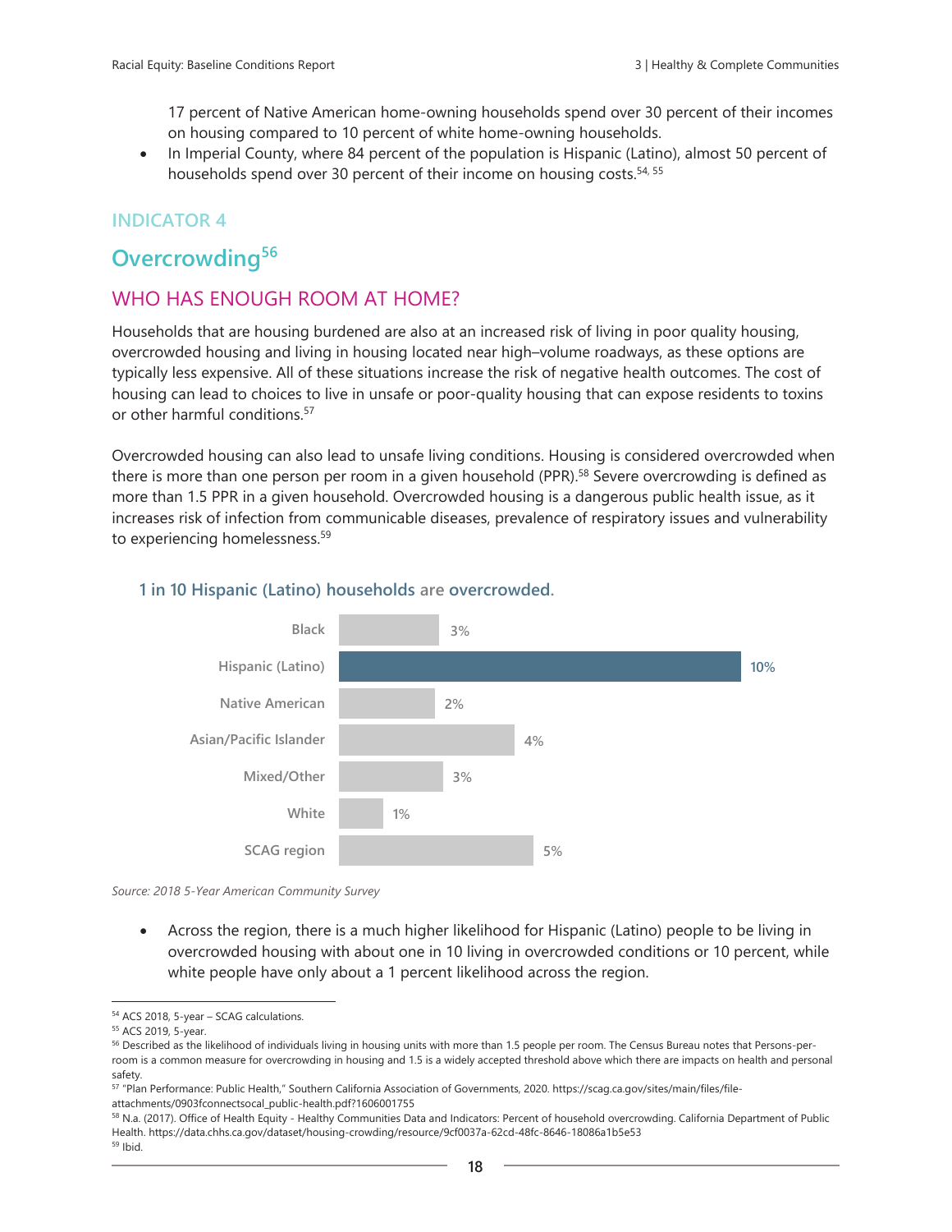17 percent of Native American home-owning households spend over 30 percent of their incomes on housing compared to 10 percent of white home-owning households.

- In Imperial County, where 84 percent of the population is Hispanic (Latino), almost 50 percent of households spend over 30 percent of their income on housing costs.[54, 55]

### INDICATOR 4

## Overcrowding[56]

### WHO HAS ENOUGH ROOM AT HOME?

Households that are housing burdened are also at an increased risk of living in poor quality housing, overcrowded housing and living in housing located near high–volume roadways, as these options are typically less expensive. All of these situations increase the risk of negative health outcomes. The cost of housing can lead to choices to live in unsafe or poor-quality housing that can expose residents to toxins or other harmful conditions.[57]

Overcrowded housing can also lead to unsafe living conditions. Housing is considered overcrowded when there is more than one person per room in a given household (PPR).[58] Severe overcrowding is defined as more than 1.5 PPR in a given household. Overcrowded housing is a dangerous public health issue, as it increases risk of infection from communicable diseases, prevalence of respiratory issues and vulnerability to experiencing homelessness.[59]

**1 in 10 Hispanic (Latino) households are overcrowded.**

| Group | Percent |
| --- | --- |
| Black | 3% |
| Hispanic (Latino) | 10% |
| Native American | 2% |
| Asian/Pacific Islander | 4% |
| Mixed/Other | 3% |
| White | 1% |
| SCAG region | 5% |

*Source: 2018 5-Year American Community Survey*

- Across the region, there is a much higher likelihood for Hispanic (Latino) people to be living in overcrowded housing with about one in 10 living in overcrowded conditions or 10 percent, while white people have only about a 1 percent likelihood across the region.

---

[54] ACS 2018, 5-year – SCAG calculations.

[55] ACS 2019, 5-year.

[56] Described as the likelihood of individuals living in housing units with more than 1.5 people per room. The Census Bureau notes that Persons-per-room is a common measure for overcrowding in housing and 1.5 is a widely accepted threshold above which there are impacts on health and personal safety.

[57] "Plan Performance: Public Health," Southern California Association of Governments, 2020. https://scag.ca.gov/sites/main/files/file-attachments/0903fconnectsocal_public-health.pdf?1606001755

[58] N.a. (2017). Office of Health Equity - Healthy Communities Data and Indicators: Percent of household overcrowding. California Department of Public Health. https://data.chhs.ca.gov/dataset/housing-crowding/resource/9cf0037a-62cd-48fc-8646-18086a1b5e53

[59] Ibid.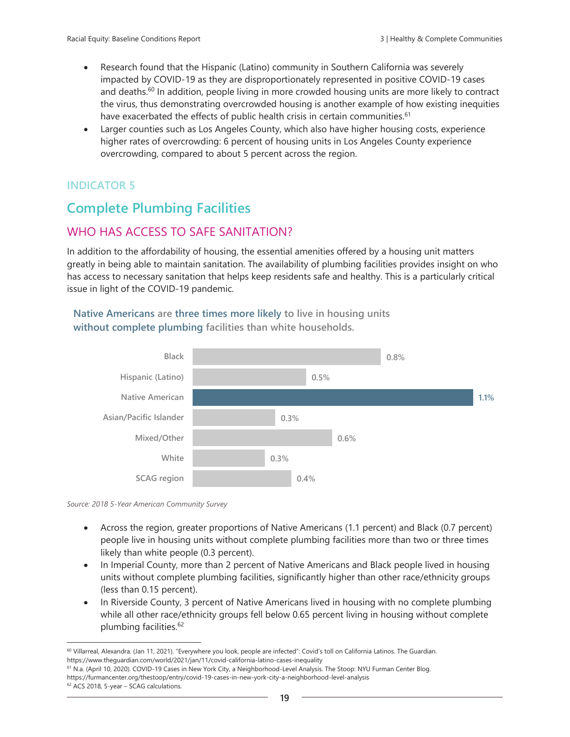- Research found that the Hispanic (Latino) community in Southern California was severely impacted by COVID-19 as they are disproportionately represented in positive COVID-19 cases and deaths.[60] In addition, people living in more crowded housing units are more likely to contract the virus, thus demonstrating overcrowded housing is another example of how existing inequities have exacerbated the effects of public health crisis in certain communities.[61]
- Larger counties such as Los Angeles County, which also have higher housing costs, experience higher rates of overcrowding: 6 percent of housing units in Los Angeles County experience overcrowding, compared to about 5 percent across the region.

### INDICATOR 5

## Complete Plumbing Facilities

### WHO HAS ACCESS TO SAFE SANITATION?

In addition to the affordability of housing, the essential amenities offered by a housing unit matters greatly in being able to maintain sanitation. The availability of plumbing facilities provides insight on who has access to necessary sanitation that helps keep residents safe and healthy. This is a particularly critical issue in light of the COVID-19 pandemic.

**Native Americans are three times more likely to live in housing units without complete plumbing facilities than white households.**

| Group | Percent |
|---|---|
| Black | 0.8% |
| Hispanic (Latino) | 0.5% |
| Native American | 1.1% |
| Asian/Pacific Islander | 0.3% |
| Mixed/Other | 0.6% |
| White | 0.3% |
| SCAG region | 0.4% |

*Source: 2018 5-Year American Community Survey*

- Across the region, greater proportions of Native Americans (1.1 percent) and Black (0.7 percent) people live in housing units without complete plumbing facilities more than two or three times likely than white people (0.3 percent).
- In Imperial County, more than 2 percent of Native Americans and Black people lived in housing units without complete plumbing facilities, significantly higher than other race/ethnicity groups (less than 0.15 percent).
- In Riverside County, 3 percent of Native Americans lived in housing with no complete plumbing while all other race/ethnicity groups fell below 0.65 percent living in housing without complete plumbing facilities.[62]

---

[60] Villarreal, Alexandra. (Jan 11, 2021). "Everywhere you look, people are infected": Covid's toll on California Latinos. The Guardian. https://www.theguardian.com/world/2021/jan/11/covid-california-latino-cases-inequality

[61] N.a. (April 10, 2020). COVID-19 Cases in New York City, a Neighborhood-Level Analysis. The Stoop: NYU Furman Center Blog. https://furmancenter.org/thestoop/entry/covid-19-cases-in-new-york-city-a-neighborhood-level-analysis

[62] ACS 2018, 5-year – SCAG calculations.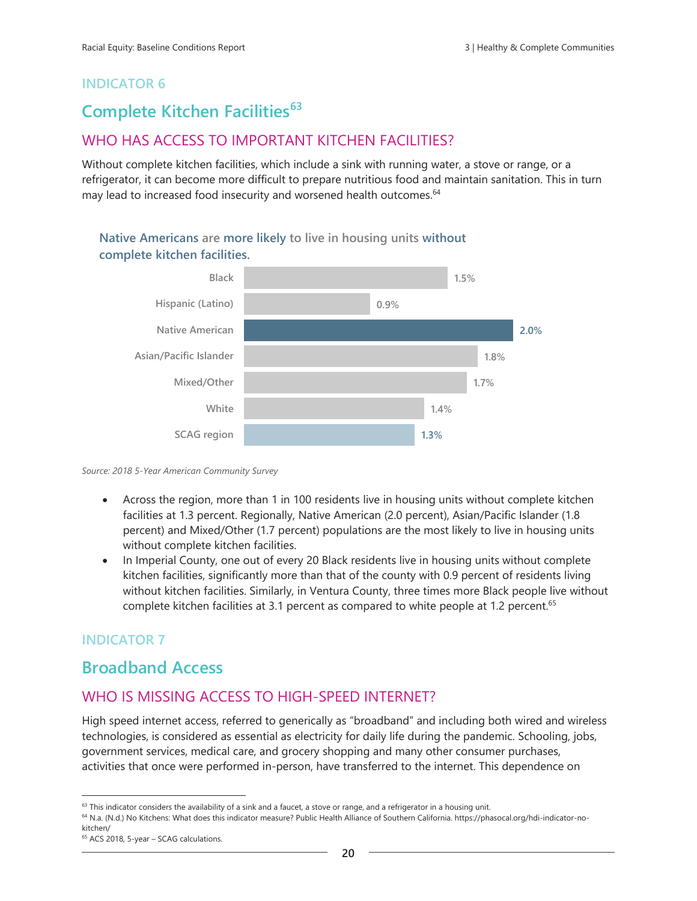### INDICATOR 6

## Complete Kitchen Facilities[63]

### WHO HAS ACCESS TO IMPORTANT KITCHEN FACILITIES?

Without complete kitchen facilities, which include a sink with running water, a stove or range, or a refrigerator, it can become more difficult to prepare nutritious food and maintain sanitation. This in turn may lead to increased food insecurity and worsened health outcomes.[64]

**Native Americans are more likely to live in housing units without complete kitchen facilities.**

| Group | Percent |
| --- | --- |
| Black | 1.5% |
| Hispanic (Latino) | 0.9% |
| Native American | 2.0% |
| Asian/Pacific Islander | 1.8% |
| Mixed/Other | 1.7% |
| White | 1.4% |
| SCAG region | 1.3% |

*Source: 2018 5-Year American Community Survey*

- Across the region, more than 1 in 100 residents live in housing units without complete kitchen facilities at 1.3 percent. Regionally, Native American (2.0 percent), Asian/Pacific Islander (1.8 percent) and Mixed/Other (1.7 percent) populations are the most likely to live in housing units without complete kitchen facilities.
- In Imperial County, one out of every 20 Black residents live in housing units without complete kitchen facilities, significantly more than that of the county with 0.9 percent of residents living without kitchen facilities. Similarly, in Ventura County, three times more Black people live without complete kitchen facilities at 3.1 percent as compared to white people at 1.2 percent.[65]

### INDICATOR 7

## Broadband Access

### WHO IS MISSING ACCESS TO HIGH-SPEED INTERNET?

High speed internet access, referred to generically as "broadband" and including both wired and wireless technologies, is considered as essential as electricity for daily life during the pandemic. Schooling, jobs, government services, medical care, and grocery shopping and many other consumer purchases, activities that once were performed in-person, have transferred to the internet. This dependence on

---

[63] This indicator considers the availability of a sink and a faucet, a stove or range, and a refrigerator in a housing unit.

[64] N.a. (N.d.) No Kitchens: What does this indicator measure? Public Health Alliance of Southern California. https://phasocal.org/hdi-indicator-no-kitchen/

[65] ACS 2018, 5-year – SCAG calculations.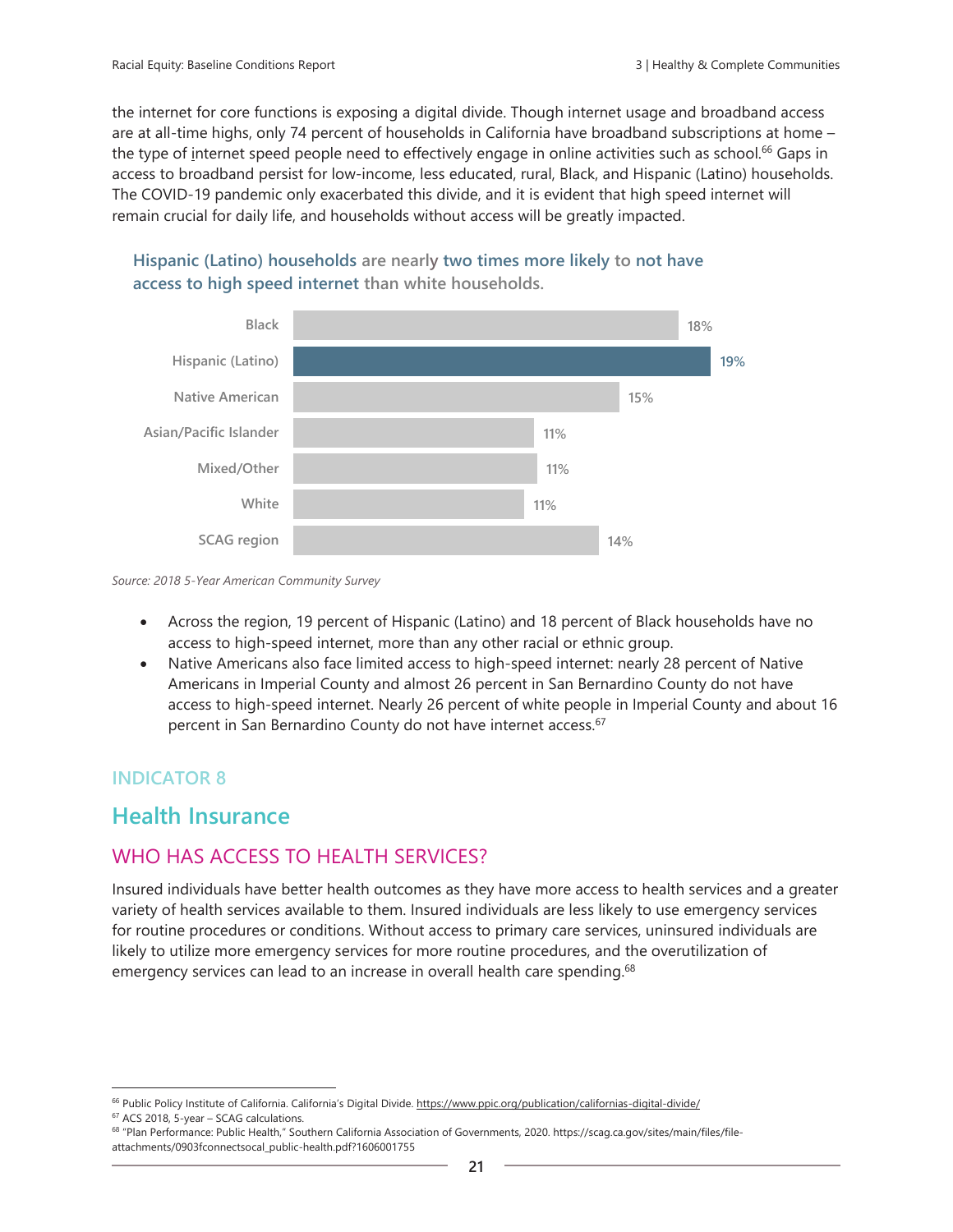the internet for core functions is exposing a digital divide. Though internet usage and broadband access are at all-time highs, only 74 percent of households in California have broadband subscriptions at home – the type of internet speed people need to effectively engage in online activities such as school.[66] Gaps in access to broadband persist for low-income, less educated, rural, Black, and Hispanic (Latino) households. The COVID-19 pandemic only exacerbated this divide, and it is evident that high speed internet will remain crucial for daily life, and households without access will be greatly impacted.

**Hispanic (Latino) households are nearly two times more likely to not have access to high speed internet than white households.**

| Group | Percent |
|---|---|
| Black | 18% |
| Hispanic (Latino) | 19% |
| Native American | 15% |
| Asian/Pacific Islander | 11% |
| Mixed/Other | 11% |
| White | 11% |
| SCAG region | 14% |

*Source: 2018 5-Year American Community Survey*

- Across the region, 19 percent of Hispanic (Latino) and 18 percent of Black households have no access to high-speed internet, more than any other racial or ethnic group.
- Native Americans also face limited access to high-speed internet: nearly 28 percent of Native Americans in Imperial County and almost 26 percent in San Bernardino County do not have access to high-speed internet. Nearly 26 percent of white people in Imperial County and about 16 percent in San Bernardino County do not have internet access.[67]

### INDICATOR 8

## Health Insurance

### WHO HAS ACCESS TO HEALTH SERVICES?

Insured individuals have better health outcomes as they have more access to health services and a greater variety of health services available to them. Insured individuals are less likely to use emergency services for routine procedures or conditions. Without access to primary care services, uninsured individuals are likely to utilize more emergency services for more routine procedures, and the overutilization of emergency services can lead to an increase in overall health care spending.[68]

---

[66] Public Policy Institute of California. California's Digital Divide. https://www.ppic.org/publication/californias-digital-divide/

[67] ACS 2018, 5-year – SCAG calculations.

[68] "Plan Performance: Public Health," Southern California Association of Governments, 2020. https://scag.ca.gov/sites/main/files/file-attachments/0903fconnectsocal_public-health.pdf?1606001755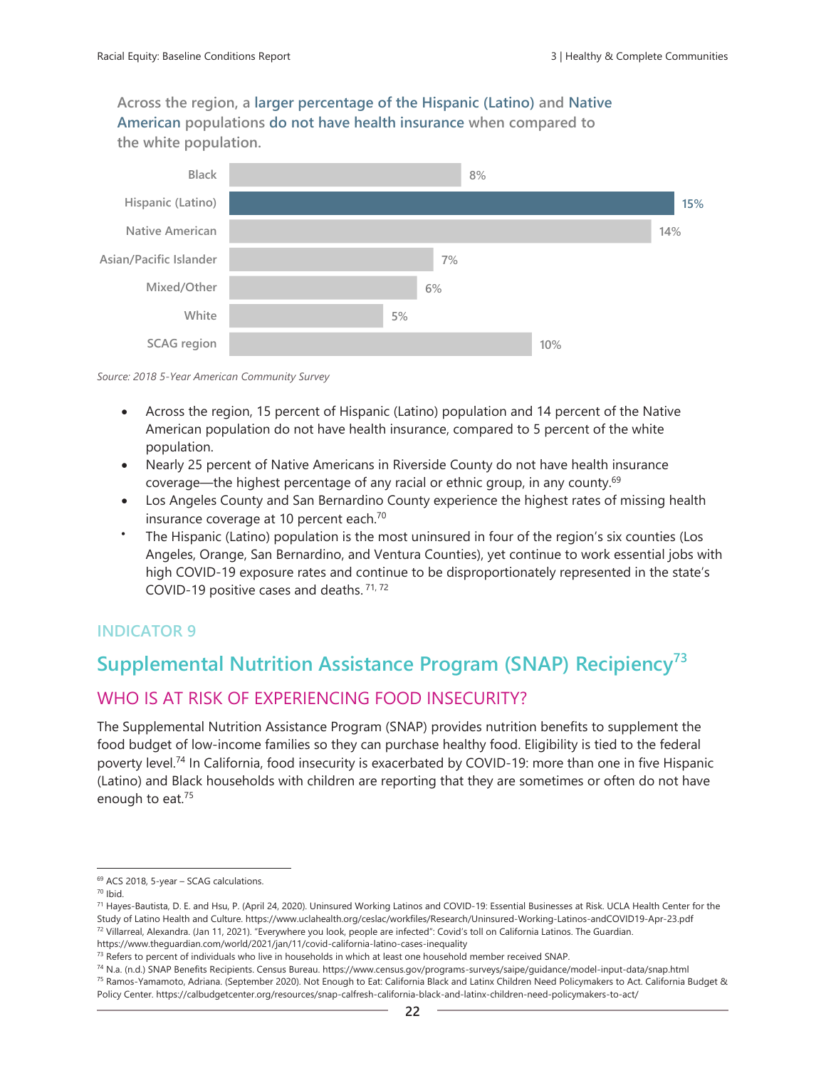**Across the region, a larger percentage of the Hispanic (Latino) and Native American populations do not have health insurance when compared to the white population.**

| Group | Percent |
|---|---|
| Black | 8% |
| Hispanic (Latino) | 15% |
| Native American | 14% |
| Asian/Pacific Islander | 7% |
| Mixed/Other | 6% |
| White | 5% |
| SCAG region | 10% |

*Source: 2018 5-Year American Community Survey*

- Across the region, 15 percent of Hispanic (Latino) population and 14 percent of the Native American population do not have health insurance, compared to 5 percent of the white population.
- Nearly 25 percent of Native Americans in Riverside County do not have health insurance coverage—the highest percentage of any racial or ethnic group, in any county.[69]
- Los Angeles County and San Bernardino County experience the highest rates of missing health insurance coverage at 10 percent each.[70]
- The Hispanic (Latino) population is the most uninsured in four of the region's six counties (Los Angeles, Orange, San Bernardino, and Ventura Counties), yet continue to work essential jobs with high COVID-19 exposure rates and continue to be disproportionately represented in the state's COVID-19 positive cases and deaths. [71, 72]

### INDICATOR 9

## Supplemental Nutrition Assistance Program (SNAP) Recipiency[73]

### WHO IS AT RISK OF EXPERIENCING FOOD INSECURITY?

The Supplemental Nutrition Assistance Program (SNAP) provides nutrition benefits to supplement the food budget of low-income families so they can purchase healthy food. Eligibility is tied to the federal poverty level.[74] In California, food insecurity is exacerbated by COVID-19: more than one in five Hispanic (Latino) and Black households with children are reporting that they are sometimes or often do not have enough to eat.[75]

---

[69] ACS 2018, 5-year – SCAG calculations.

[70] Ibid.

[71] Hayes-Bautista, D. E. and Hsu, P. (April 24, 2020). Uninsured Working Latinos and COVID-19: Essential Businesses at Risk. UCLA Health Center for the Study of Latino Health and Culture. https://www.uclahealth.org/ceslac/workfiles/Research/Uninsured-Working-Latinos-andCOVID19-Apr-23.pdf

[72] Villarreal, Alexandra. (Jan 11, 2021). "Everywhere you look, people are infected": Covid's toll on California Latinos. The Guardian. https://www.theguardian.com/world/2021/jan/11/covid-california-latino-cases-inequality

[73] Refers to percent of individuals who live in households in which at least one household member received SNAP.

[74] N.a. (n.d.) SNAP Benefits Recipients. Census Bureau. https://www.census.gov/programs-surveys/saipe/guidance/model-input-data/snap.html

[75] Ramos-Yamamoto, Adriana. (September 2020). Not Enough to Eat: California Black and Latinx Children Need Policymakers to Act. California Budget & Policy Center. https://calbudgetcenter.org/resources/snap-calfresh-california-black-and-latinx-children-need-policymakers-to-act/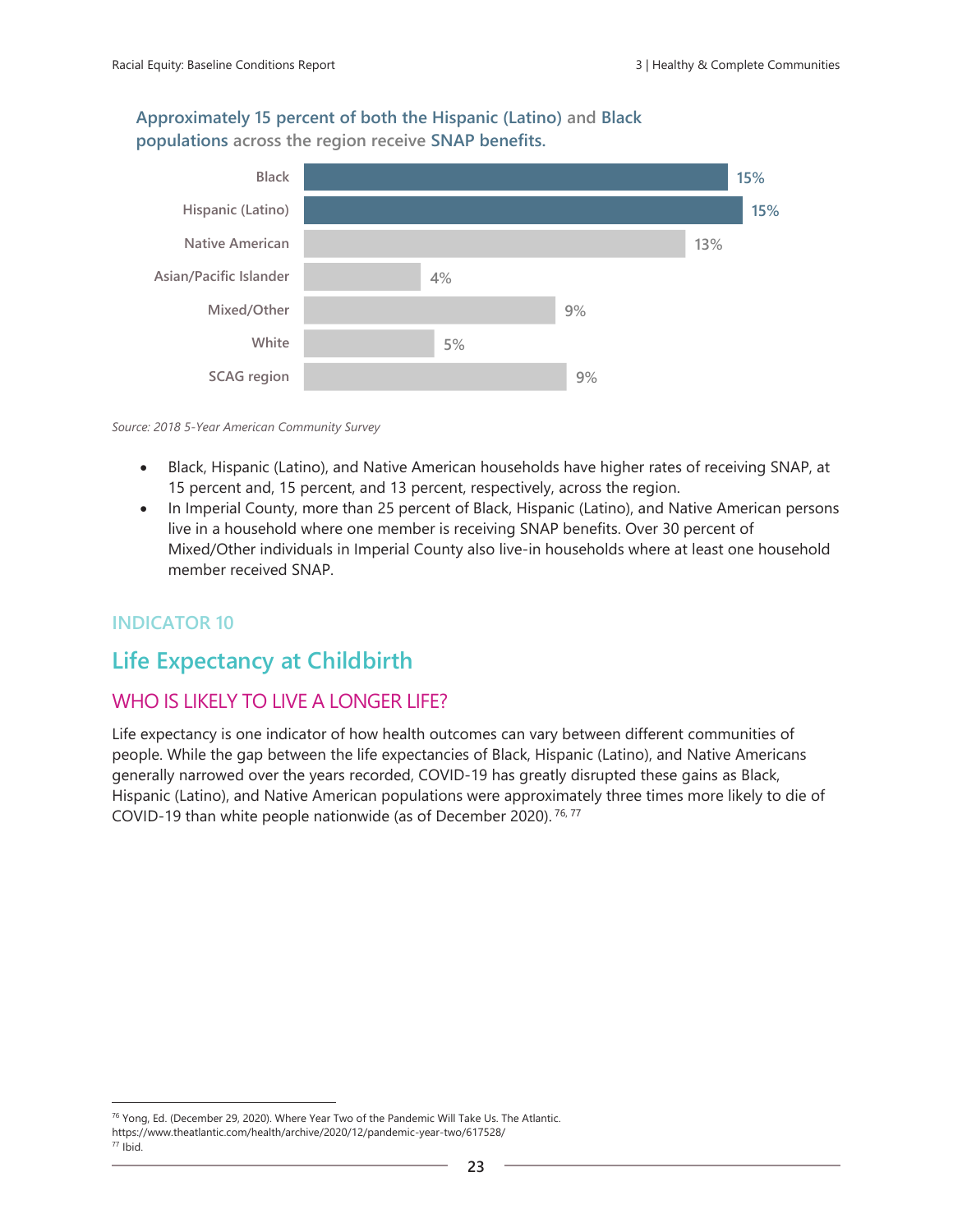**Approximately 15 percent of both the Hispanic (Latino) and Black populations across the region receive SNAP benefits.**

| Group | Percent |
| --- | --- |
| Black | 15% |
| Hispanic (Latino) | 15% |
| Native American | 13% |
| Asian/Pacific Islander | 4% |
| Mixed/Other | 9% |
| White | 5% |
| SCAG region | 9% |

*Source: 2018 5-Year American Community Survey*

- Black, Hispanic (Latino), and Native American households have higher rates of receiving SNAP, at 15 percent and, 15 percent, and 13 percent, respectively, across the region.
- In Imperial County, more than 25 percent of Black, Hispanic (Latino), and Native American persons live in a household where one member is receiving SNAP benefits. Over 30 percent of Mixed/Other individuals in Imperial County also live-in households where at least one household member received SNAP.

### INDICATOR 10

## Life Expectancy at Childbirth

### WHO IS LIKELY TO LIVE A LONGER LIFE?

Life expectancy is one indicator of how health outcomes can vary between different communities of people. While the gap between the life expectancies of Black, Hispanic (Latino), and Native Americans generally narrowed over the years recorded, COVID-19 has greatly disrupted these gains as Black, Hispanic (Latino), and Native American populations were approximately three times more likely to die of COVID-19 than white people nationwide (as of December 2020). [76, 77]

---

[76] Yong, Ed. (December 29, 2020). Where Year Two of the Pandemic Will Take Us. The Atlantic. https://www.theatlantic.com/health/archive/2020/12/pandemic-year-two/617528/

[77] Ibid.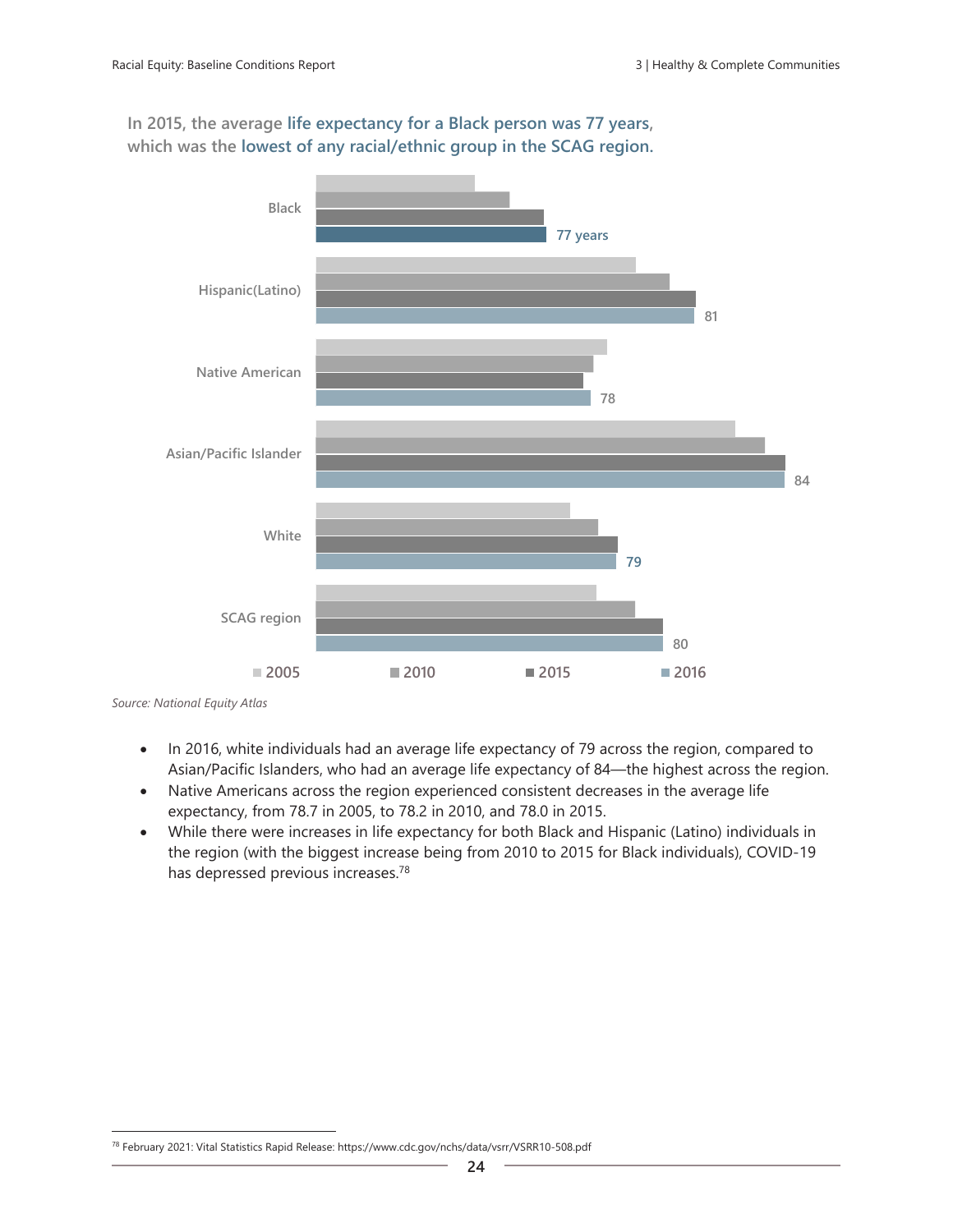**In 2015, the average life expectancy for a Black person was 77 years, which was the lowest of any racial/ethnic group in the SCAG region.**

| | 2005 | 2010 | 2015 | 2016 |
|---|---|---|---|---|
| Black | | | | 77 years |
| Hispanic(Latino) | | | | 81 |
| Native American | | | | 78 |
| Asian/Pacific Islander | | | | 84 |
| White | | | | 79 |
| SCAG region | | | | 80 |

*Source: National Equity Atlas*

- In 2016, white individuals had an average life expectancy of 79 across the region, compared to Asian/Pacific Islanders, who had an average life expectancy of 84—the highest across the region.
- Native Americans across the region experienced consistent decreases in the average life expectancy, from 78.7 in 2005, to 78.2 in 2010, and 78.0 in 2015.
- While there were increases in life expectancy for both Black and Hispanic (Latino) individuals in the region (with the biggest increase being from 2010 to 2015 for Black individuals), COVID-19 has depressed previous increases.[78]

[78] February 2021: Vital Statistics Rapid Release: https://www.cdc.gov/nchs/data/vsrr/VSRR10-508.pdf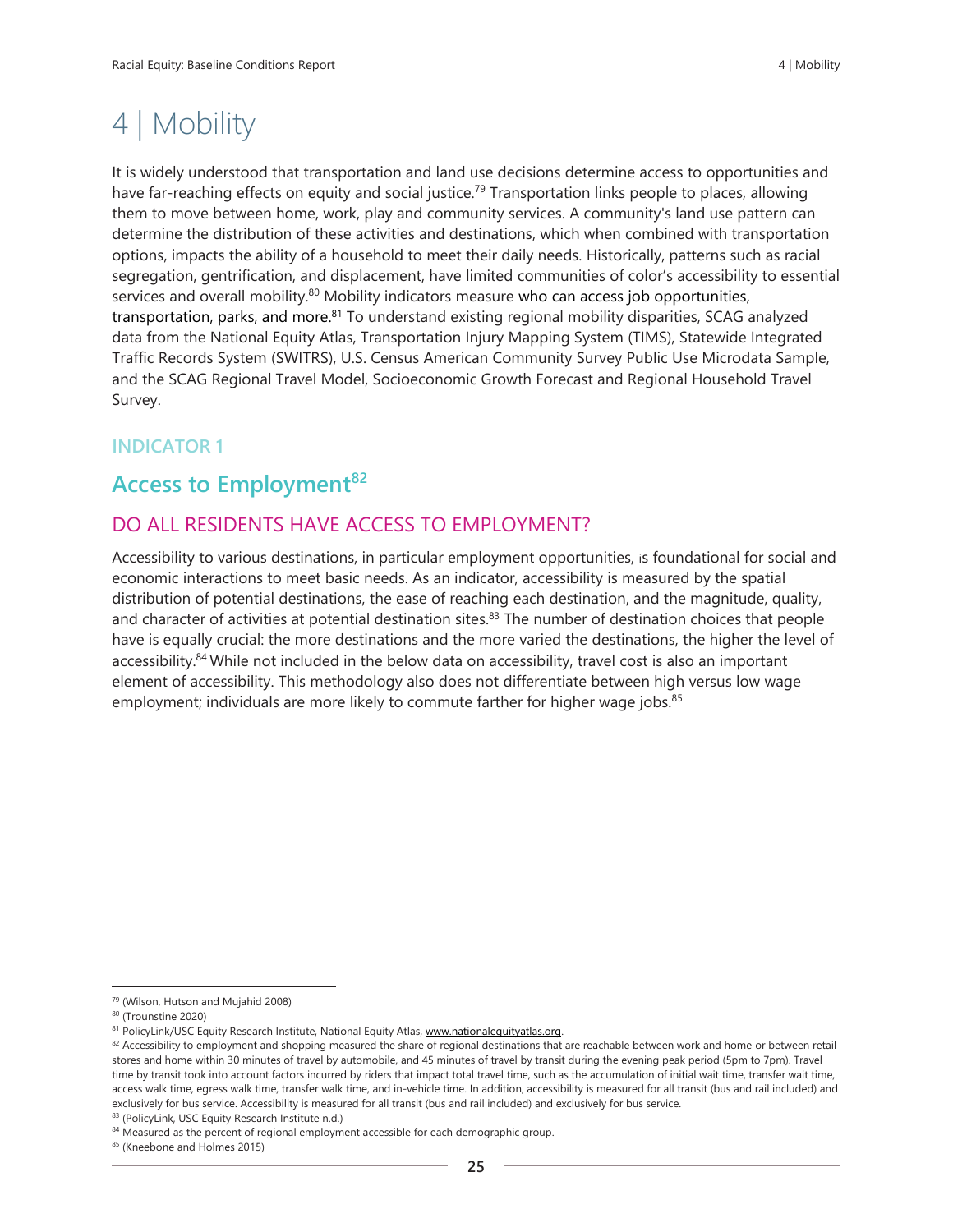# 4 | Mobility

It is widely understood that transportation and land use decisions determine access to opportunities and have far-reaching effects on equity and social justice.[79] Transportation links people to places, allowing them to move between home, work, play and community services. A community's land use pattern can determine the distribution of these activities and destinations, which when combined with transportation options, impacts the ability of a household to meet their daily needs. Historically, patterns such as racial segregation, gentrification, and displacement, have limited communities of color's accessibility to essential services and overall mobility.[80] Mobility indicators measure who can access job opportunities, transportation, parks, and more.[81] To understand existing regional mobility disparities, SCAG analyzed data from the National Equity Atlas, Transportation Injury Mapping System (TIMS), Statewide Integrated Traffic Records System (SWITRS), U.S. Census American Community Survey Public Use Microdata Sample, and the SCAG Regional Travel Model, Socioeconomic Growth Forecast and Regional Household Travel Survey.

**INDICATOR 1**

## Access to Employment[82]

### DO ALL RESIDENTS HAVE ACCESS TO EMPLOYMENT?

Accessibility to various destinations, in particular employment opportunities, is foundational for social and economic interactions to meet basic needs. As an indicator, accessibility is measured by the spatial distribution of potential destinations, the ease of reaching each destination, and the magnitude, quality, and character of activities at potential destination sites.[83] The number of destination choices that people have is equally crucial: the more destinations and the more varied the destinations, the higher the level of accessibility.[84] While not included in the below data on accessibility, travel cost is also an important element of accessibility. This methodology also does not differentiate between high versus low wage employment; individuals are more likely to commute farther for higher wage jobs.[85]

---

[79] (Wilson, Hutson and Mujahid 2008)

[80] (Trounstine 2020)

[81] PolicyLink/USC Equity Research Institute, National Equity Atlas, www.nationalequityatlas.org.

[82] Accessibility to employment and shopping measured the share of regional destinations that are reachable between work and home or between retail stores and home within 30 minutes of travel by automobile, and 45 minutes of travel by transit during the evening peak period (5pm to 7pm). Travel time by transit took into account factors incurred by riders that impact total travel time, such as the accumulation of initial wait time, transfer wait time, access walk time, egress walk time, transfer walk time, and in-vehicle time. In addition, accessibility is measured for all transit (bus and rail included) and exclusively for bus service. Accessibility is measured for all transit (bus and rail included) and exclusively for bus service.

[83] (PolicyLink, USC Equity Research Institute n.d.)

[84] Measured as the percent of regional employment accessible for each demographic group.

[85] (Kneebone and Holmes 2015)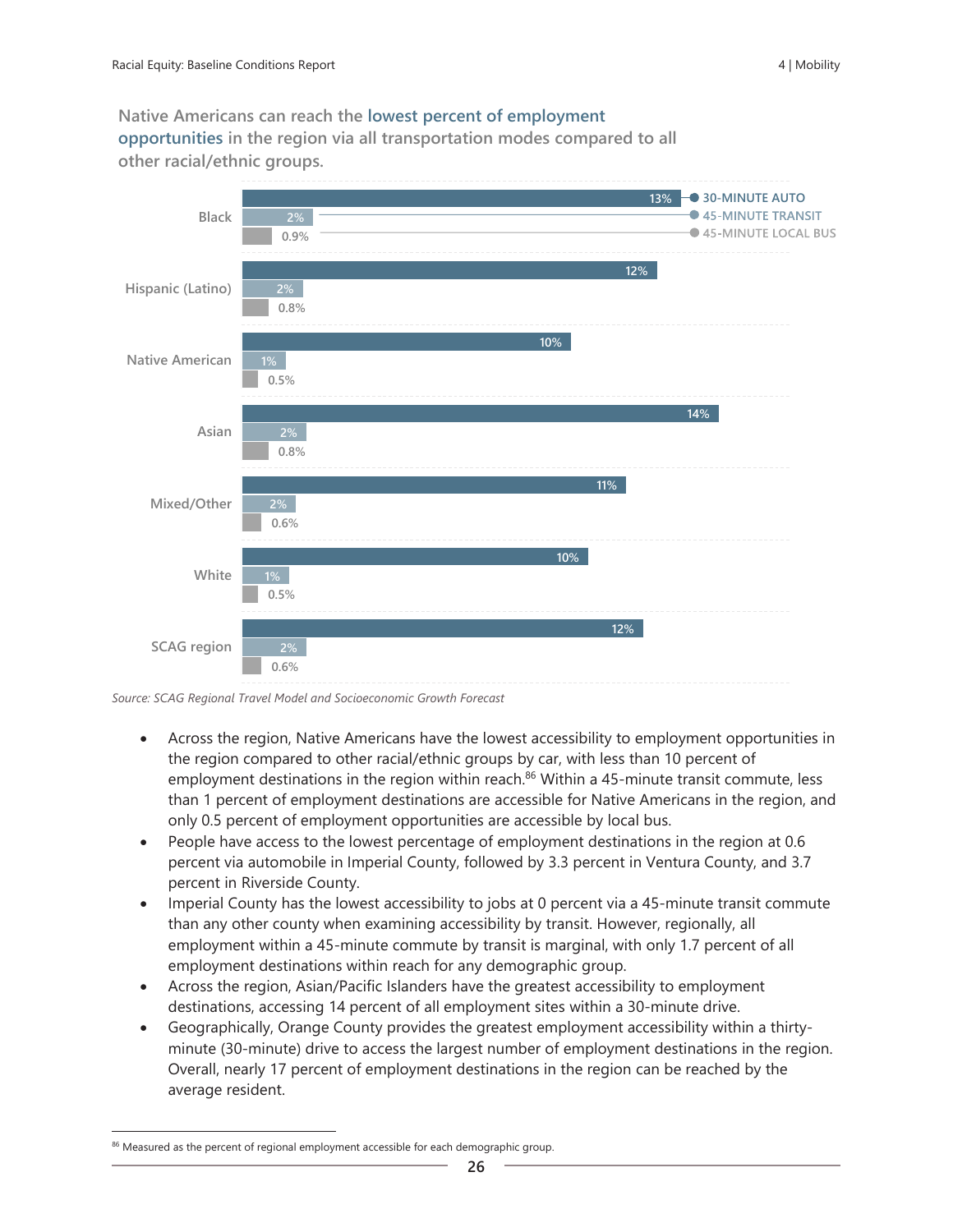**Native Americans can reach the lowest percent of employment opportunities in the region via all transportation modes compared to all other racial/ethnic groups.**

| | 30-Minute Auto | 45-Minute Transit | 45-Minute Local Bus |
|---|---|---|---|
| Black | 13% | 2% | 0.9% |
| Hispanic (Latino) | 12% | 2% | 0.8% |
| Native American | 10% | 1% | 0.5% |
| Asian | 14% | 2% | 0.8% |
| Mixed/Other | 11% | 2% | 0.6% |
| White | 10% | 1% | 0.5% |
| SCAG region | 12% | 2% | 0.6% |

*Source: SCAG Regional Travel Model and Socioeconomic Growth Forecast*

- Across the region, Native Americans have the lowest accessibility to employment opportunities in the region compared to other racial/ethnic groups by car, with less than 10 percent of employment destinations in the region within reach.[86] Within a 45-minute transit commute, less than 1 percent of employment destinations are accessible for Native Americans in the region, and only 0.5 percent of employment opportunities are accessible by local bus.
- People have access to the lowest percentage of employment destinations in the region at 0.6 percent via automobile in Imperial County, followed by 3.3 percent in Ventura County, and 3.7 percent in Riverside County.
- Imperial County has the lowest accessibility to jobs at 0 percent via a 45-minute transit commute than any other county when examining accessibility by transit. However, regionally, all employment within a 45-minute commute by transit is marginal, with only 1.7 percent of all employment destinations within reach for any demographic group.
- Across the region, Asian/Pacific Islanders have the greatest accessibility to employment destinations, accessing 14 percent of all employment sites within a 30-minute drive.
- Geographically, Orange County provides the greatest employment accessibility within a thirty-minute (30-minute) drive to access the largest number of employment destinations in the region. Overall, nearly 17 percent of employment destinations in the region can be reached by the average resident.

[86] Measured as the percent of regional employment accessible for each demographic group.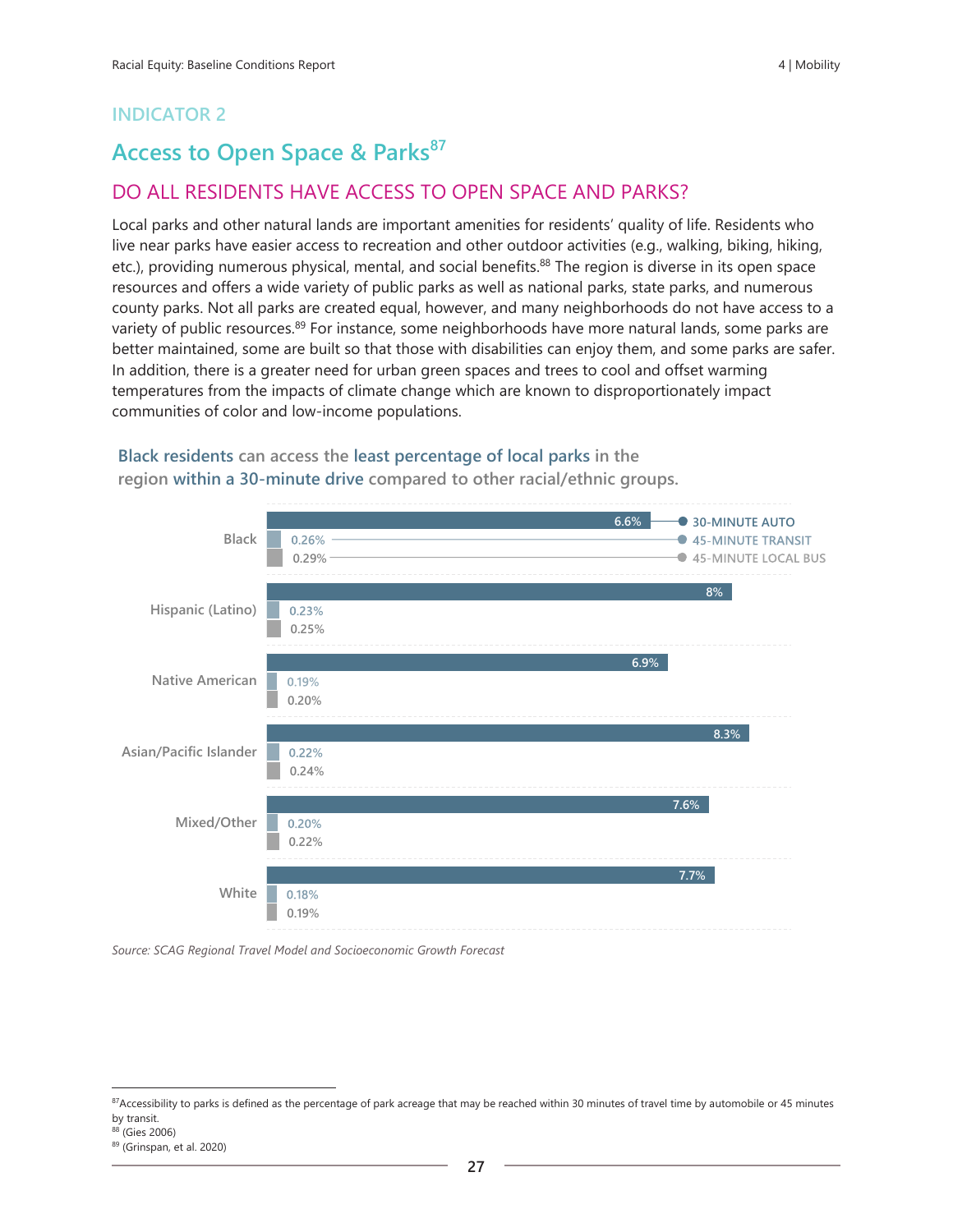## INDICATOR 2

# Access to Open Space & Parks[87]

## DO ALL RESIDENTS HAVE ACCESS TO OPEN SPACE AND PARKS?

Local parks and other natural lands are important amenities for residents' quality of life. Residents who live near parks have easier access to recreation and other outdoor activities (e.g., walking, biking, hiking, etc.), providing numerous physical, mental, and social benefits.[88] The region is diverse in its open space resources and offers a wide variety of public parks as well as national parks, state parks, and numerous county parks. Not all parks are created equal, however, and many neighborhoods do not have access to a variety of public resources.[89] For instance, some neighborhoods have more natural lands, some parks are better maintained, some are built so that those with disabilities can enjoy them, and some parks are safer. In addition, there is a greater need for urban green spaces and trees to cool and offset warming temperatures from the impacts of climate change which are known to disproportionately impact communities of color and low-income populations.

**Black residents can access the least percentage of local parks in the region within a 30-minute drive compared to other racial/ethnic groups.**

| | 30-MINUTE AUTO | 45-MINUTE TRANSIT | 45-MINUTE LOCAL BUS |
|---|---|---|---|
| Black | 6.6% | 0.26% | 0.29% |
| Hispanic (Latino) | 8% | 0.23% | 0.25% |
| Native American | 6.9% | 0.19% | 0.20% |
| Asian/Pacific Islander | 8.3% | 0.22% | 0.24% |
| Mixed/Other | 7.6% | 0.20% | 0.22% |
| White | 7.7% | 0.18% | 0.19% |

*Source: SCAG Regional Travel Model and Socioeconomic Growth Forecast*

---

[87] Accessibility to parks is defined as the percentage of park acreage that may be reached within 30 minutes of travel time by automobile or 45 minutes by transit.

[88] (Gies 2006)

[89] (Grinspan, et al. 2020)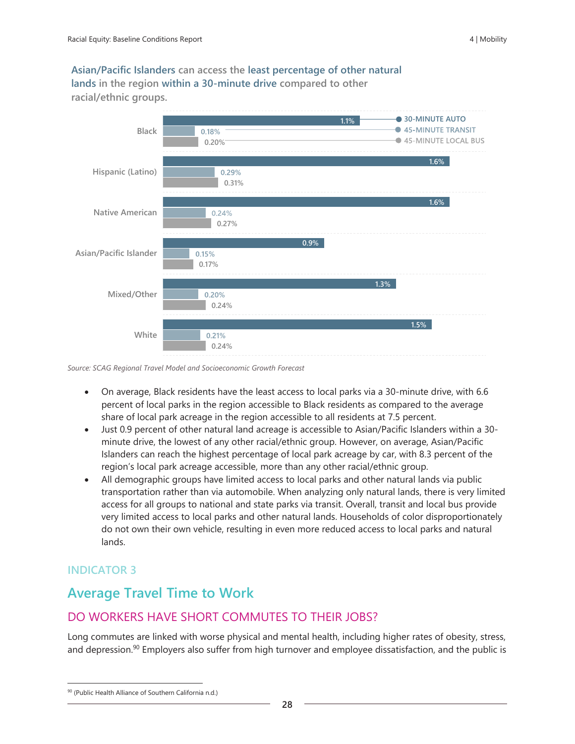**Asian/Pacific Islanders** can access the **least percentage of other natural lands** in the region **within a 30-minute drive** compared to other racial/ethnic groups.

| | 30-MINUTE AUTO | 45-MINUTE TRANSIT | 45-MINUTE LOCAL BUS |
|---|---|---|---|
| Black | 1.1% | 0.18% | 0.20% |
| Hispanic (Latino) | 1.6% | 0.29% | 0.31% |
| Native American | 1.6% | 0.24% | 0.27% |
| Asian/Pacific Islander | 0.9% | 0.15% | 0.17% |
| Mixed/Other | 1.3% | 0.20% | 0.24% |
| White | 1.5% | 0.21% | 0.24% |

*Source: SCAG Regional Travel Model and Socioeconomic Growth Forecast*

- On average, Black residents have the least access to local parks via a 30-minute drive, with 6.6 percent of local parks in the region accessible to Black residents as compared to the average share of local park acreage in the region accessible to all residents at 7.5 percent.
- Just 0.9 percent of other natural land acreage is accessible to Asian/Pacific Islanders within a 30-minute drive, the lowest of any other racial/ethnic group. However, on average, Asian/Pacific Islanders can reach the highest percentage of local park acreage by car, with 8.3 percent of the region's local park acreage accessible, more than any other racial/ethnic group.
- All demographic groups have limited access to local parks and other natural lands via public transportation rather than via automobile. When analyzing only natural lands, there is very limited access for all groups to national and state parks via transit. Overall, transit and local bus provide very limited access to local parks and other natural lands. Households of color disproportionately do not own their own vehicle, resulting in even more reduced access to local parks and natural lands.

### INDICATOR 3

## Average Travel Time to Work

### DO WORKERS HAVE SHORT COMMUTES TO THEIR JOBS?

Long commutes are linked with worse physical and mental health, including higher rates of obesity, stress, and depression.[90] Employers also suffer from high turnover and employee dissatisfaction, and the public is

[90] (Public Health Alliance of Southern California n.d.)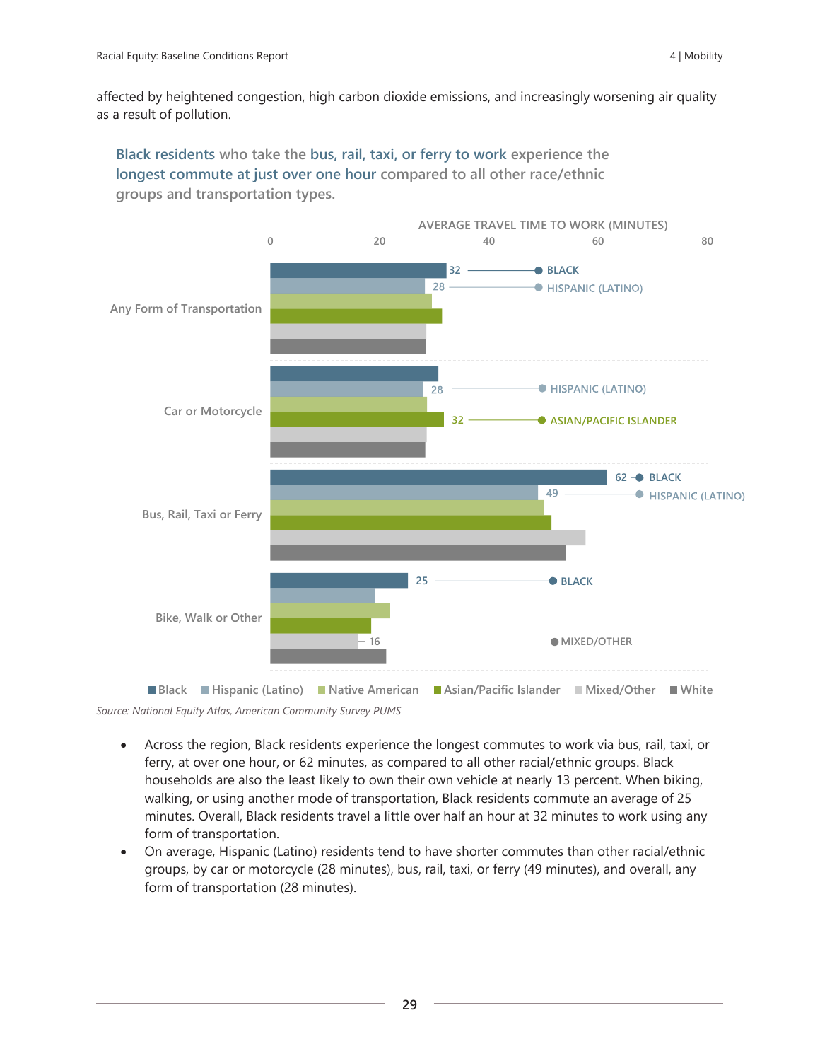affected by heightened congestion, high carbon dioxide emissions, and increasingly worsening air quality as a result of pollution.

**Black residents who take the bus, rail, taxi, or ferry to work experience the longest commute at just over one hour compared to all other race/ethnic groups and transportation types.**

AVERAGE TRAVEL TIME TO WORK (MINUTES)

| | Black | Hispanic (Latino) | Native American | Asian/Pacific Islander | Mixed/Other | White |
|---|---|---|---|---|---|---|
| Any Form of Transportation | 32 | 28 | | | | |
| Car or Motorcycle | | 28 | | 32 | | |
| Bus, Rail, Taxi or Ferry | 62 | 49 | | | | |
| Bike, Walk or Other | 25 | | | | 16 | |

*Source: National Equity Atlas, American Community Survey PUMS*

- Across the region, Black residents experience the longest commutes to work via bus, rail, taxi, or ferry, at over one hour, or 62 minutes, as compared to all other racial/ethnic groups. Black households are also the least likely to own their own vehicle at nearly 13 percent. When biking, walking, or using another mode of transportation, Black residents commute an average of 25 minutes. Overall, Black residents travel a little over half an hour at 32 minutes to work using any form of transportation.
- On average, Hispanic (Latino) residents tend to have shorter commutes than other racial/ethnic groups, by car or motorcycle (28 minutes), bus, rail, taxi, or ferry (49 minutes), and overall, any form of transportation (28 minutes).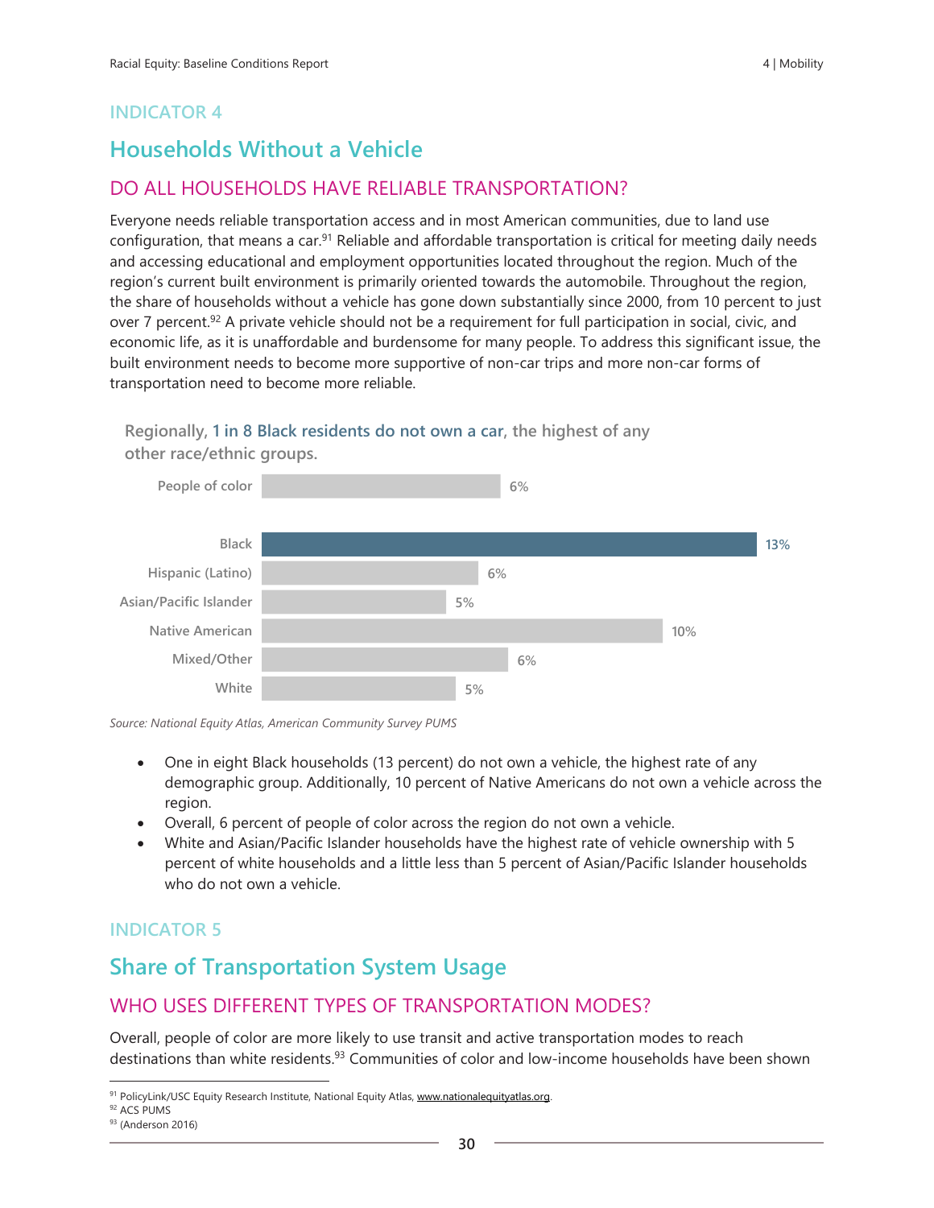## INDICATOR 4

# Households Without a Vehicle

## DO ALL HOUSEHOLDS HAVE RELIABLE TRANSPORTATION?

Everyone needs reliable transportation access and in most American communities, due to land use configuration, that means a car.[91] Reliable and affordable transportation is critical for meeting daily needs and accessing educational and employment opportunities located throughout the region. Much of the region's current built environment is primarily oriented towards the automobile. Throughout the region, the share of households without a vehicle has gone down substantially since 2000, from 10 percent to just over 7 percent.[92] A private vehicle should not be a requirement for full participation in social, civic, and economic life, as it is unaffordable and burdensome for many people. To address this significant issue, the built environment needs to become more supportive of non-car trips and more non-car forms of transportation need to become more reliable.

**Regionally, 1 in 8 Black residents do not own a car, the highest of any other race/ethnic groups.**

| Group | Share without a vehicle |
|---|---|
| People of color | 6% |
| Black | 13% |
| Hispanic (Latino) | 6% |
| Asian/Pacific Islander | 5% |
| Native American | 10% |
| Mixed/Other | 6% |
| White | 5% |

*Source: National Equity Atlas, American Community Survey PUMS*

- One in eight Black households (13 percent) do not own a vehicle, the highest rate of any demographic group. Additionally, 10 percent of Native Americans do not own a vehicle across the region.
- Overall, 6 percent of people of color across the region do not own a vehicle.
- White and Asian/Pacific Islander households have the highest rate of vehicle ownership with 5 percent of white households and a little less than 5 percent of Asian/Pacific Islander households who do not own a vehicle.

## INDICATOR 5

# Share of Transportation System Usage

## WHO USES DIFFERENT TYPES OF TRANSPORTATION MODES?

Overall, people of color are more likely to use transit and active transportation modes to reach destinations than white residents.[93] Communities of color and low-income households have been shown

---

[91] PolicyLink/USC Equity Research Institute, National Equity Atlas, www.nationalequityatlas.org.
[92] ACS PUMS
[93] (Anderson 2016)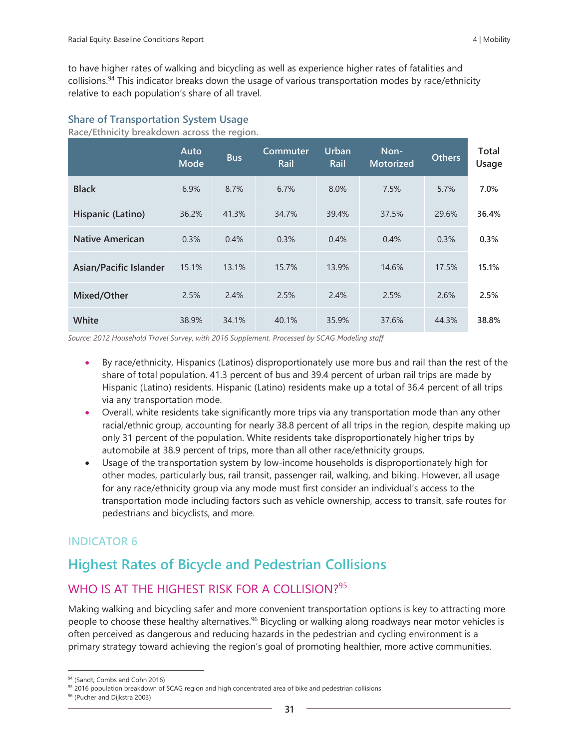to have higher rates of walking and bicycling as well as experience higher rates of fatalities and collisions.[94] This indicator breaks down the usage of various transportation modes by race/ethnicity relative to each population's share of all travel.

### Share of Transportation System Usage

Race/Ethnicity breakdown across the region.

| | Auto Mode | Bus | Commuter Rail | Urban Rail | Non-Motorized | Others | Total Usage |
|---|---|---|---|---|---|---|---|
| **Black** | 6.9% | 8.7% | 6.7% | 8.0% | 7.5% | 5.7% | **7.0%** |
| **Hispanic (Latino)** | 36.2% | 41.3% | 34.7% | 39.4% | 37.5% | 29.6% | **36.4%** |
| **Native American** | 0.3% | 0.4% | 0.3% | 0.4% | 0.4% | 0.3% | **0.3%** |
| **Asian/Pacific Islander** | 15.1% | 13.1% | 15.7% | 13.9% | 14.6% | 17.5% | **15.1%** |
| **Mixed/Other** | 2.5% | 2.4% | 2.5% | 2.4% | 2.5% | 2.6% | **2.5%** |
| **White** | 38.9% | 34.1% | 40.1% | 35.9% | 37.6% | 44.3% | **38.8%** |

*Source: 2012 Household Travel Survey, with 2016 Supplement. Processed by SCAG Modeling staff*

- By race/ethnicity, Hispanics (Latinos) disproportionately use more bus and rail than the rest of the share of total population. 41.3 percent of bus and 39.4 percent of urban rail trips are made by Hispanic (Latino) residents. Hispanic (Latino) residents make up a total of 36.4 percent of all trips via any transportation mode.
- Overall, white residents take significantly more trips via any transportation mode than any other racial/ethnic group, accounting for nearly 38.8 percent of all trips in the region, despite making up only 31 percent of the population. White residents take disproportionately higher trips by automobile at 38.9 percent of trips, more than all other race/ethnicity groups.
- Usage of the transportation system by low-income households is disproportionately high for other modes, particularly bus, rail transit, passenger rail, walking, and biking. However, all usage for any race/ethnicity group via any mode must first consider an individual's access to the transportation mode including factors such as vehicle ownership, access to transit, safe routes for pedestrians and bicyclists, and more.

INDICATOR 6

## Highest Rates of Bicycle and Pedestrian Collisions

### WHO IS AT THE HIGHEST RISK FOR A COLLISION?[95]

Making walking and bicycling safer and more convenient transportation options is key to attracting more people to choose these healthy alternatives.[96] Bicycling or walking along roadways near motor vehicles is often perceived as dangerous and reducing hazards in the pedestrian and cycling environment is a primary strategy toward achieving the region's goal of promoting healthier, more active communities.

[94] (Sandt, Combs and Cohn 2016)
[95] 2016 population breakdown of SCAG region and high concentrated area of bike and pedestrian collisions
[96] (Pucher and Dijkstra 2003)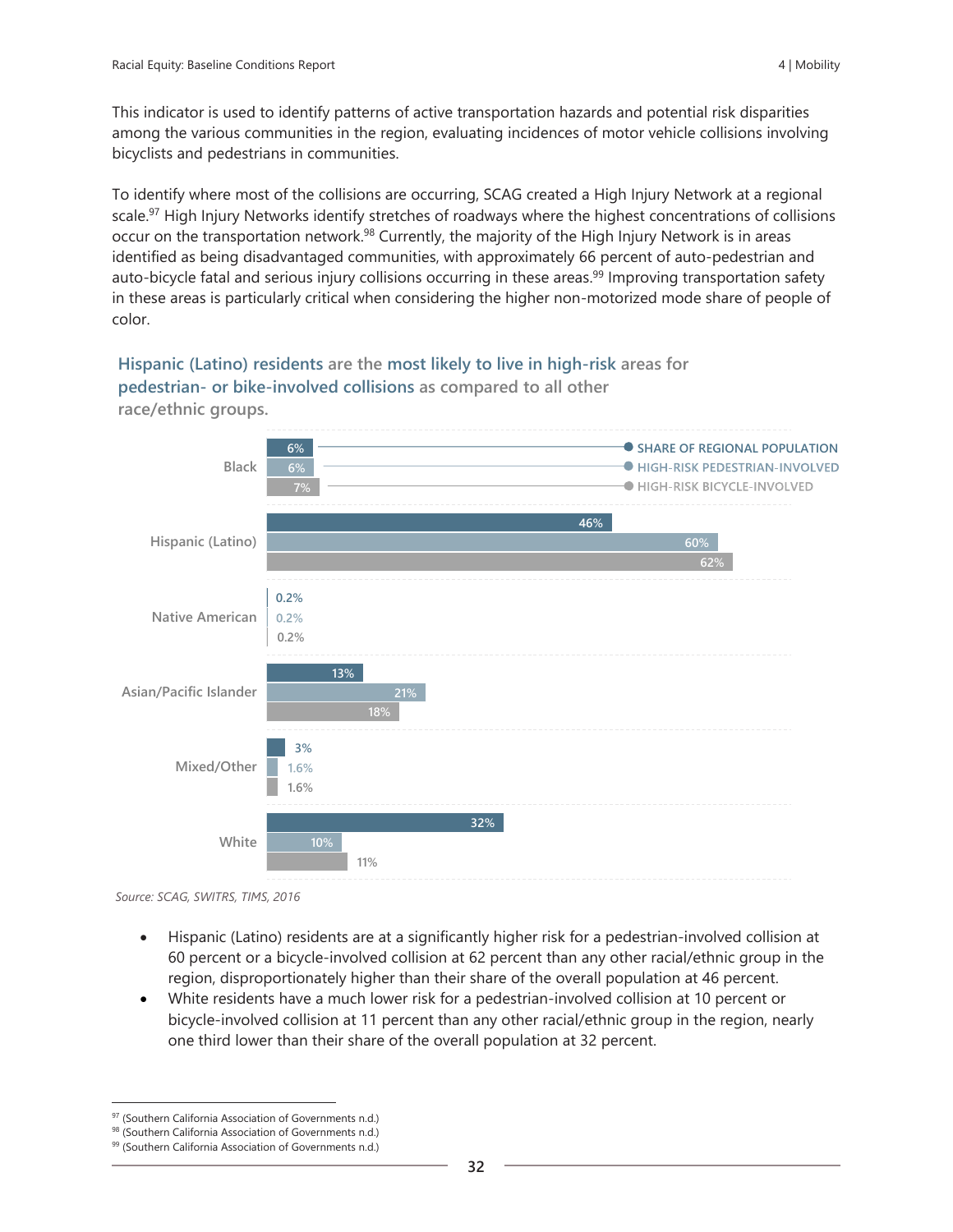This indicator is used to identify patterns of active transportation hazards and potential risk disparities among the various communities in the region, evaluating incidences of motor vehicle collisions involving bicyclists and pedestrians in communities.

To identify where most of the collisions are occurring, SCAG created a High Injury Network at a regional scale.[97] High Injury Networks identify stretches of roadways where the highest concentrations of collisions occur on the transportation network.[98] Currently, the majority of the High Injury Network is in areas identified as being disadvantaged communities, with approximately 66 percent of auto-pedestrian and auto-bicycle fatal and serious injury collisions occurring in these areas.[99] Improving transportation safety in these areas is particularly critical when considering the higher non-motorized mode share of people of color.

**Hispanic (Latino) residents are the most likely to live in high-risk areas for pedestrian- or bike-involved collisions as compared to all other race/ethnic groups.**

| | Share of Regional Population | High-Risk Pedestrian-Involved | High-Risk Bicycle-Involved |
|---|---|---|---|
| Black | 6% | 6% | 7% |
| Hispanic (Latino) | 46% | 60% | 62% |
| Native American | 0.2% | 0.2% | 0.2% |
| Asian/Pacific Islander | 13% | 21% | 18% |
| Mixed/Other | 3% | 1.6% | 1.6% |
| White | 32% | 10% | 11% |

*Source: SCAG, SWITRS, TIMS, 2016*

- Hispanic (Latino) residents are at a significantly higher risk for a pedestrian-involved collision at 60 percent or a bicycle-involved collision at 62 percent than any other racial/ethnic group in the region, disproportionately higher than their share of the overall population at 46 percent.
- White residents have a much lower risk for a pedestrian-involved collision at 10 percent or bicycle-involved collision at 11 percent than any other racial/ethnic group in the region, nearly one third lower than their share of the overall population at 32 percent.

[97] (Southern California Association of Governments n.d.)
[98] (Southern California Association of Governments n.d.)
[99] (Southern California Association of Governments n.d.)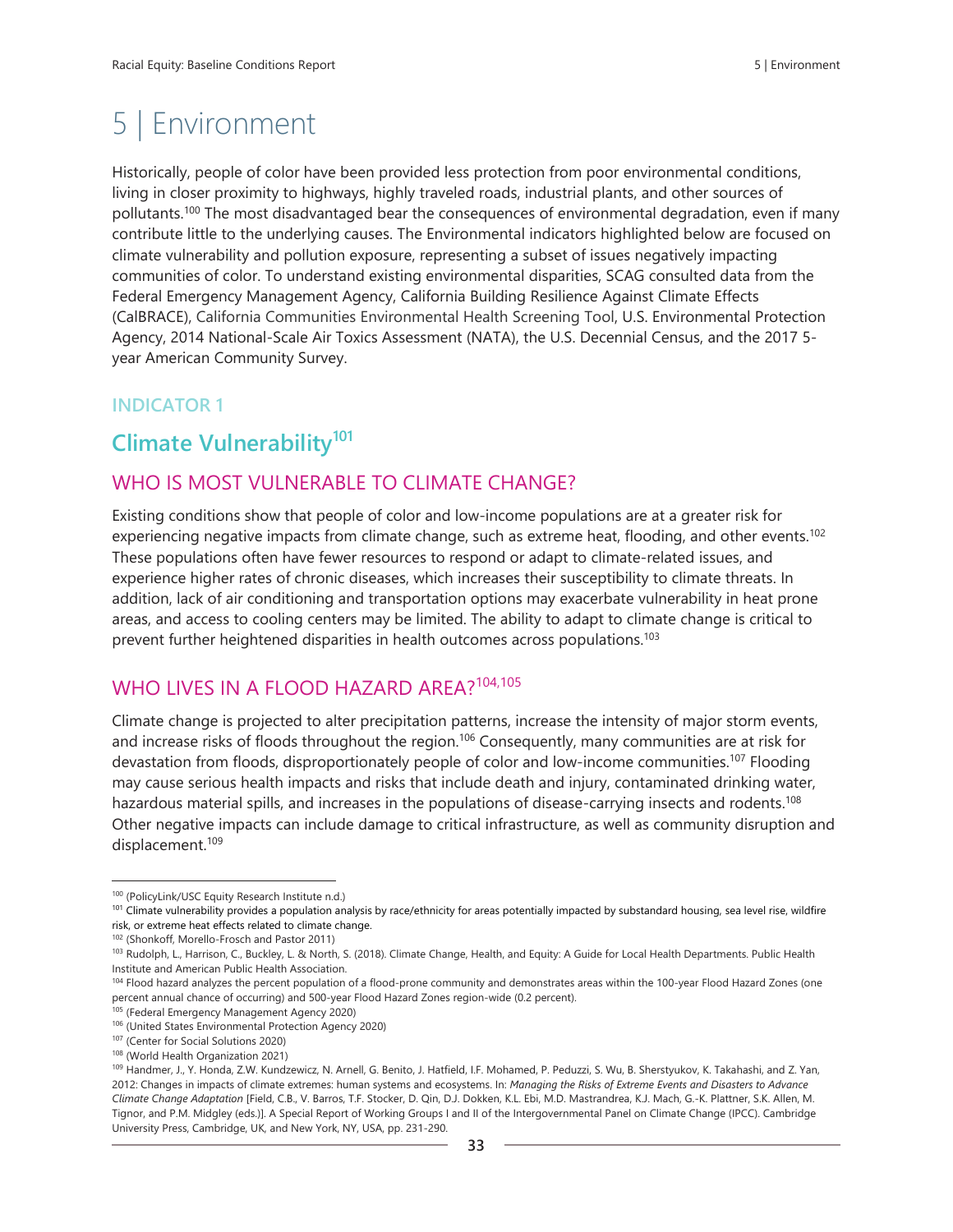# 5 | Environment

Historically, people of color have been provided less protection from poor environmental conditions, living in closer proximity to highways, highly traveled roads, industrial plants, and other sources of pollutants.[100] The most disadvantaged bear the consequences of environmental degradation, even if many contribute little to the underlying causes. The Environmental indicators highlighted below are focused on climate vulnerability and pollution exposure, representing a subset of issues negatively impacting communities of color. To understand existing environmental disparities, SCAG consulted data from the Federal Emergency Management Agency, California Building Resilience Against Climate Effects (CalBRACE), California Communities Environmental Health Screening Tool, U.S. Environmental Protection Agency, 2014 National-Scale Air Toxics Assessment (NATA), the U.S. Decennial Census, and the 2017 5-year American Community Survey.

**INDICATOR 1**

## Climate Vulnerability[101]

### WHO IS MOST VULNERABLE TO CLIMATE CHANGE?

Existing conditions show that people of color and low-income populations are at a greater risk for experiencing negative impacts from climate change, such as extreme heat, flooding, and other events.[102] These populations often have fewer resources to respond or adapt to climate-related issues, and experience higher rates of chronic diseases, which increases their susceptibility to climate threats. In addition, lack of air conditioning and transportation options may exacerbate vulnerability in heat prone areas, and access to cooling centers may be limited. The ability to adapt to climate change is critical to prevent further heightened disparities in health outcomes across populations.[103]

### WHO LIVES IN A FLOOD HAZARD AREA?[104,105]

Climate change is projected to alter precipitation patterns, increase the intensity of major storm events, and increase risks of floods throughout the region.[106] Consequently, many communities are at risk for devastation from floods, disproportionately people of color and low-income communities.[107] Flooding may cause serious health impacts and risks that include death and injury, contaminated drinking water, hazardous material spills, and increases in the populations of disease-carrying insects and rodents.[108] Other negative impacts can include damage to critical infrastructure, as well as community disruption and displacement.[109]

---

[100] (PolicyLink/USC Equity Research Institute n.d.)

[101] Climate vulnerability provides a population analysis by race/ethnicity for areas potentially impacted by substandard housing, sea level rise, wildfire risk, or extreme heat effects related to climate change.

[102] (Shonkoff, Morello-Frosch and Pastor 2011)

[103] Rudolph, L., Harrison, C., Buckley, L. & North, S. (2018). Climate Change, Health, and Equity: A Guide for Local Health Departments. Public Health Institute and American Public Health Association.

[104] Flood hazard analyzes the percent population of a flood-prone community and demonstrates areas within the 100-year Flood Hazard Zones (one percent annual chance of occurring) and 500-year Flood Hazard Zones region-wide (0.2 percent).

[105] (Federal Emergency Management Agency 2020)

[106] (United States Environmental Protection Agency 2020)

[107] (Center for Social Solutions 2020)

[108] (World Health Organization 2021)

[109] Handmer, J., Y. Honda, Z.W. Kundzewicz, N. Arnell, G. Benito, J. Hatfield, I.F. Mohamed, P. Peduzzi, S. Wu, B. Sherstyukov, K. Takahashi, and Z. Yan, 2012: Changes in impacts of climate extremes: human systems and ecosystems. In: *Managing the Risks of Extreme Events and Disasters to Advance Climate Change Adaptation* [Field, C.B., V. Barros, T.F. Stocker, D. Qin, D.J. Dokken, K.L. Ebi, M.D. Mastrandrea, K.J. Mach, G.-K. Plattner, S.K. Allen, M. Tignor, and P.M. Midgley (eds.)]. A Special Report of Working Groups I and II of the Intergovernmental Panel on Climate Change (IPCC). Cambridge University Press, Cambridge, UK, and New York, NY, USA, pp. 231-290.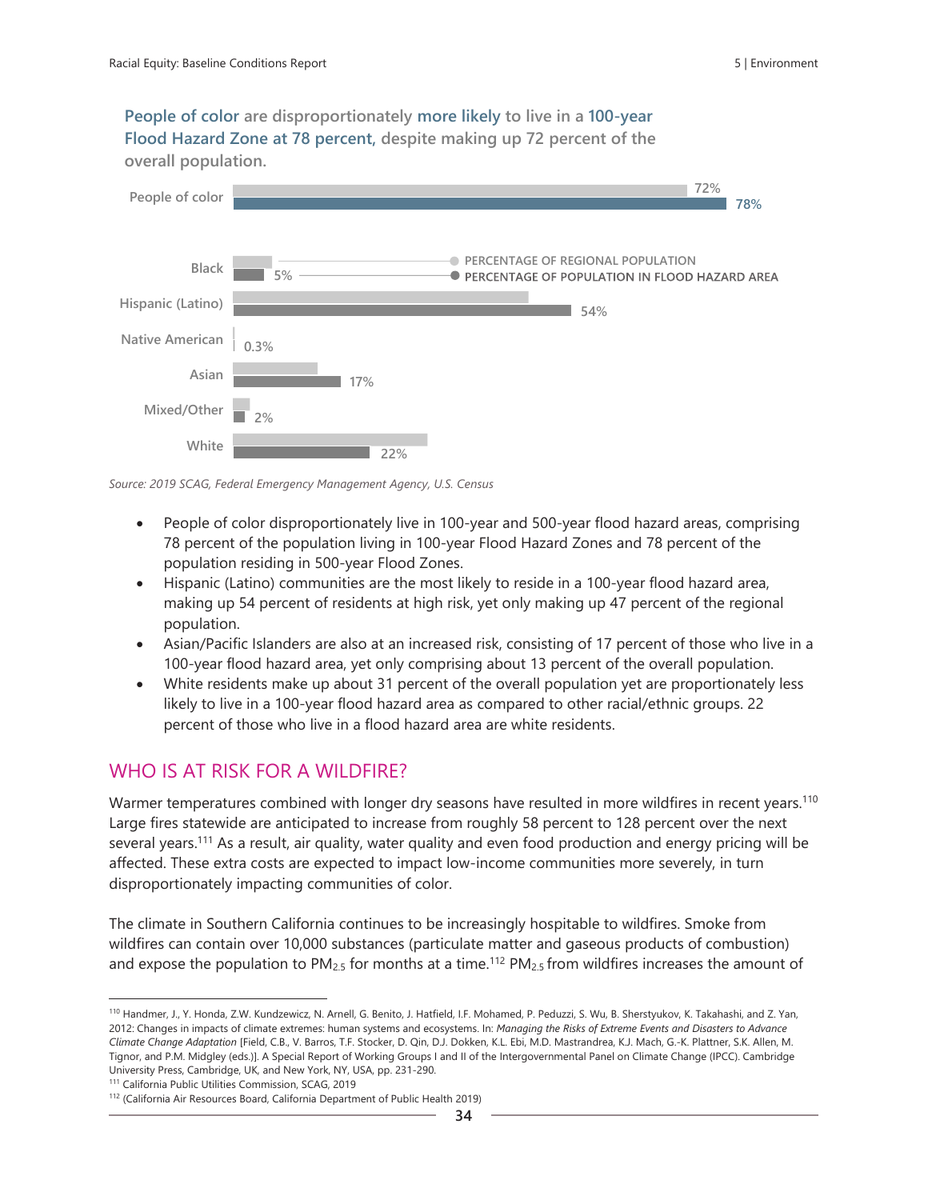**People of color are disproportionately more likely to live in a 100-year Flood Hazard Zone at 78 percent, despite making up 72 percent of the overall population.**

| | Percentage of Regional Population | Percentage of Population in Flood Hazard Area |
|---|---|---|
| People of color | 72% | 78% |
| Black | | 5% |
| Hispanic (Latino) | | 54% |
| Native American | | 0.3% |
| Asian | | 17% |
| Mixed/Other | | 2% |
| White | | 22% |

*Source: 2019 SCAG, Federal Emergency Management Agency, U.S. Census*

- People of color disproportionately live in 100-year and 500-year flood hazard areas, comprising 78 percent of the population living in 100-year Flood Hazard Zones and 78 percent of the population residing in 500-year Flood Zones.
- Hispanic (Latino) communities are the most likely to reside in a 100-year flood hazard area, making up 54 percent of residents at high risk, yet only making up 47 percent of the regional population.
- Asian/Pacific Islanders are also at an increased risk, consisting of 17 percent of those who live in a 100-year flood hazard area, yet only comprising about 13 percent of the overall population.
- White residents make up about 31 percent of the overall population yet are proportionately less likely to live in a 100-year flood hazard area as compared to other racial/ethnic groups. 22 percent of those who live in a flood hazard area are white residents.

## WHO IS AT RISK FOR A WILDFIRE?

Warmer temperatures combined with longer dry seasons have resulted in more wildfires in recent years.[110] Large fires statewide are anticipated to increase from roughly 58 percent to 128 percent over the next several years.[111] As a result, air quality, water quality and even food production and energy pricing will be affected. These extra costs are expected to impact low-income communities more severely, in turn disproportionately impacting communities of color.

The climate in Southern California continues to be increasingly hospitable to wildfires. Smoke from wildfires can contain over 10,000 substances (particulate matter and gaseous products of combustion) and expose the population to $PM_{2.5}$ for months at a time.[112] $PM_{2.5}$ from wildfires increases the amount of

---

[110] Handmer, J., Y. Honda, Z.W. Kundzewicz, N. Arnell, G. Benito, J. Hatfield, I.F. Mohamed, P. Peduzzi, S. Wu, B. Sherstyukov, K. Takahashi, and Z. Yan, 2012: Changes in impacts of climate extremes: human systems and ecosystems. In: *Managing the Risks of Extreme Events and Disasters to Advance Climate Change Adaptation* [Field, C.B., V. Barros, T.F. Stocker, D. Qin, D.J. Dokken, K.L. Ebi, M.D. Mastrandrea, K.J. Mach, G.-K. Plattner, S.K. Allen, M. Tignor, and P.M. Midgley (eds.)]. A Special Report of Working Groups I and II of the Intergovernmental Panel on Climate Change (IPCC). Cambridge University Press, Cambridge, UK, and New York, NY, USA, pp. 231-290.

[111] California Public Utilities Commission, SCAG, 2019

[112] (California Air Resources Board, California Department of Public Health 2019)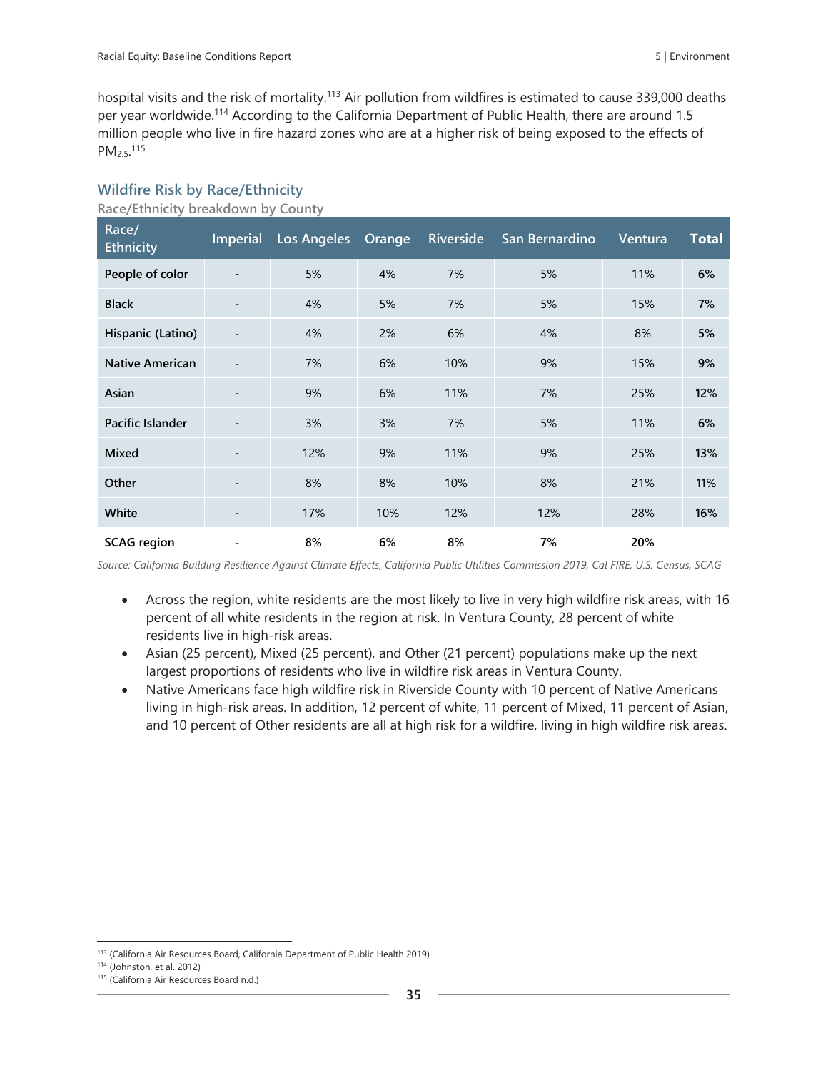hospital visits and the risk of mortality.[113] Air pollution from wildfires is estimated to cause 339,000 deaths per year worldwide.[114] According to the California Department of Public Health, there are around 1.5 million people who live in fire hazard zones who are at a higher risk of being exposed to the effects of $PM_{2.5}$.[115]

### Wildfire Risk by Race/Ethnicity

**Race/Ethnicity breakdown by County**

| Race/ Ethnicity | Imperial | Los Angeles | Orange | Riverside | San Bernardino | Ventura | Total |
|---|---|---|---|---|---|---|---|
| **People of color** | - | 5% | 4% | 7% | 5% | 11% | **6%** |
| **Black** | - | 4% | 5% | 7% | 5% | 15% | **7%** |
| **Hispanic (Latino)** | - | 4% | 2% | 6% | 4% | 8% | **5%** |
| **Native American** | - | 7% | 6% | 10% | 9% | 15% | **9%** |
| **Asian** | - | 9% | 6% | 11% | 7% | 25% | **12%** |
| **Pacific Islander** | - | 3% | 3% | 7% | 5% | 11% | **6%** |
| **Mixed** | - | 12% | 9% | 11% | 9% | 25% | **13%** |
| **Other** | - | 8% | 8% | 10% | 8% | 21% | **11%** |
| **White** | - | 17% | 10% | 12% | 12% | 28% | **16%** |
| **SCAG region** | - | **8%** | **6%** | **8%** | **7%** | **20%** | |

*Source: California Building Resilience Against Climate Effects, California Public Utilities Commission 2019, Cal FIRE, U.S. Census, SCAG*

- Across the region, white residents are the most likely to live in very high wildfire risk areas, with 16 percent of all white residents in the region at risk. In Ventura County, 28 percent of white residents live in high-risk areas.
- Asian (25 percent), Mixed (25 percent), and Other (21 percent) populations make up the next largest proportions of residents who live in wildfire risk areas in Ventura County.
- Native Americans face high wildfire risk in Riverside County with 10 percent of Native Americans living in high-risk areas. In addition, 12 percent of white, 11 percent of Mixed, 11 percent of Asian, and 10 percent of Other residents are all at high risk for a wildfire, living in high wildfire risk areas.

[113] (California Air Resources Board, California Department of Public Health 2019)
[114] (Johnston, et al. 2012)
[115] (California Air Resources Board n.d.)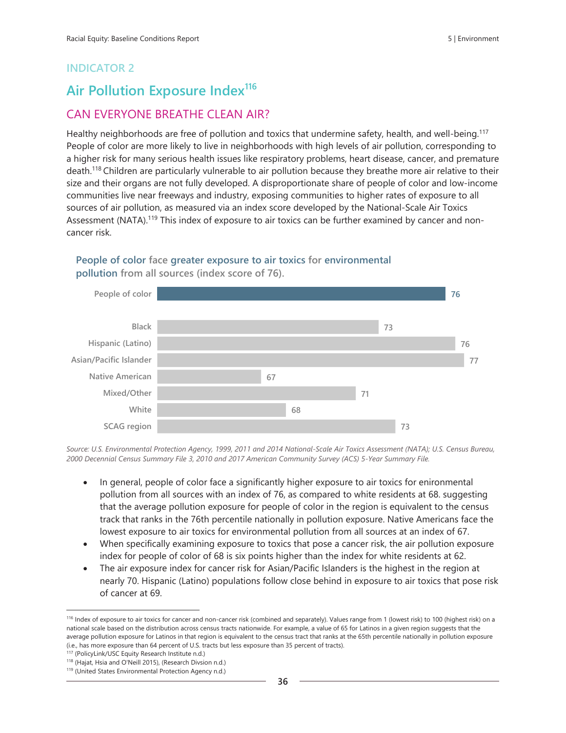## INDICATOR 2

# Air Pollution Exposure Index[116]

## CAN EVERYONE BREATHE CLEAN AIR?

Healthy neighborhoods are free of pollution and toxics that undermine safety, health, and well-being.[117] People of color are more likely to live in neighborhoods with high levels of air pollution, corresponding to a higher risk for many serious health issues like respiratory problems, heart disease, cancer, and premature death.[118] Children are particularly vulnerable to air pollution because they breathe more air relative to their size and their organs are not fully developed. A disproportionate share of people of color and low-income communities live near freeways and industry, exposing communities to higher rates of exposure to all sources of air pollution, as measured via an index score developed by the National-Scale Air Toxics Assessment (NATA).[119] This index of exposure to air toxics can be further examined by cancer and non-cancer risk.

**People of color face greater exposure to air toxics for environmental pollution from all sources (index score of 76).**

| Group | Index score |
| --- | --- |
| People of color | 76 |
| Black | 73 |
| Hispanic (Latino) | 76 |
| Asian/Pacific Islander | 77 |
| Native American | 67 |
| Mixed/Other | 71 |
| White | 68 |
| SCAG region | 73 |

*Source: U.S. Environmental Protection Agency, 1999, 2011 and 2014 National-Scale Air Toxics Assessment (NATA); U.S. Census Bureau, 2000 Decennial Census Summary File 3, 2010 and 2017 American Community Survey (ACS) 5-Year Summary File.*

- In general, people of color face a significantly higher exposure to air toxics for enironmental pollution from all sources with an index of 76, as compared to white residents at 68. suggesting that the average pollution exposure for people of color in the region is equivalent to the census track that ranks in the 76th percentile nationally in pollution exposure. Native Americans face the lowest exposure to air toxics for environmental pollution from all sources at an index of 67.
- When specifically examining exposure to toxics that pose a cancer risk, the air pollution exposure index for people of color of 68 is six points higher than the index for white residents at 62.
- The air exposure index for cancer risk for Asian/Pacific Islanders is the highest in the region at nearly 70. Hispanic (Latino) populations follow close behind in exposure to air toxics that pose risk of cancer at 69.

---

[116] Index of exposure to air toxics for cancer and non-cancer risk (combined and separately). Values range from 1 (lowest risk) to 100 (highest risk) on a national scale based on the distribution across census tracts nationwide. For example, a value of 65 for Latinos in a given region suggests that the average pollution exposure for Latinos in that region is equivalent to the census tract that ranks at the 65th percentile nationally in pollution exposure (i.e., has more exposure than 64 percent of U.S. tracts but less exposure than 35 percent of tracts).

[117] (PolicyLink/USC Equity Research Institute n.d.)

[118] (Hajat, Hsia and O'Neill 2015), (Research Divsion n.d.)

[119] (United States Environmental Protection Agency n.d.)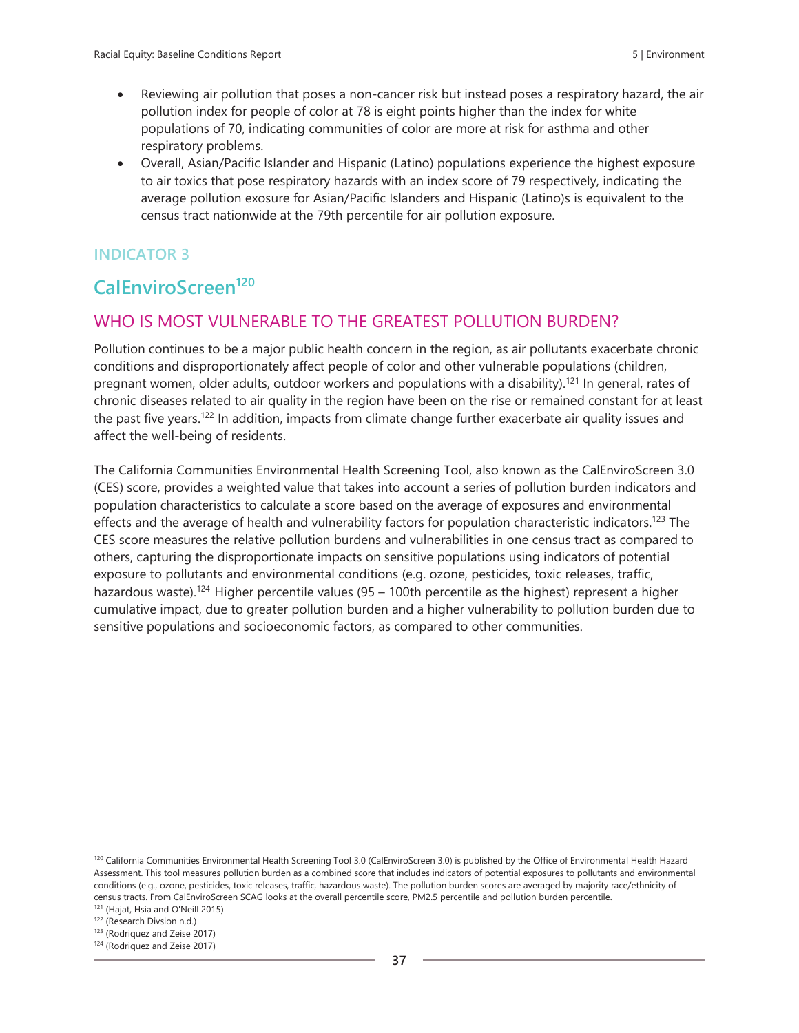- Reviewing air pollution that poses a non-cancer risk but instead poses a respiratory hazard, the air pollution index for people of color at 78 is eight points higher than the index for white populations of 70, indicating communities of color are more at risk for asthma and other respiratory problems.
- Overall, Asian/Pacific Islander and Hispanic (Latino) populations experience the highest exposure to air toxics that pose respiratory hazards with an index score of 79 respectively, indicating the average pollution exosure for Asian/Pacific Islanders and Hispanic (Latino)s is equivalent to the census tract nationwide at the 79th percentile for air pollution exposure.

### INDICATOR 3

## CalEnviroScreen[120]

### WHO IS MOST VULNERABLE TO THE GREATEST POLLUTION BURDEN?

Pollution continues to be a major public health concern in the region, as air pollutants exacerbate chronic conditions and disproportionately affect people of color and other vulnerable populations (children, pregnant women, older adults, outdoor workers and populations with a disability).[121] In general, rates of chronic diseases related to air quality in the region have been on the rise or remained constant for at least the past five years.[122] In addition, impacts from climate change further exacerbate air quality issues and affect the well-being of residents.

The California Communities Environmental Health Screening Tool, also known as the CalEnviroScreen 3.0 (CES) score, provides a weighted value that takes into account a series of pollution burden indicators and population characteristics to calculate a score based on the average of exposures and environmental effects and the average of health and vulnerability factors for population characteristic indicators.[123] The CES score measures the relative pollution burdens and vulnerabilities in one census tract as compared to others, capturing the disproportionate impacts on sensitive populations using indicators of potential exposure to pollutants and environmental conditions (e.g. ozone, pesticides, toxic releases, traffic, hazardous waste).[124] Higher percentile values (95 – 100th percentile as the highest) represent a higher cumulative impact, due to greater pollution burden and a higher vulnerability to pollution burden due to sensitive populations and socioeconomic factors, as compared to other communities.

---

[120] California Communities Environmental Health Screening Tool 3.0 (CalEnviroScreen 3.0) is published by the Office of Environmental Health Hazard Assessment. This tool measures pollution burden as a combined score that includes indicators of potential exposures to pollutants and environmental conditions (e.g., ozone, pesticides, toxic releases, traffic, hazardous waste). The pollution burden scores are averaged by majority race/ethnicity of census tracts. From CalEnviroScreen SCAG looks at the overall percentile score, PM2.5 percentile and pollution burden percentile.

[121] (Hajat, Hsia and O'Neill 2015)

[122] (Research Divsion n.d.)

[123] (Rodriquez and Zeise 2017)

[124] (Rodriquez and Zeise 2017)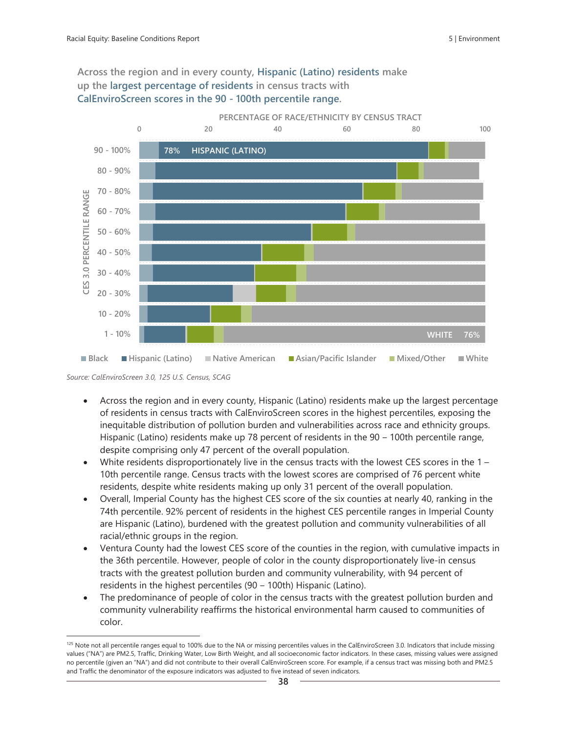**Across the region and in every county, Hispanic (Latino) residents make up the largest percentage of residents in census tracts with CalEnviroScreen scores in the 90 - 100th percentile range.**

PERCENTAGE OF RACE/ETHNICITY BY CENSUS TRACT

CES 3.0 PERCENTILE RANGE: 90 - 100%: 78% HISPANIC (LATINO); 1 - 10%: WHITE 76%

Legend: Black, Hispanic (Latino), Native American, Asian/Pacific Islander, Mixed/Other, White

*Source: CalEnviroScreen 3.0, 125 U.S. Census, SCAG*

- Across the region and in every county, Hispanic (Latino) residents make up the largest percentage of residents in census tracts with CalEnviroScreen scores in the highest percentiles, exposing the inequitable distribution of pollution burden and vulnerabilities across race and ethnicity groups. Hispanic (Latino) residents make up 78 percent of residents in the 90 – 100th percentile range, despite comprising only 47 percent of the overall population.
- White residents disproportionately live in the census tracts with the lowest CES scores in the 1 – 10th percentile range. Census tracts with the lowest scores are comprised of 76 percent white residents, despite white residents making up only 31 percent of the overall population.
- Overall, Imperial County has the highest CES score of the six counties at nearly 40, ranking in the 74th percentile. 92% percent of residents in the highest CES percentile ranges in Imperial County are Hispanic (Latino), burdened with the greatest pollution and community vulnerabilities of all racial/ethnic groups in the region.
- Ventura County had the lowest CES score of the counties in the region, with cumulative impacts in the 36th percentile. However, people of color in the county disproportionately live-in census tracts with the greatest pollution burden and community vulnerability, with 94 percent of residents in the highest percentiles (90 – 100th) Hispanic (Latino).
- The predominance of people of color in the census tracts with the greatest pollution burden and community vulnerability reaffirms the historical environmental harm caused to communities of color.

[125] Note not all percentile ranges equal to 100% due to the NA or missing percentiles values in the CalEnviroScreen 3.0. Indicators that include missing values ("NA") are PM2.5, Traffic, Drinking Water, Low Birth Weight, and all socioeconomic factor indicators. In these cases, missing values were assigned no percentile (given an "NA") and did not contribute to their overall CalEnviroScreen score. For example, if a census tract was missing both and PM2.5 and Traffic the denominator of the exposure indicators was adjusted to five instead of seven indicators.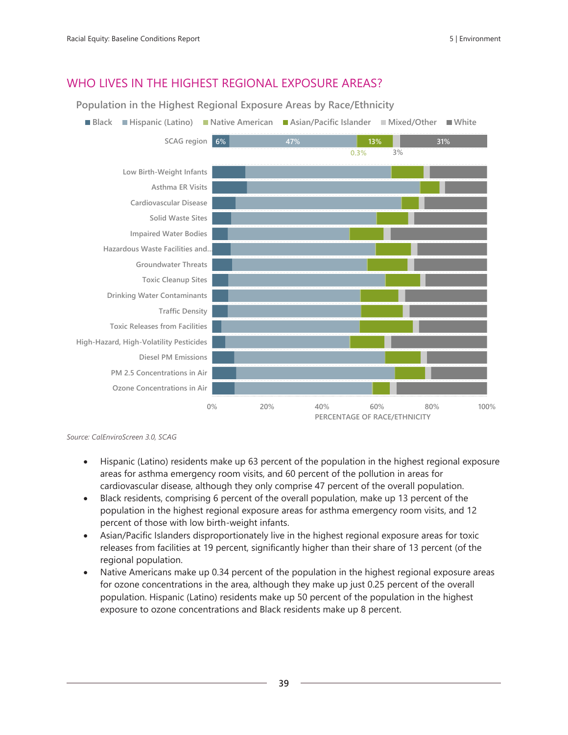## WHO LIVES IN THE HIGHEST REGIONAL EXPOSURE AREAS?

Population in the Highest Regional Exposure Areas by Race/Ethnicity

■ Black ■ Hispanic (Latino) ■ Native American ■ Asian/Pacific Islander ■ Mixed/Other ■ White

SCAG region: 6% | 47% | 0.3% | 13% | 3% | 31%

Low Birth-Weight Infants
Asthma ER Visits
Cardiovascular Disease
Solid Waste Sites
Impaired Water Bodies
Hazardous Waste Facilities and…
Groundwater Threats
Toxic Cleanup Sites
Drinking Water Contaminants
Traffic Density
Toxic Releases from Facilities
High-Hazard, High-Volatility Pesticides
Diesel PM Emissions
PM 2.5 Concentrations in Air
Ozone Concentrations in Air

0% 20% 40% 60% 80% 100%

PERCENTAGE OF RACE/ETHNICITY

*Source: CalEnviroScreen 3.0, SCAG*

- Hispanic (Latino) residents make up 63 percent of the population in the highest regional exposure areas for asthma emergency room visits, and 60 percent of the pollution in areas for cardiovascular disease, although they only comprise 47 percent of the overall population.
- Black residents, comprising 6 percent of the overall population, make up 13 percent of the population in the highest regional exposure areas for asthma emergency room visits, and 12 percent of those with low birth-weight infants.
- Asian/Pacific Islanders disproportionately live in the highest regional exposure areas for toxic releases from facilities at 19 percent, significantly higher than their share of 13 percent (of the regional population.
- Native Americans make up 0.34 percent of the population in the highest regional exposure areas for ozone concentrations in the area, although they make up just 0.25 percent of the overall population. Hispanic (Latino) residents make up 50 percent of the population in the highest exposure to ozone concentrations and Black residents make up 8 percent.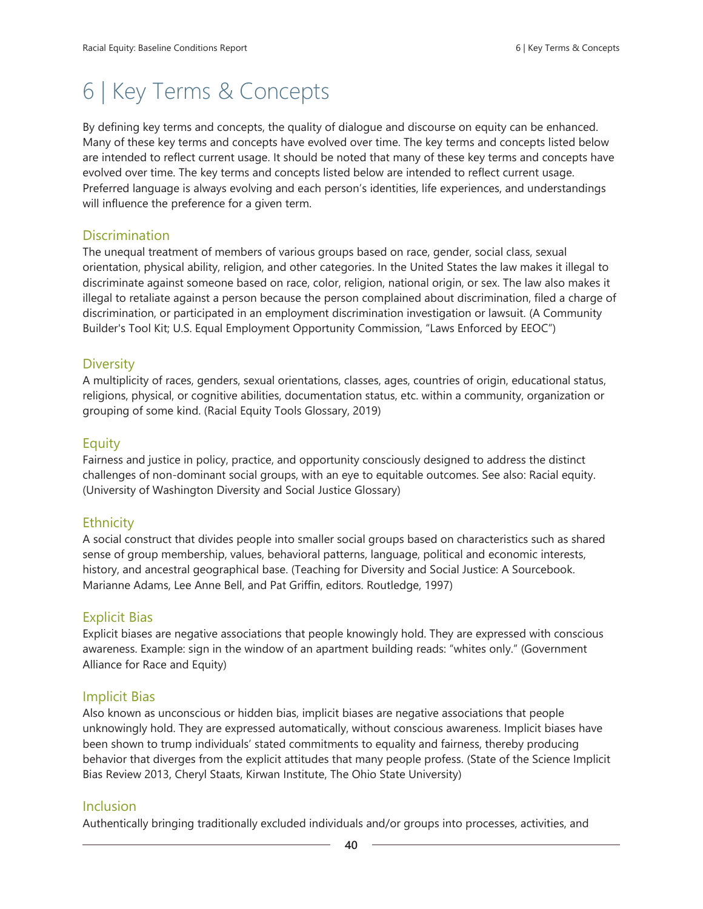# 6 | Key Terms & Concepts

By defining key terms and concepts, the quality of dialogue and discourse on equity can be enhanced. Many of these key terms and concepts have evolved over time. The key terms and concepts listed below are intended to reflect current usage. It should be noted that many of these key terms and concepts have evolved over time. The key terms and concepts listed below are intended to reflect current usage. Preferred language is always evolving and each person's identities, life experiences, and understandings will influence the preference for a given term.

## Discrimination

The unequal treatment of members of various groups based on race, gender, social class, sexual orientation, physical ability, religion, and other categories. In the United States the law makes it illegal to discriminate against someone based on race, color, religion, national origin, or sex. The law also makes it illegal to retaliate against a person because the person complained about discrimination, filed a charge of discrimination, or participated in an employment discrimination investigation or lawsuit. (A Community Builder's Tool Kit; U.S. Equal Employment Opportunity Commission, "Laws Enforced by EEOC")

## Diversity

A multiplicity of races, genders, sexual orientations, classes, ages, countries of origin, educational status, religions, physical, or cognitive abilities, documentation status, etc. within a community, organization or grouping of some kind. (Racial Equity Tools Glossary, 2019)

## Equity

Fairness and justice in policy, practice, and opportunity consciously designed to address the distinct challenges of non-dominant social groups, with an eye to equitable outcomes. See also: Racial equity. (University of Washington Diversity and Social Justice Glossary)

## Ethnicity

A social construct that divides people into smaller social groups based on characteristics such as shared sense of group membership, values, behavioral patterns, language, political and economic interests, history, and ancestral geographical base. (Teaching for Diversity and Social Justice: A Sourcebook. Marianne Adams, Lee Anne Bell, and Pat Griffin, editors. Routledge, 1997)

## Explicit Bias

Explicit biases are negative associations that people knowingly hold. They are expressed with conscious awareness. Example: sign in the window of an apartment building reads: "whites only." (Government Alliance for Race and Equity)

## Implicit Bias

Also known as unconscious or hidden bias, implicit biases are negative associations that people unknowingly hold. They are expressed automatically, without conscious awareness. Implicit biases have been shown to trump individuals' stated commitments to equality and fairness, thereby producing behavior that diverges from the explicit attitudes that many people profess. (State of the Science Implicit Bias Review 2013, Cheryl Staats, Kirwan Institute, The Ohio State University)

## Inclusion

Authentically bringing traditionally excluded individuals and/or groups into processes, activities, and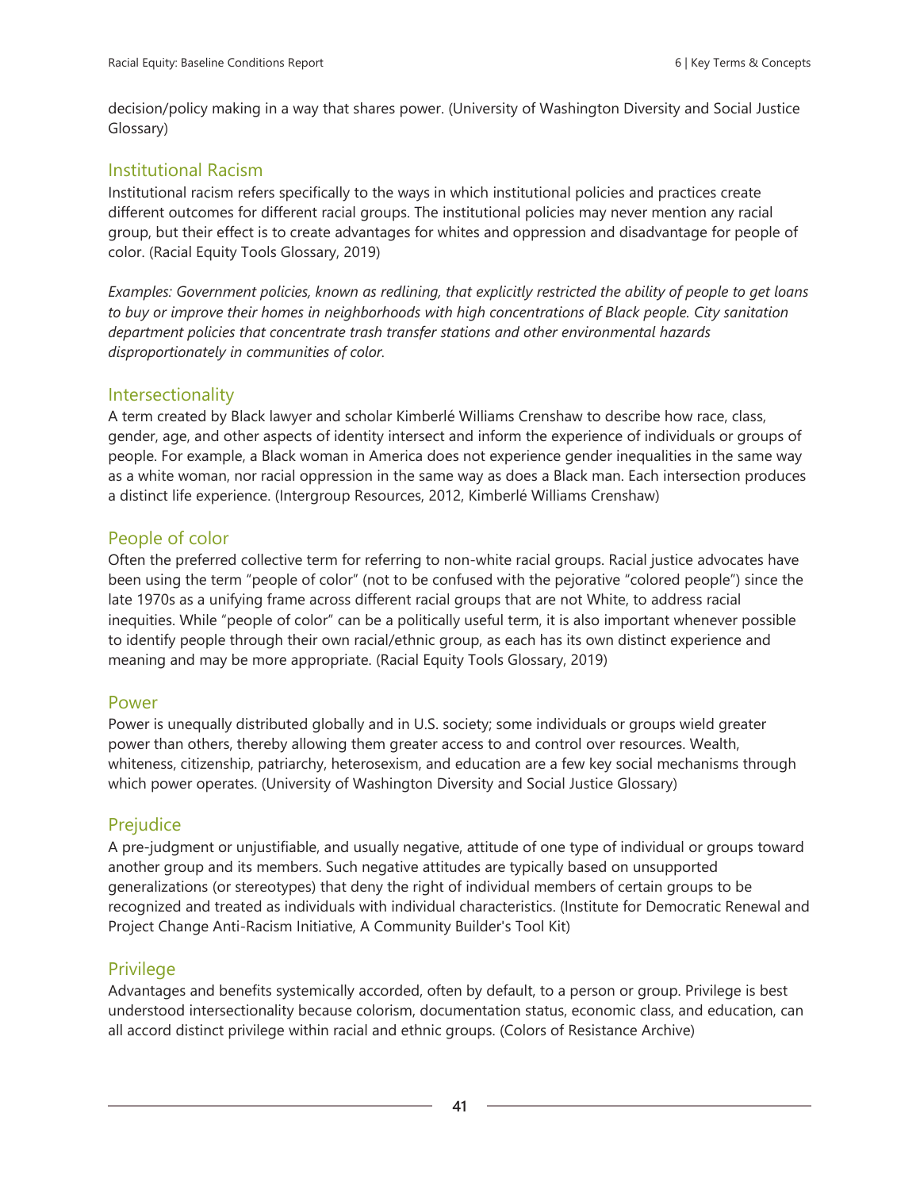decision/policy making in a way that shares power. (University of Washington Diversity and Social Justice Glossary)

## Institutional Racism

Institutional racism refers specifically to the ways in which institutional policies and practices create different outcomes for different racial groups. The institutional policies may never mention any racial group, but their effect is to create advantages for whites and oppression and disadvantage for people of color. (Racial Equity Tools Glossary, 2019)

*Examples: Government policies, known as redlining, that explicitly restricted the ability of people to get loans to buy or improve their homes in neighborhoods with high concentrations of Black people. City sanitation department policies that concentrate trash transfer stations and other environmental hazards disproportionately in communities of color.*

## Intersectionality

A term created by Black lawyer and scholar Kimberlé Williams Crenshaw to describe how race, class, gender, age, and other aspects of identity intersect and inform the experience of individuals or groups of people. For example, a Black woman in America does not experience gender inequalities in the same way as a white woman, nor racial oppression in the same way as does a Black man. Each intersection produces a distinct life experience. (Intergroup Resources, 2012, Kimberlé Williams Crenshaw)

## People of color

Often the preferred collective term for referring to non-white racial groups. Racial justice advocates have been using the term "people of color" (not to be confused with the pejorative "colored people") since the late 1970s as a unifying frame across different racial groups that are not White, to address racial inequities. While "people of color" can be a politically useful term, it is also important whenever possible to identify people through their own racial/ethnic group, as each has its own distinct experience and meaning and may be more appropriate. (Racial Equity Tools Glossary, 2019)

## Power

Power is unequally distributed globally and in U.S. society; some individuals or groups wield greater power than others, thereby allowing them greater access to and control over resources. Wealth, whiteness, citizenship, patriarchy, heterosexism, and education are a few key social mechanisms through which power operates. (University of Washington Diversity and Social Justice Glossary)

## Prejudice

A pre-judgment or unjustifiable, and usually negative, attitude of one type of individual or groups toward another group and its members. Such negative attitudes are typically based on unsupported generalizations (or stereotypes) that deny the right of individual members of certain groups to be recognized and treated as individuals with individual characteristics. (Institute for Democratic Renewal and Project Change Anti-Racism Initiative, A Community Builder's Tool Kit)

## Privilege

Advantages and benefits systemically accorded, often by default, to a person or group. Privilege is best understood intersectionality because colorism, documentation status, economic class, and education, can all accord distinct privilege within racial and ethnic groups. (Colors of Resistance Archive)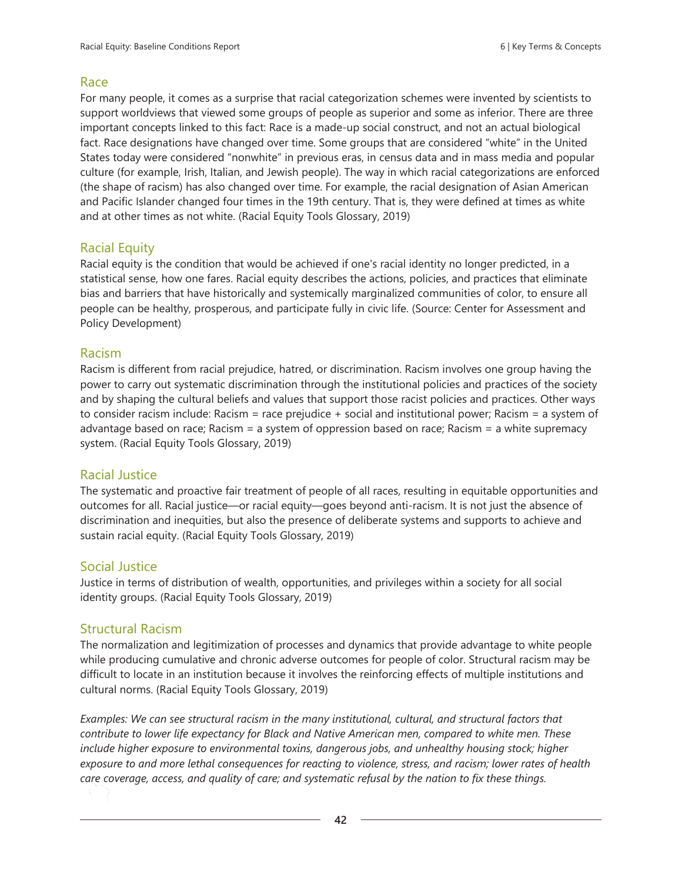## Race

For many people, it comes as a surprise that racial categorization schemes were invented by scientists to support worldviews that viewed some groups of people as superior and some as inferior. There are three important concepts linked to this fact: Race is a made-up social construct, and not an actual biological fact. Race designations have changed over time. Some groups that are considered "white" in the United States today were considered "nonwhite" in previous eras, in census data and in mass media and popular culture (for example, Irish, Italian, and Jewish people). The way in which racial categorizations are enforced (the shape of racism) has also changed over time. For example, the racial designation of Asian American and Pacific Islander changed four times in the 19th century. That is, they were defined at times as white and at other times as not white. (Racial Equity Tools Glossary, 2019)

## Racial Equity

Racial equity is the condition that would be achieved if one's racial identity no longer predicted, in a statistical sense, how one fares. Racial equity describes the actions, policies, and practices that eliminate bias and barriers that have historically and systemically marginalized communities of color, to ensure all people can be healthy, prosperous, and participate fully in civic life. (Source: Center for Assessment and Policy Development)

## Racism

Racism is different from racial prejudice, hatred, or discrimination. Racism involves one group having the power to carry out systematic discrimination through the institutional policies and practices of the society and by shaping the cultural beliefs and values that support those racist policies and practices. Other ways to consider racism include: Racism = race prejudice + social and institutional power; Racism = a system of advantage based on race; Racism = a system of oppression based on race; Racism = a white supremacy system. (Racial Equity Tools Glossary, 2019)

## Racial Justice

The systematic and proactive fair treatment of people of all races, resulting in equitable opportunities and outcomes for all. Racial justice—or racial equity—goes beyond anti-racism. It is not just the absence of discrimination and inequities, but also the presence of deliberate systems and supports to achieve and sustain racial equity. (Racial Equity Tools Glossary, 2019)

## Social Justice

Justice in terms of distribution of wealth, opportunities, and privileges within a society for all social identity groups. (Racial Equity Tools Glossary, 2019)

## Structural Racism

The normalization and legitimization of processes and dynamics that provide advantage to white people while producing cumulative and chronic adverse outcomes for people of color. Structural racism may be difficult to locate in an institution because it involves the reinforcing effects of multiple institutions and cultural norms. (Racial Equity Tools Glossary, 2019)

*Examples: We can see structural racism in the many institutional, cultural, and structural factors that contribute to lower life expectancy for Black and Native American men, compared to white men. These include higher exposure to environmental toxins, dangerous jobs, and unhealthy housing stock; higher exposure to and more lethal consequences for reacting to violence, stress, and racism; lower rates of health care coverage, access, and quality of care; and systematic refusal by the nation to fix these things.*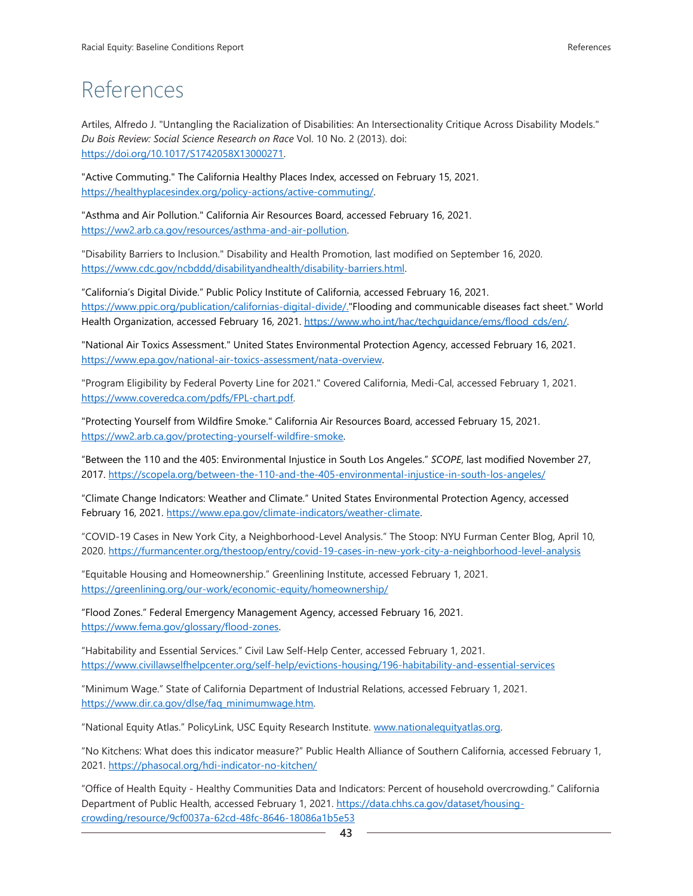# References

Artiles, Alfredo J. "Untangling the Racialization of Disabilities: An Intersectionality Critique Across Disability Models." *Du Bois Review: Social Science Research on Race* Vol. 10 No. 2 (2013). doi: https://doi.org/10.1017/S1742058X13000271.

"Active Commuting." The California Healthy Places Index, accessed on February 15, 2021. https://healthyplacesindex.org/policy-actions/active-commuting/.

"Asthma and Air Pollution." California Air Resources Board, accessed February 16, 2021. https://ww2.arb.ca.gov/resources/asthma-and-air-pollution.

"Disability Barriers to Inclusion." Disability and Health Promotion, last modified on September 16, 2020. https://www.cdc.gov/ncbddd/disabilityandhealth/disability-barriers.html.

"California's Digital Divide." Public Policy Institute of California, accessed February 16, 2021. https://www.ppic.org/publication/californias-digital-divide/."Flooding and communicable diseases fact sheet." World Health Organization, accessed February 16, 2021. https://www.who.int/hac/techguidance/ems/flood_cds/en/.

"National Air Toxics Assessment." United States Environmental Protection Agency, accessed February 16, 2021. https://www.epa.gov/national-air-toxics-assessment/nata-overview.

"Program Eligibility by Federal Poverty Line for 2021." Covered California, Medi-Cal, accessed February 1, 2021. https://www.coveredca.com/pdfs/FPL-chart.pdf.

"Protecting Yourself from Wildfire Smoke." California Air Resources Board, accessed February 15, 2021. https://ww2.arb.ca.gov/protecting-yourself-wildfire-smoke.

"Between the 110 and the 405: Environmental Injustice in South Los Angeles." *SCOPE*, last modified November 27, 2017. https://scopela.org/between-the-110-and-the-405-environmental-injustice-in-south-los-angeles/

"Climate Change Indicators: Weather and Climate." United States Environmental Protection Agency, accessed February 16, 2021. https://www.epa.gov/climate-indicators/weather-climate.

"COVID-19 Cases in New York City, a Neighborhood-Level Analysis." The Stoop: NYU Furman Center Blog, April 10, 2020. https://furmancenter.org/thestoop/entry/covid-19-cases-in-new-york-city-a-neighborhood-level-analysis

"Equitable Housing and Homeownership." Greenlining Institute, accessed February 1, 2021. https://greenlining.org/our-work/economic-equity/homeownership/

"Flood Zones." Federal Emergency Management Agency, accessed February 16, 2021. https://www.fema.gov/glossary/flood-zones.

"Habitability and Essential Services." Civil Law Self-Help Center, accessed February 1, 2021. https://www.civillawselfhelpcenter.org/self-help/evictions-housing/196-habitability-and-essential-services

"Minimum Wage." State of California Department of Industrial Relations, accessed February 1, 2021. https://www.dir.ca.gov/dlse/faq_minimumwage.htm.

"National Equity Atlas." PolicyLink, USC Equity Research Institute. www.nationalequityatlas.org.

"No Kitchens: What does this indicator measure?" Public Health Alliance of Southern California, accessed February 1, 2021. https://phasocal.org/hdi-indicator-no-kitchen/

"Office of Health Equity - Healthy Communities Data and Indicators: Percent of household overcrowding." California Department of Public Health, accessed February 1, 2021. https://data.chhs.ca.gov/dataset/housing-crowding/resource/9cf0037a-62cd-48fc-8646-18086a1b5e53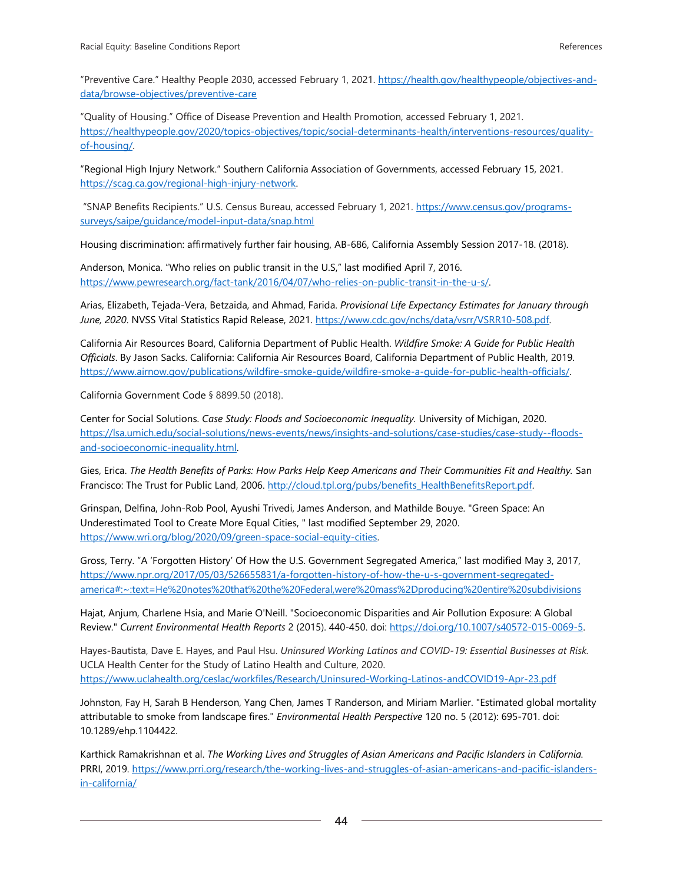"Preventive Care." Healthy People 2030, accessed February 1, 2021. https://health.gov/healthypeople/objectives-and-data/browse-objectives/preventive-care

"Quality of Housing." Office of Disease Prevention and Health Promotion, accessed February 1, 2021. https://healthypeople.gov/2020/topics-objectives/topic/social-determinants-health/interventions-resources/quality-of-housing/.

"Regional High Injury Network." Southern California Association of Governments, accessed February 15, 2021. https://scag.ca.gov/regional-high-injury-network.

"SNAP Benefits Recipients." U.S. Census Bureau, accessed February 1, 2021. https://www.census.gov/programs-surveys/saipe/guidance/model-input-data/snap.html

Housing discrimination: affirmatively further fair housing, AB-686, California Assembly Session 2017-18. (2018).

Anderson, Monica. "Who relies on public transit in the U.S," last modified April 7, 2016. https://www.pewresearch.org/fact-tank/2016/04/07/who-relies-on-public-transit-in-the-u-s/.

Arias, Elizabeth, Tejada-Vera, Betzaida, and Ahmad, Farida. *Provisional Life Expectancy Estimates for January through June, 2020*. NVSS Vital Statistics Rapid Release, 2021. https://www.cdc.gov/nchs/data/vsrr/VSRR10-508.pdf.

California Air Resources Board, California Department of Public Health. *Wildfire Smoke: A Guide for Public Health Officials*. By Jason Sacks. California: California Air Resources Board, California Department of Public Health, 2019. https://www.airnow.gov/publications/wildfire-smoke-guide/wildfire-smoke-a-guide-for-public-health-officials/.

California Government Code § 8899.50 (2018).

Center for Social Solutions. *Case Study: Floods and Socioeconomic Inequality.* University of Michigan, 2020. https://lsa.umich.edu/social-solutions/news-events/news/insights-and-solutions/case-studies/case-study--floods-and-socioeconomic-inequality.html.

Gies, Erica. *The Health Benefits of Parks: How Parks Help Keep Americans and Their Communities Fit and Healthy.* San Francisco: The Trust for Public Land, 2006. http://cloud.tpl.org/pubs/benefits_HealthBenefitsReport.pdf.

Grinspan, Delfina, John-Rob Pool, Ayushi Trivedi, James Anderson, and Mathilde Bouye. "Green Space: An Underestimated Tool to Create More Equal Cities, " last modified September 29, 2020. https://www.wri.org/blog/2020/09/green-space-social-equity-cities.

Gross, Terry. "A 'Forgotten History' Of How the U.S. Government Segregated America," last modified May 3, 2017, https://www.npr.org/2017/05/03/526655831/a-forgotten-history-of-how-the-u-s-government-segregated-america#:~:text=He%20notes%20that%20the%20Federal,were%20mass%2Dproducing%20entire%20subdivisions

Hajat, Anjum, Charlene Hsia, and Marie O'Neill. "Socioeconomic Disparities and Air Pollution Exposure: A Global Review." *Current Environmental Health Reports* 2 (2015). 440-450. doi: https://doi.org/10.1007/s40572-015-0069-5.

Hayes-Bautista, Dave E. Hayes, and Paul Hsu. *Uninsured Working Latinos and COVID-19: Essential Businesses at Risk.* UCLA Health Center for the Study of Latino Health and Culture, 2020. https://www.uclahealth.org/ceslac/workfiles/Research/Uninsured-Working-Latinos-andCOVID19-Apr-23.pdf

Johnston, Fay H, Sarah B Henderson, Yang Chen, James T Randerson, and Miriam Marlier. "Estimated global mortality attributable to smoke from landscape fires." *Environmental Health Perspective* 120 no. 5 (2012): 695-701. doi: 10.1289/ehp.1104422.

Karthick Ramakrishnan et al. *The Working Lives and Struggles of Asian Americans and Pacific Islanders in California.* PRRI, 2019. https://www.prri.org/research/the-working-lives-and-struggles-of-asian-americans-and-pacific-islanders-in-california/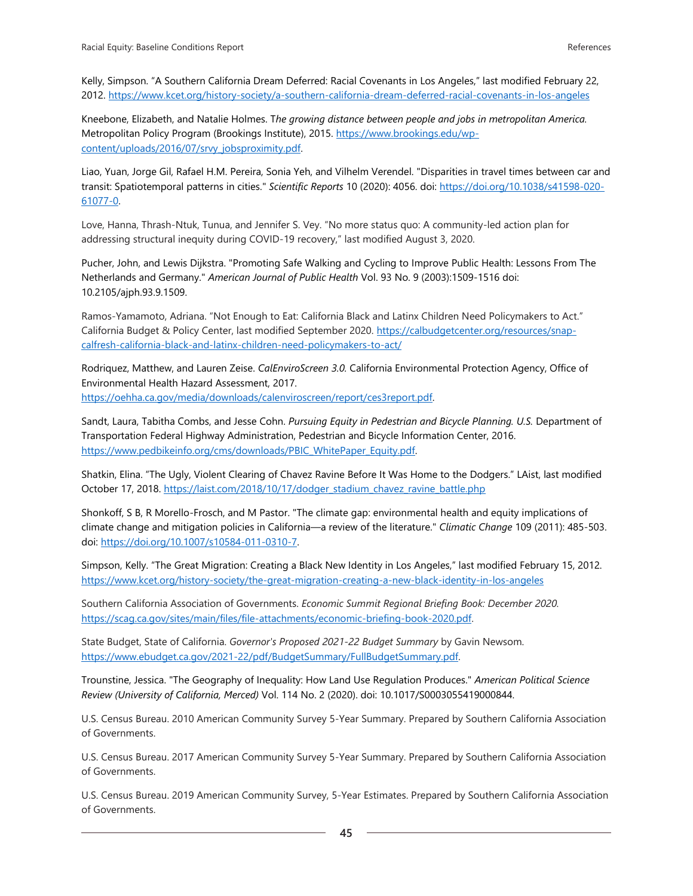Kelly, Simpson. "A Southern California Dream Deferred: Racial Covenants in Los Angeles," last modified February 22, 2012. https://www.kcet.org/history-society/a-southern-california-dream-deferred-racial-covenants-in-los-angeles

Kneebone, Elizabeth, and Natalie Holmes. T*he growing distance between people and jobs in metropolitan America.* Metropolitan Policy Program (Brookings Institute), 2015. https://www.brookings.edu/wp-content/uploads/2016/07/srvy_jobsproximity.pdf.

Liao, Yuan, Jorge Gil, Rafael H.M. Pereira, Sonia Yeh, and Vilhelm Verendel. "Disparities in travel times between car and transit: Spatiotemporal patterns in cities." *Scientific Reports* 10 (2020): 4056. doi: https://doi.org/10.1038/s41598-020-61077-0.

Love, Hanna, Thrash-Ntuk, Tunua, and Jennifer S. Vey. "No more status quo: A community-led action plan for addressing structural inequity during COVID-19 recovery," last modified August 3, 2020.

Pucher, John, and Lewis Dijkstra. "Promoting Safe Walking and Cycling to Improve Public Health: Lessons From The Netherlands and Germany." *American Journal of Public Health* Vol. 93 No. 9 (2003):1509-1516 doi: 10.2105/ajph.93.9.1509.

Ramos-Yamamoto, Adriana. "Not Enough to Eat: California Black and Latinx Children Need Policymakers to Act." California Budget & Policy Center, last modified September 2020. https://calbudgetcenter.org/resources/snap-calfresh-california-black-and-latinx-children-need-policymakers-to-act/

Rodriquez, Matthew, and Lauren Zeise. *CalEnviroScreen 3.0.* California Environmental Protection Agency, Office of Environmental Health Hazard Assessment, 2017. https://oehha.ca.gov/media/downloads/calenviroscreen/report/ces3report.pdf.

Sandt, Laura, Tabitha Combs, and Jesse Cohn. *Pursuing Equity in Pedestrian and Bicycle Planning. U.S.* Department of Transportation Federal Highway Administration, Pedestrian and Bicycle Information Center, 2016. https://www.pedbikeinfo.org/cms/downloads/PBIC_WhitePaper_Equity.pdf.

Shatkin, Elina. "The Ugly, Violent Clearing of Chavez Ravine Before It Was Home to the Dodgers." LAist, last modified October 17, 2018. https://laist.com/2018/10/17/dodger_stadium_chavez_ravine_battle.php

Shonkoff, S B, R Morello-Frosch, and M Pastor. "The climate gap: environmental health and equity implications of climate change and mitigation policies in California—a review of the literature." *Climatic Change* 109 (2011): 485-503. doi: https://doi.org/10.1007/s10584-011-0310-7.

Simpson, Kelly. "The Great Migration: Creating a Black New Identity in Los Angeles," last modified February 15, 2012. https://www.kcet.org/history-society/the-great-migration-creating-a-new-black-identity-in-los-angeles

Southern California Association of Governments. *Economic Summit Regional Briefing Book: December 2020.* https://scag.ca.gov/sites/main/files/file-attachments/economic-briefing-book-2020.pdf.

State Budget, State of California. *Governor's Proposed 2021-22 Budget Summary* by Gavin Newsom. https://www.ebudget.ca.gov/2021-22/pdf/BudgetSummary/FullBudgetSummary.pdf.

Trounstine, Jessica. "The Geography of Inequality: How Land Use Regulation Produces." *American Political Science Review (University of California, Merced)* Vol. 114 No. 2 (2020). doi: 10.1017/S0003055419000844.

U.S. Census Bureau. 2010 American Community Survey 5-Year Summary. Prepared by Southern California Association of Governments.

U.S. Census Bureau. 2017 American Community Survey 5-Year Summary. Prepared by Southern California Association of Governments.

U.S. Census Bureau. 2019 American Community Survey, 5-Year Estimates. Prepared by Southern California Association of Governments.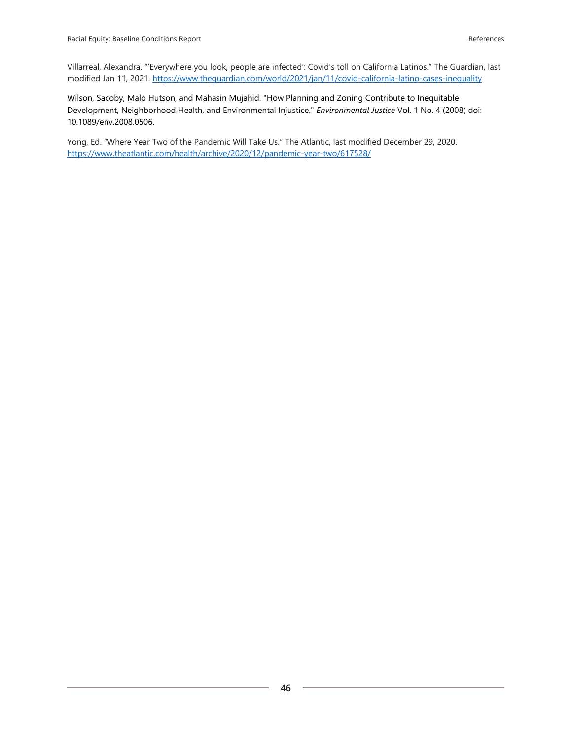Villarreal, Alexandra. "'Everywhere you look, people are infected': Covid's toll on California Latinos." The Guardian, last modified Jan 11, 2021. https://www.theguardian.com/world/2021/jan/11/covid-california-latino-cases-inequality

Wilson, Sacoby, Malo Hutson, and Mahasin Mujahid. "How Planning and Zoning Contribute to Inequitable Development, Neighborhood Health, and Environmental Injustice." *Environmental Justice* Vol. 1 No. 4 (2008) doi: 10.1089/env.2008.0506.

Yong, Ed. "Where Year Two of the Pandemic Will Take Us." The Atlantic, last modified December 29, 2020. https://www.theatlantic.com/health/archive/2020/12/pandemic-year-two/617528/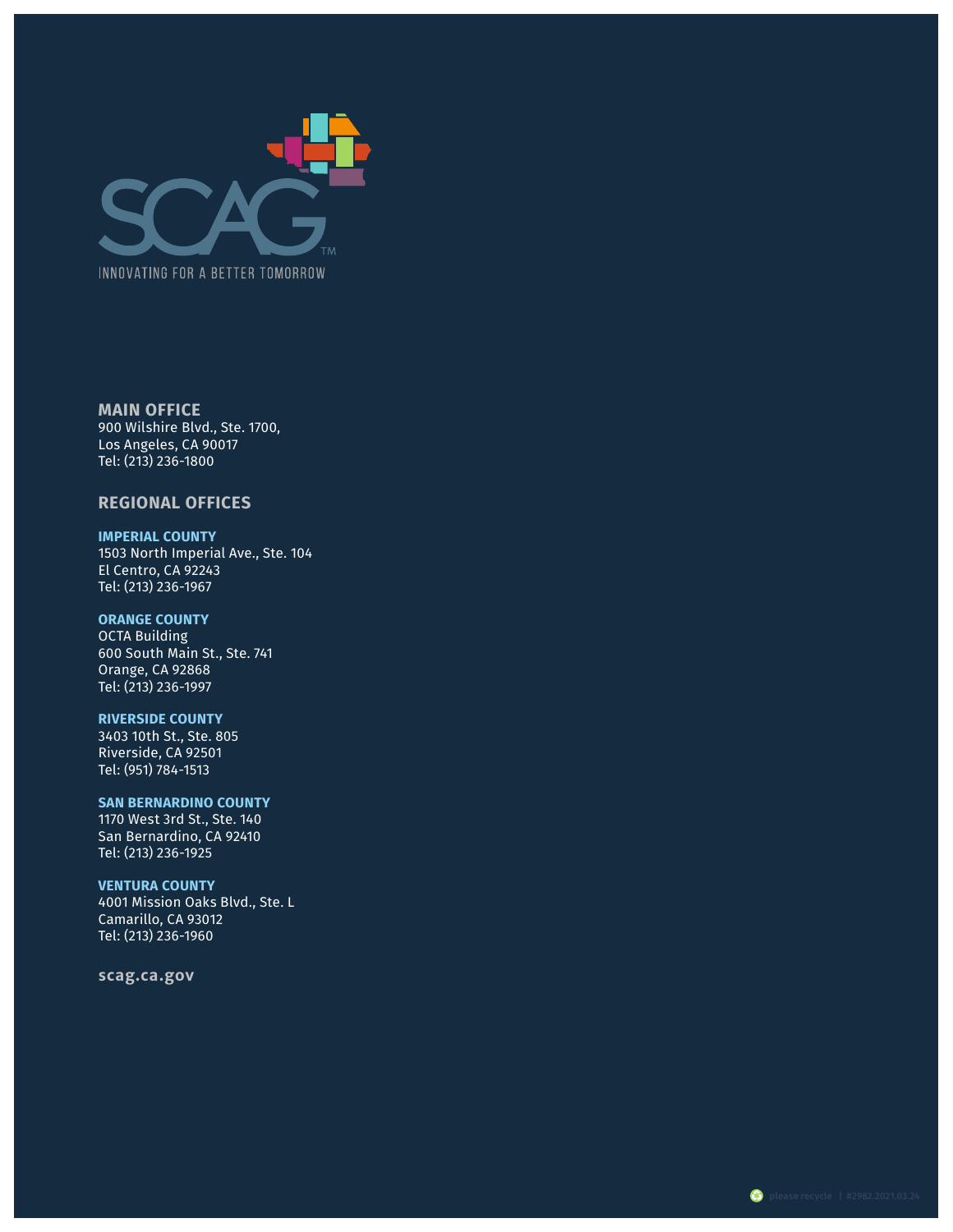SCAG™

INNOVATING FOR A BETTER TOMORROW

## MAIN OFFICE

900 Wilshire Blvd., Ste. 1700,
Los Angeles, CA 90017
Tel: (213) 236-1800

## REGIONAL OFFICES

### IMPERIAL COUNTY

1503 North Imperial Ave., Ste. 104
El Centro, CA 92243
Tel: (213) 236-1967

### ORANGE COUNTY

OCTA Building
600 South Main St., Ste. 741
Orange, CA 92868
Tel: (213) 236-1997

### RIVERSIDE COUNTY

3403 10th St., Ste. 805
Riverside, CA 92501
Tel: (951) 784-1513

### SAN BERNARDINO COUNTY

1170 West 3rd St., Ste. 140
San Bernardino, CA 92410
Tel: (213) 236-1925

### VENTURA COUNTY

4001 Mission Oaks Blvd., Ste. L
Camarillo, CA 93012
Tel: (213) 236-1960

**scag.ca.gov**

please recycle | #2982.2021.03.24